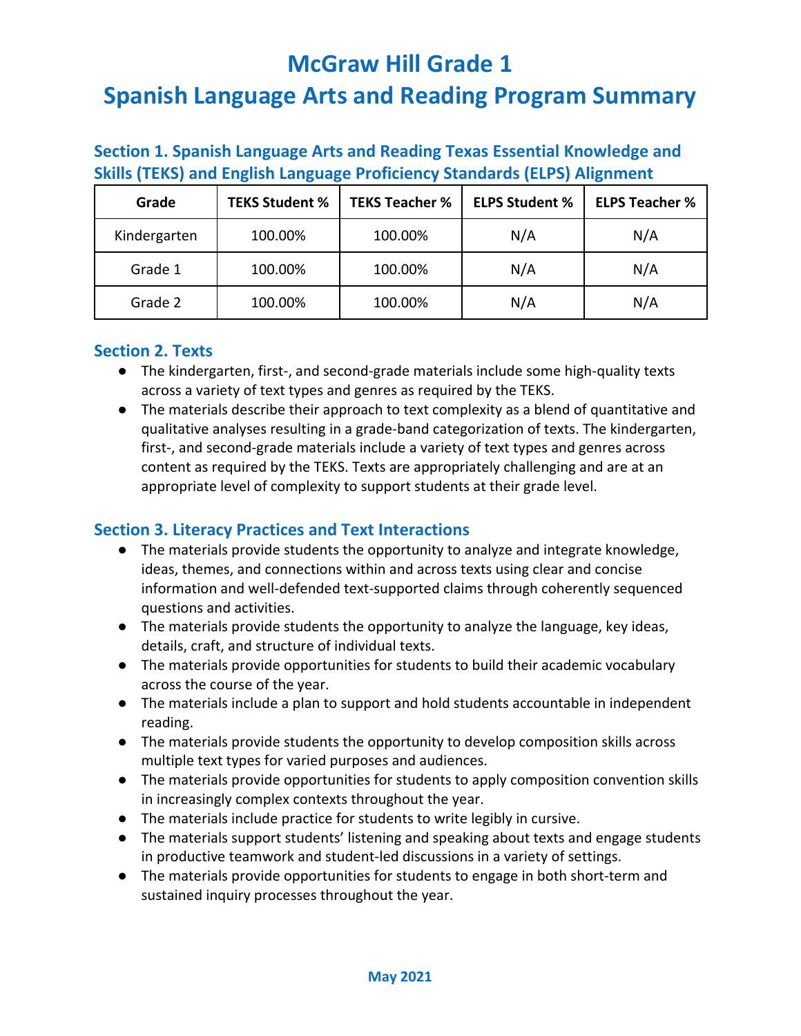# McGraw Hill Grade 1
# Spanish Language Arts and Reading Program Summary

## Section 1. Spanish Language Arts and Reading Texas Essential Knowledge and Skills (TEKS) and English Language Proficiency Standards (ELPS) Alignment

| Grade | TEKS Student % | TEKS Teacher % | ELPS Student % | ELPS Teacher % |
|---|---|---|---|---|
| Kindergarten | 100.00% | 100.00% | N/A | N/A |
| Grade 1 | 100.00% | 100.00% | N/A | N/A |
| Grade 2 | 100.00% | 100.00% | N/A | N/A |

## Section 2. Texts

- The kindergarten, first-, and second-grade materials include some high-quality texts across a variety of text types and genres as required by the TEKS.
- The materials describe their approach to text complexity as a blend of quantitative and qualitative analyses resulting in a grade-band categorization of texts. The kindergarten, first-, and second-grade materials include a variety of text types and genres across content as required by the TEKS. Texts are appropriately challenging and are at an appropriate level of complexity to support students at their grade level.

## Section 3. Literacy Practices and Text Interactions

- The materials provide students the opportunity to analyze and integrate knowledge, ideas, themes, and connections within and across texts using clear and concise information and well-defended text-supported claims through coherently sequenced questions and activities.
- The materials provide students the opportunity to analyze the language, key ideas, details, craft, and structure of individual texts.
- The materials provide opportunities for students to build their academic vocabulary across the course of the year.
- The materials include a plan to support and hold students accountable in independent reading.
- The materials provide students the opportunity to develop composition skills across multiple text types for varied purposes and audiences.
- The materials provide opportunities for students to apply composition convention skills in increasingly complex contexts throughout the year.
- The materials include practice for students to write legibly in cursive.
- The materials support students' listening and speaking about texts and engage students in productive teamwork and student-led discussions in a variety of settings.
- The materials provide opportunities for students to engage in both short-term and sustained inquiry processes throughout the year.

May 2021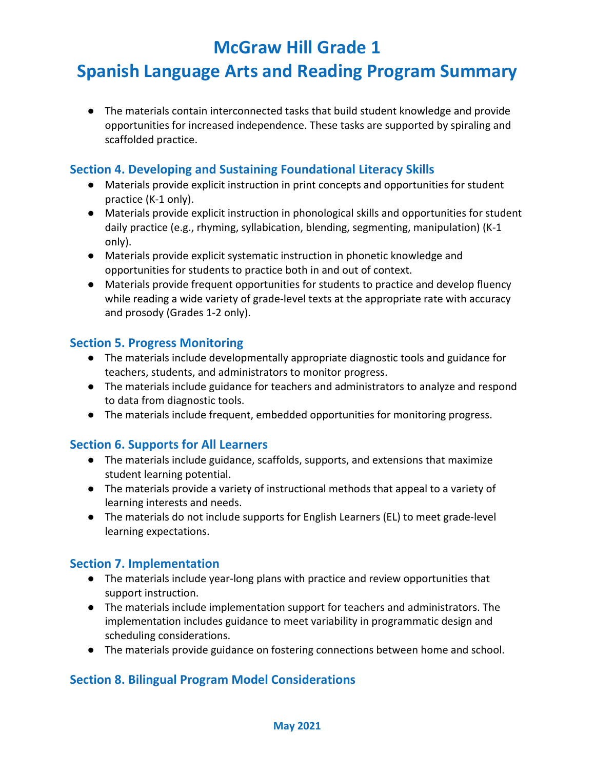# McGraw Hill Grade 1

# Spanish Language Arts and Reading Program Summary

- The materials contain interconnected tasks that build student knowledge and provide opportunities for increased independence. These tasks are supported by spiraling and scaffolded practice.

## Section 4. Developing and Sustaining Foundational Literacy Skills

- Materials provide explicit instruction in print concepts and opportunities for student practice (K-1 only).
- Materials provide explicit instruction in phonological skills and opportunities for student daily practice (e.g., rhyming, syllabication, blending, segmenting, manipulation) (K-1 only).
- Materials provide explicit systematic instruction in phonetic knowledge and opportunities for students to practice both in and out of context.
- Materials provide frequent opportunities for students to practice and develop fluency while reading a wide variety of grade-level texts at the appropriate rate with accuracy and prosody (Grades 1-2 only).

## Section 5. Progress Monitoring

- The materials include developmentally appropriate diagnostic tools and guidance for teachers, students, and administrators to monitor progress.
- The materials include guidance for teachers and administrators to analyze and respond to data from diagnostic tools.
- The materials include frequent, embedded opportunities for monitoring progress.

## Section 6. Supports for All Learners

- The materials include guidance, scaffolds, supports, and extensions that maximize student learning potential.
- The materials provide a variety of instructional methods that appeal to a variety of learning interests and needs.
- The materials do not include supports for English Learners (EL) to meet grade-level learning expectations.

## Section 7. Implementation

- The materials include year-long plans with practice and review opportunities that support instruction.
- The materials include implementation support for teachers and administrators. The implementation includes guidance to meet variability in programmatic design and scheduling considerations.
- The materials provide guidance on fostering connections between home and school.

## Section 8. Bilingual Program Model Considerations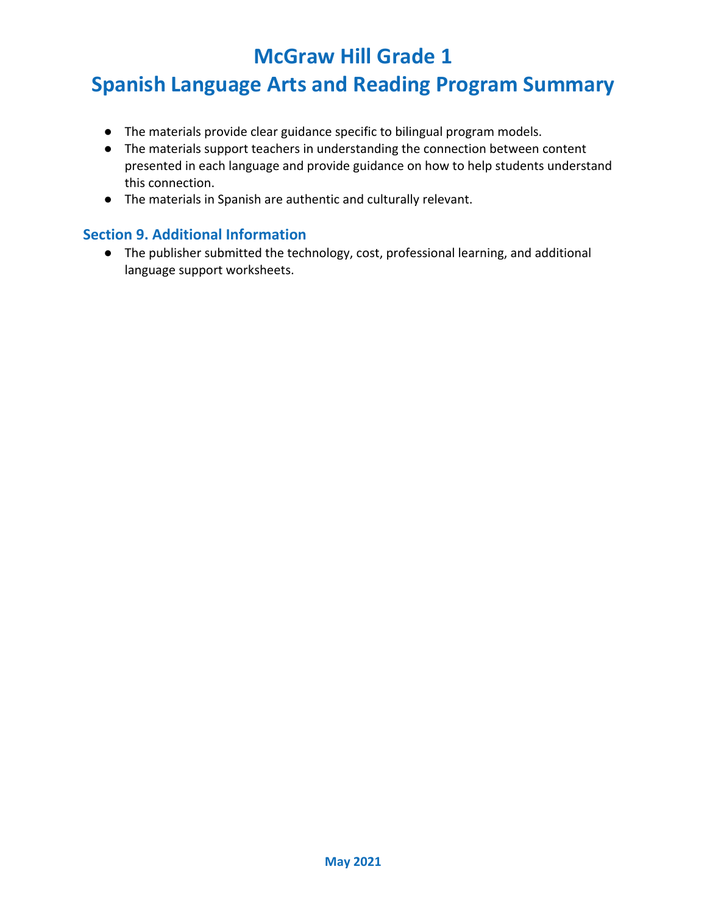# McGraw Hill Grade 1
# Spanish Language Arts and Reading Program Summary

- The materials provide clear guidance specific to bilingual program models.
- The materials support teachers in understanding the connection between content presented in each language and provide guidance on how to help students understand this connection.
- The materials in Spanish are authentic and culturally relevant.

## Section 9. Additional Information

- The publisher submitted the technology, cost, professional learning, and additional language support worksheets.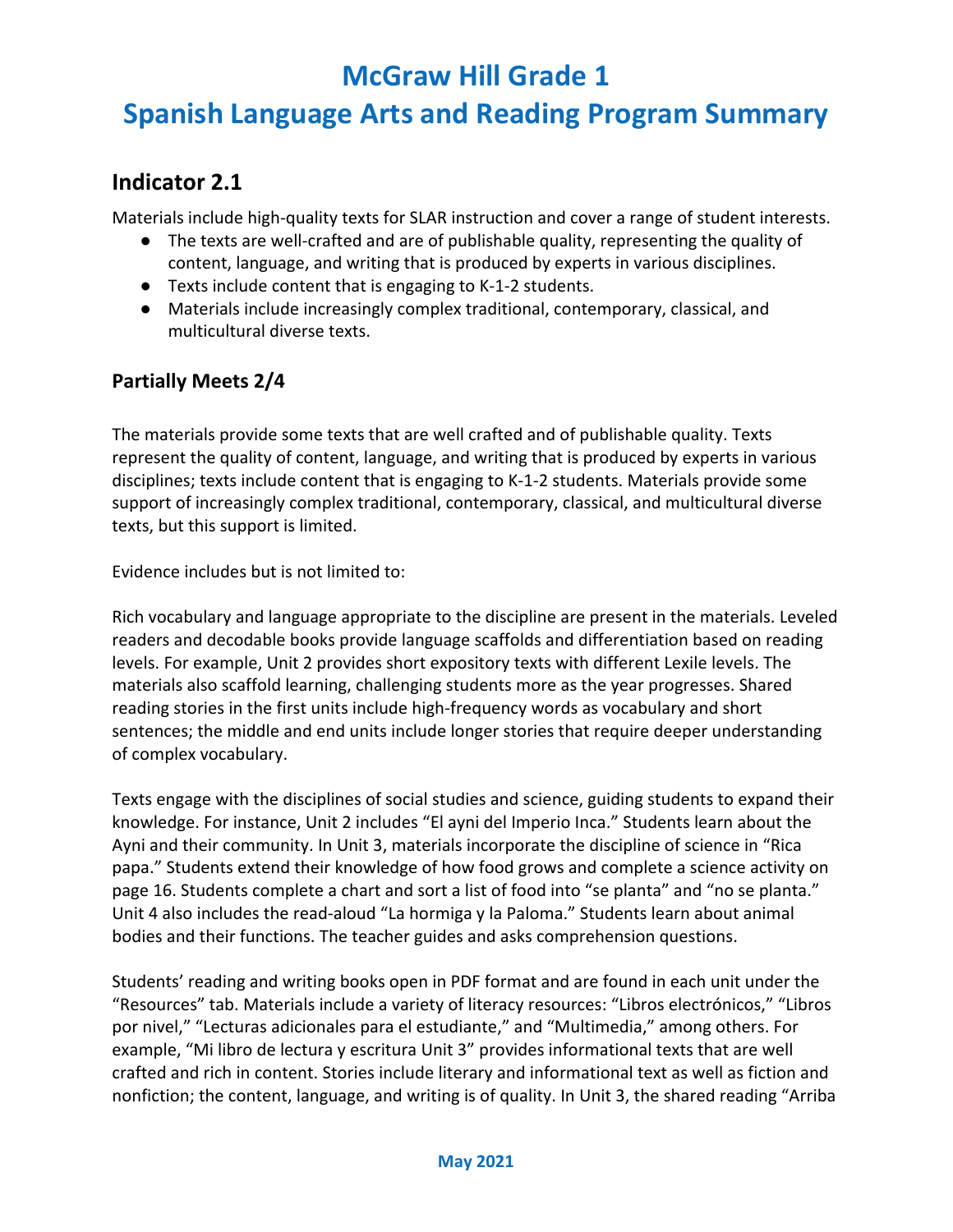# McGraw Hill Grade 1

# Spanish Language Arts and Reading Program Summary

## Indicator 2.1

Materials include high-quality texts for SLAR instruction and cover a range of student interests.

- The texts are well-crafted and are of publishable quality, representing the quality of content, language, and writing that is produced by experts in various disciplines.
- Texts include content that is engaging to K-1-2 students.
- Materials include increasingly complex traditional, contemporary, classical, and multicultural diverse texts.

### Partially Meets 2/4

The materials provide some texts that are well crafted and of publishable quality. Texts represent the quality of content, language, and writing that is produced by experts in various disciplines; texts include content that is engaging to K-1-2 students. Materials provide some support of increasingly complex traditional, contemporary, classical, and multicultural diverse texts, but this support is limited.

Evidence includes but is not limited to:

Rich vocabulary and language appropriate to the discipline are present in the materials. Leveled readers and decodable books provide language scaffolds and differentiation based on reading levels. For example, Unit 2 provides short expository texts with different Lexile levels. The materials also scaffold learning, challenging students more as the year progresses. Shared reading stories in the first units include high-frequency words as vocabulary and short sentences; the middle and end units include longer stories that require deeper understanding of complex vocabulary.

Texts engage with the disciplines of social studies and science, guiding students to expand their knowledge. For instance, Unit 2 includes "El ayni del Imperio Inca." Students learn about the Ayni and their community. In Unit 3, materials incorporate the discipline of science in "Rica papa." Students extend their knowledge of how food grows and complete a science activity on page 16. Students complete a chart and sort a list of food into "se planta" and "no se planta." Unit 4 also includes the read-aloud "La hormiga y la Paloma." Students learn about animal bodies and their functions. The teacher guides and asks comprehension questions.

Students' reading and writing books open in PDF format and are found in each unit under the "Resources" tab. Materials include a variety of literacy resources: "Libros electrónicos," "Libros por nivel," "Lecturas adicionales para el estudiante," and "Multimedia," among others. For example, "Mi libro de lectura y escritura Unit 3" provides informational texts that are well crafted and rich in content. Stories include literary and informational text as well as fiction and nonfiction; the content, language, and writing is of quality. In Unit 3, the shared reading "Arriba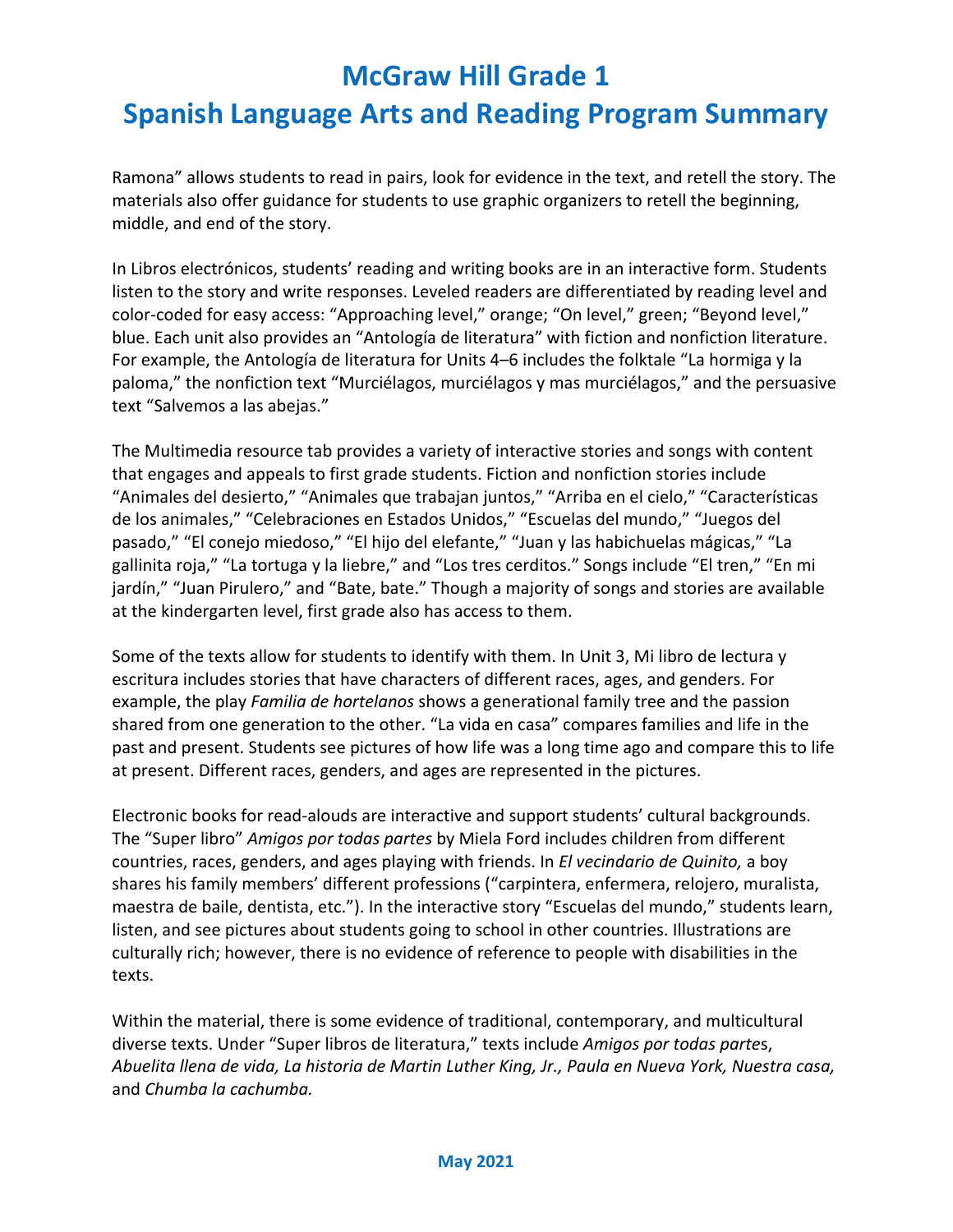Ramona" allows students to read in pairs, look for evidence in the text, and retell the story. The materials also offer guidance for students to use graphic organizers to retell the beginning, middle, and end of the story.

In Libros electrónicos, students' reading and writing books are in an interactive form. Students listen to the story and write responses. Leveled readers are differentiated by reading level and color-coded for easy access: "Approaching level," orange; "On level," green; "Beyond level," blue. Each unit also provides an "Antología de literatura" with fiction and nonfiction literature. For example, the Antología de literatura for Units 4–6 includes the folktale "La hormiga y la paloma," the nonfiction text "Murciélagos, murciélagos y mas murciélagos," and the persuasive text "Salvemos a las abejas."

The Multimedia resource tab provides a variety of interactive stories and songs with content that engages and appeals to first grade students. Fiction and nonfiction stories include "Animales del desierto," "Animales que trabajan juntos," "Arriba en el cielo," "Características de los animales," "Celebraciones en Estados Unidos," "Escuelas del mundo," "Juegos del pasado," "El conejo miedoso," "El hijo del elefante," "Juan y las habichuelas mágicas," "La gallinita roja," "La tortuga y la liebre," and "Los tres cerditos." Songs include "El tren," "En mi jardín," "Juan Pirulero," and "Bate, bate." Though a majority of songs and stories are available at the kindergarten level, first grade also has access to them.

Some of the texts allow for students to identify with them. In Unit 3, Mi libro de lectura y escritura includes stories that have characters of different races, ages, and genders. For example, the play *Familia de hortelanos* shows a generational family tree and the passion shared from one generation to the other. "La vida en casa" compares families and life in the past and present. Students see pictures of how life was a long time ago and compare this to life at present. Different races, genders, and ages are represented in the pictures.

Electronic books for read-alouds are interactive and support students' cultural backgrounds. The "Super libro" *Amigos por todas partes* by Miela Ford includes children from different countries, races, genders, and ages playing with friends. In *El vecindario de Quinito,* a boy shares his family members' different professions ("carpintera, enfermera, relojero, muralista, maestra de baile, dentista, etc."). In the interactive story "Escuelas del mundo," students learn, listen, and see pictures about students going to school in other countries. Illustrations are culturally rich; however, there is no evidence of reference to people with disabilities in the texts.

Within the material, there is some evidence of traditional, contemporary, and multicultural diverse texts. Under "Super libros de literatura," texts include *Amigos por todas partes*, *Abuelita llena de vida, La historia de Martin Luther King, Jr., Paula en Nueva York, Nuestra casa,* and *Chumba la cachumba.*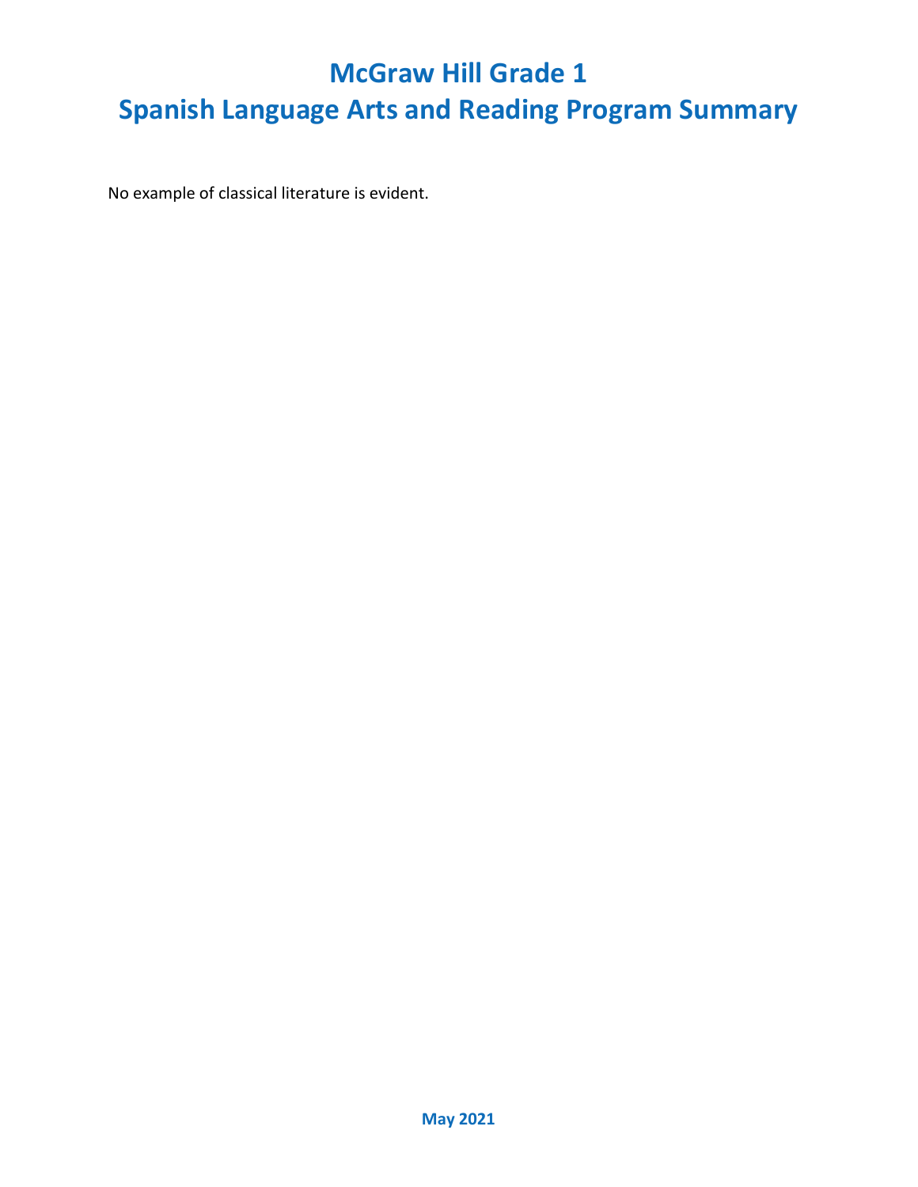# McGraw Hill Grade 1
# Spanish Language Arts and Reading Program Summary

No example of classical literature is evident.

**May 2021**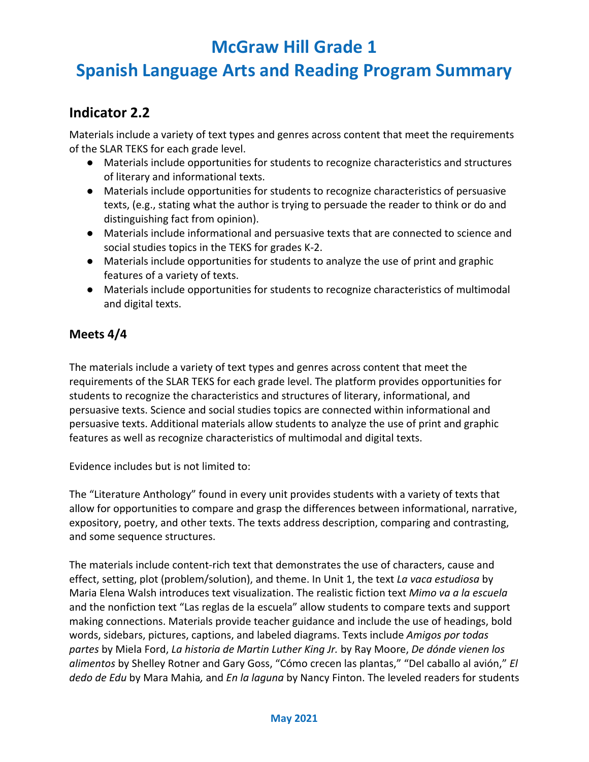# McGraw Hill Grade 1
# Spanish Language Arts and Reading Program Summary

## Indicator 2.2

Materials include a variety of text types and genres across content that meet the requirements of the SLAR TEKS for each grade level.

- Materials include opportunities for students to recognize characteristics and structures of literary and informational texts.
- Materials include opportunities for students to recognize characteristics of persuasive texts, (e.g., stating what the author is trying to persuade the reader to think or do and distinguishing fact from opinion).
- Materials include informational and persuasive texts that are connected to science and social studies topics in the TEKS for grades K-2.
- Materials include opportunities for students to analyze the use of print and graphic features of a variety of texts.
- Materials include opportunities for students to recognize characteristics of multimodal and digital texts.

### Meets 4/4

The materials include a variety of text types and genres across content that meet the requirements of the SLAR TEKS for each grade level. The platform provides opportunities for students to recognize the characteristics and structures of literary, informational, and persuasive texts. Science and social studies topics are connected within informational and persuasive texts. Additional materials allow students to analyze the use of print and graphic features as well as recognize characteristics of multimodal and digital texts.

Evidence includes but is not limited to:

The "Literature Anthology" found in every unit provides students with a variety of texts that allow for opportunities to compare and grasp the differences between informational, narrative, expository, poetry, and other texts. The texts address description, comparing and contrasting, and some sequence structures.

The materials include content-rich text that demonstrates the use of characters, cause and effect, setting, plot (problem/solution), and theme. In Unit 1, the text *La vaca estudiosa* by Maria Elena Walsh introduces text visualization. The realistic fiction text *Mimo va a la escuela* and the nonfiction text "Las reglas de la escuela" allow students to compare texts and support making connections. Materials provide teacher guidance and include the use of headings, bold words, sidebars, pictures, captions, and labeled diagrams. Texts include *Amigos por todas partes* by Miela Ford, *La historia de Martin Luther King Jr.* by Ray Moore, *De dónde vienen los alimentos* by Shelley Rotner and Gary Goss, "Cómo crecen las plantas," "Del caballo al avión," *El dedo de Edu* by Mara Mahia*,* and *En la laguna* by Nancy Finton. The leveled readers for students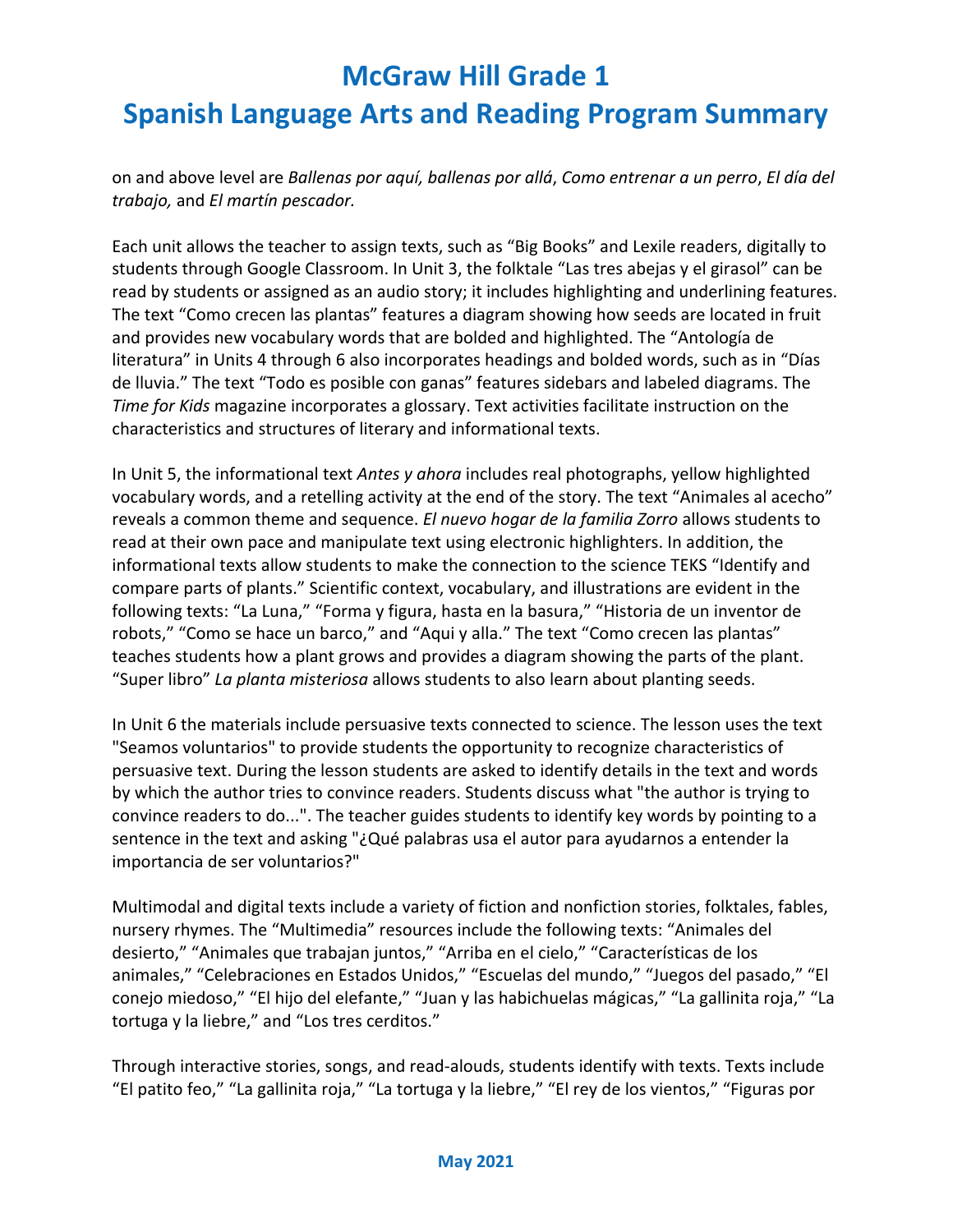on and above level are *Ballenas por aquí, ballenas por allá*, *Como entrenar a un perro*, *El día del trabajo,* and *El martín pescador.*

Each unit allows the teacher to assign texts, such as "Big Books" and Lexile readers, digitally to students through Google Classroom. In Unit 3, the folktale "Las tres abejas y el girasol" can be read by students or assigned as an audio story; it includes highlighting and underlining features. The text "Como crecen las plantas" features a diagram showing how seeds are located in fruit and provides new vocabulary words that are bolded and highlighted. The "Antología de literatura" in Units 4 through 6 also incorporates headings and bolded words, such as in "Días de lluvia." The text "Todo es posible con ganas" features sidebars and labeled diagrams. The *Time for Kids* magazine incorporates a glossary. Text activities facilitate instruction on the characteristics and structures of literary and informational texts.

In Unit 5, the informational text *Antes y ahora* includes real photographs, yellow highlighted vocabulary words, and a retelling activity at the end of the story. The text "Animales al acecho" reveals a common theme and sequence. *El nuevo hogar de la familia Zorro* allows students to read at their own pace and manipulate text using electronic highlighters. In addition, the informational texts allow students to make the connection to the science TEKS "Identify and compare parts of plants." Scientific context, vocabulary, and illustrations are evident in the following texts: "La Luna," "Forma y figura, hasta en la basura," "Historia de un inventor de robots," "Como se hace un barco," and "Aqui y alla." The text "Como crecen las plantas" teaches students how a plant grows and provides a diagram showing the parts of the plant. "Super libro" *La planta misteriosa* allows students to also learn about planting seeds.

In Unit 6 the materials include persuasive texts connected to science. The lesson uses the text "Seamos voluntarios" to provide students the opportunity to recognize characteristics of persuasive text. During the lesson students are asked to identify details in the text and words by which the author tries to convince readers. Students discuss what "the author is trying to convince readers to do...". The teacher guides students to identify key words by pointing to a sentence in the text and asking "¿Qué palabras usa el autor para ayudarnos a entender la importancia de ser voluntarios?"

Multimodal and digital texts include a variety of fiction and nonfiction stories, folktales, fables, nursery rhymes. The "Multimedia" resources include the following texts: "Animales del desierto," "Animales que trabajan juntos," "Arriba en el cielo," "Características de los animales," "Celebraciones en Estados Unidos," "Escuelas del mundo," "Juegos del pasado," "El conejo miedoso," "El hijo del elefante," "Juan y las habichuelas mágicas," "La gallinita roja," "La tortuga y la liebre," and "Los tres cerditos."

Through interactive stories, songs, and read-alouds, students identify with texts. Texts include "El patito feo," "La gallinita roja," "La tortuga y la liebre," "El rey de los vientos," "Figuras por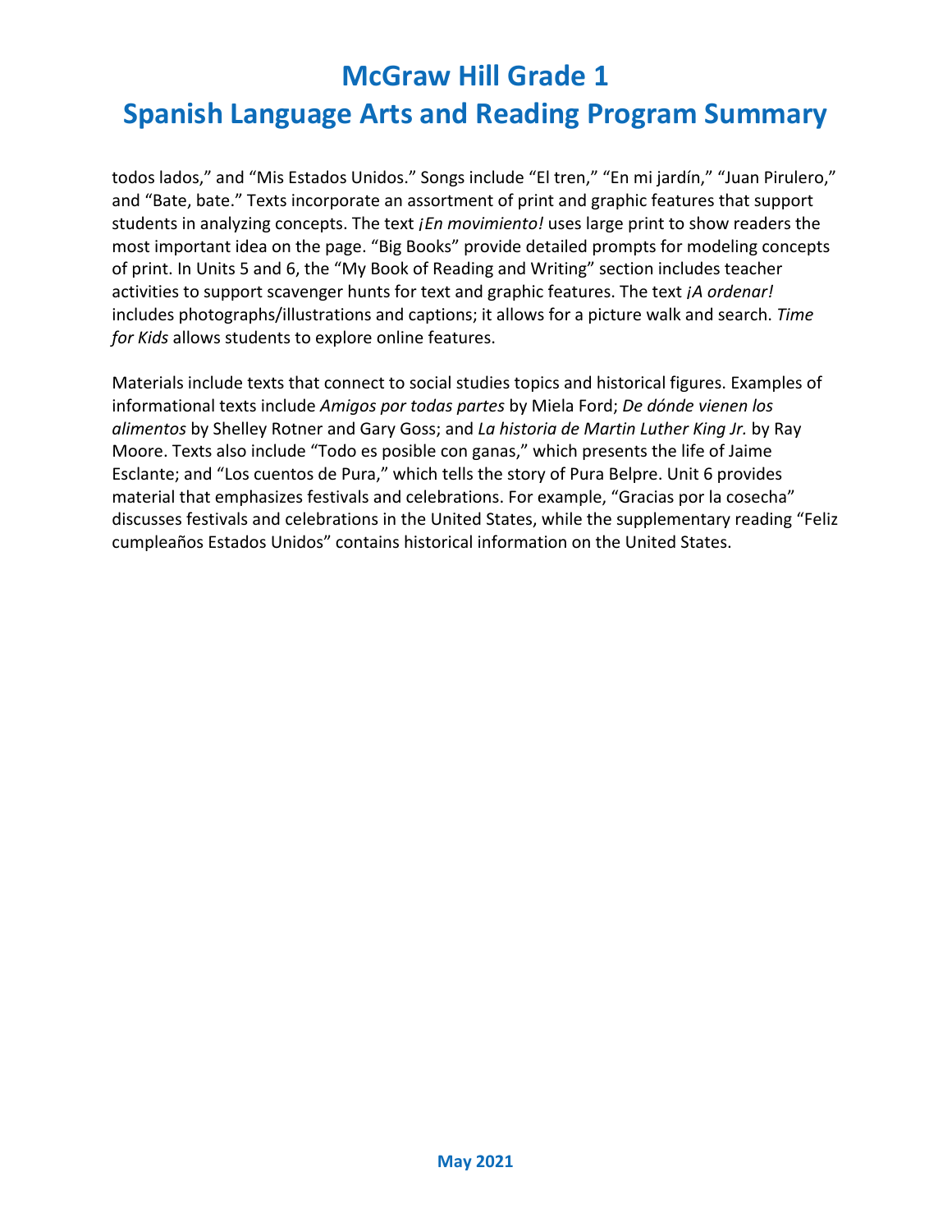todos lados," and "Mis Estados Unidos." Songs include "El tren," "En mi jardín," "Juan Pirulero," and "Bate, bate." Texts incorporate an assortment of print and graphic features that support students in analyzing concepts. The text *¡En movimiento!* uses large print to show readers the most important idea on the page. "Big Books" provide detailed prompts for modeling concepts of print. In Units 5 and 6, the "My Book of Reading and Writing" section includes teacher activities to support scavenger hunts for text and graphic features. The text *¡A ordenar!* includes photographs/illustrations and captions; it allows for a picture walk and search. *Time for Kids* allows students to explore online features.

Materials include texts that connect to social studies topics and historical figures. Examples of informational texts include *Amigos por todas partes* by Miela Ford; *De dónde vienen los alimentos* by Shelley Rotner and Gary Goss; and *La historia de Martin Luther King Jr.* by Ray Moore. Texts also include "Todo es posible con ganas," which presents the life of Jaime Esclante; and "Los cuentos de Pura," which tells the story of Pura Belpre. Unit 6 provides material that emphasizes festivals and celebrations. For example, "Gracias por la cosecha" discusses festivals and celebrations in the United States, while the supplementary reading "Feliz cumpleaños Estados Unidos" contains historical information on the United States.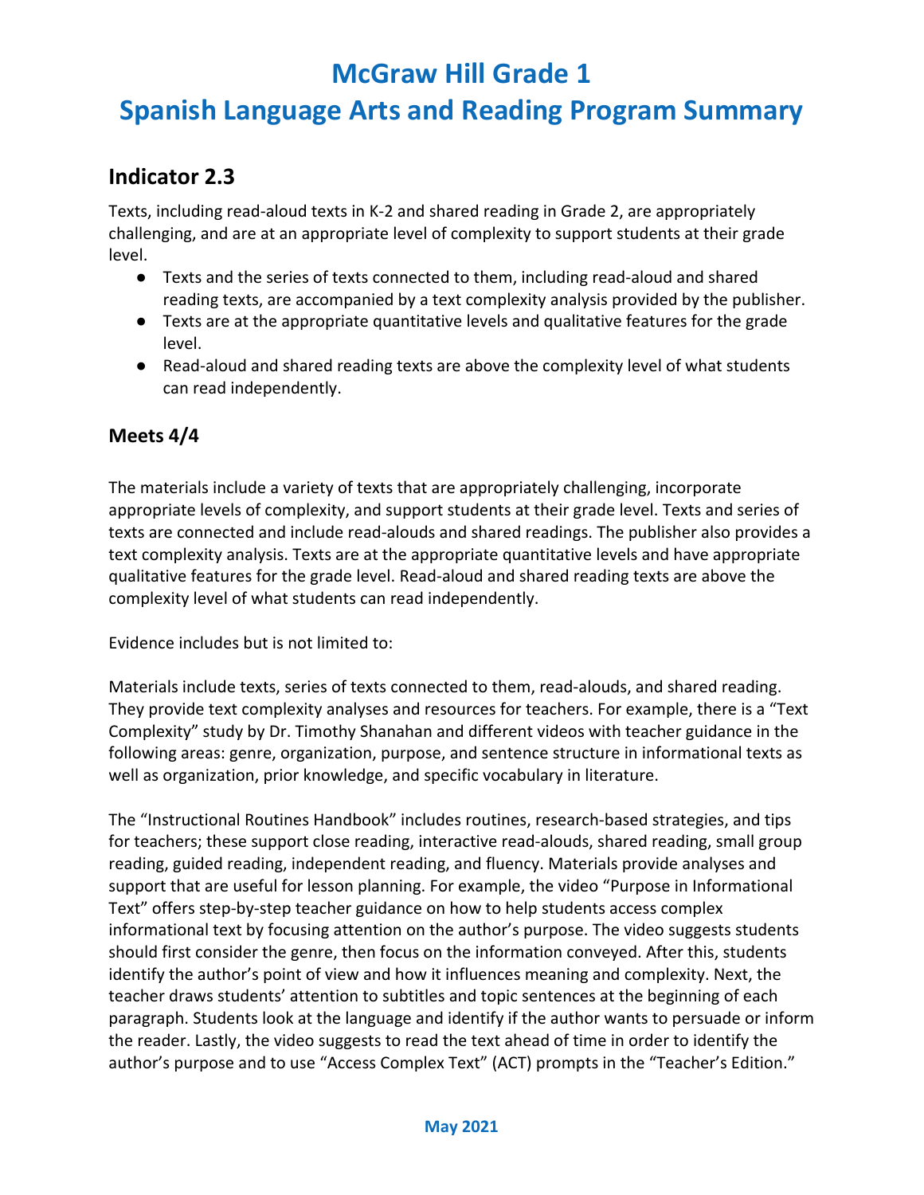# McGraw Hill Grade 1
# Spanish Language Arts and Reading Program Summary

## Indicator 2.3

Texts, including read-aloud texts in K-2 and shared reading in Grade 2, are appropriately challenging, and are at an appropriate level of complexity to support students at their grade level.

- Texts and the series of texts connected to them, including read-aloud and shared reading texts, are accompanied by a text complexity analysis provided by the publisher.
- Texts are at the appropriate quantitative levels and qualitative features for the grade level.
- Read-aloud and shared reading texts are above the complexity level of what students can read independently.

### Meets 4/4

The materials include a variety of texts that are appropriately challenging, incorporate appropriate levels of complexity, and support students at their grade level. Texts and series of texts are connected and include read-alouds and shared readings. The publisher also provides a text complexity analysis. Texts are at the appropriate quantitative levels and have appropriate qualitative features for the grade level. Read-aloud and shared reading texts are above the complexity level of what students can read independently.

Evidence includes but is not limited to:

Materials include texts, series of texts connected to them, read-alouds, and shared reading. They provide text complexity analyses and resources for teachers. For example, there is a "Text Complexity" study by Dr. Timothy Shanahan and different videos with teacher guidance in the following areas: genre, organization, purpose, and sentence structure in informational texts as well as organization, prior knowledge, and specific vocabulary in literature.

The "Instructional Routines Handbook" includes routines, research-based strategies, and tips for teachers; these support close reading, interactive read-alouds, shared reading, small group reading, guided reading, independent reading, and fluency. Materials provide analyses and support that are useful for lesson planning. For example, the video "Purpose in Informational Text" offers step-by-step teacher guidance on how to help students access complex informational text by focusing attention on the author's purpose. The video suggests students should first consider the genre, then focus on the information conveyed. After this, students identify the author's point of view and how it influences meaning and complexity. Next, the teacher draws students' attention to subtitles and topic sentences at the beginning of each paragraph. Students look at the language and identify if the author wants to persuade or inform the reader. Lastly, the video suggests to read the text ahead of time in order to identify the author's purpose and to use "Access Complex Text" (ACT) prompts in the "Teacher's Edition."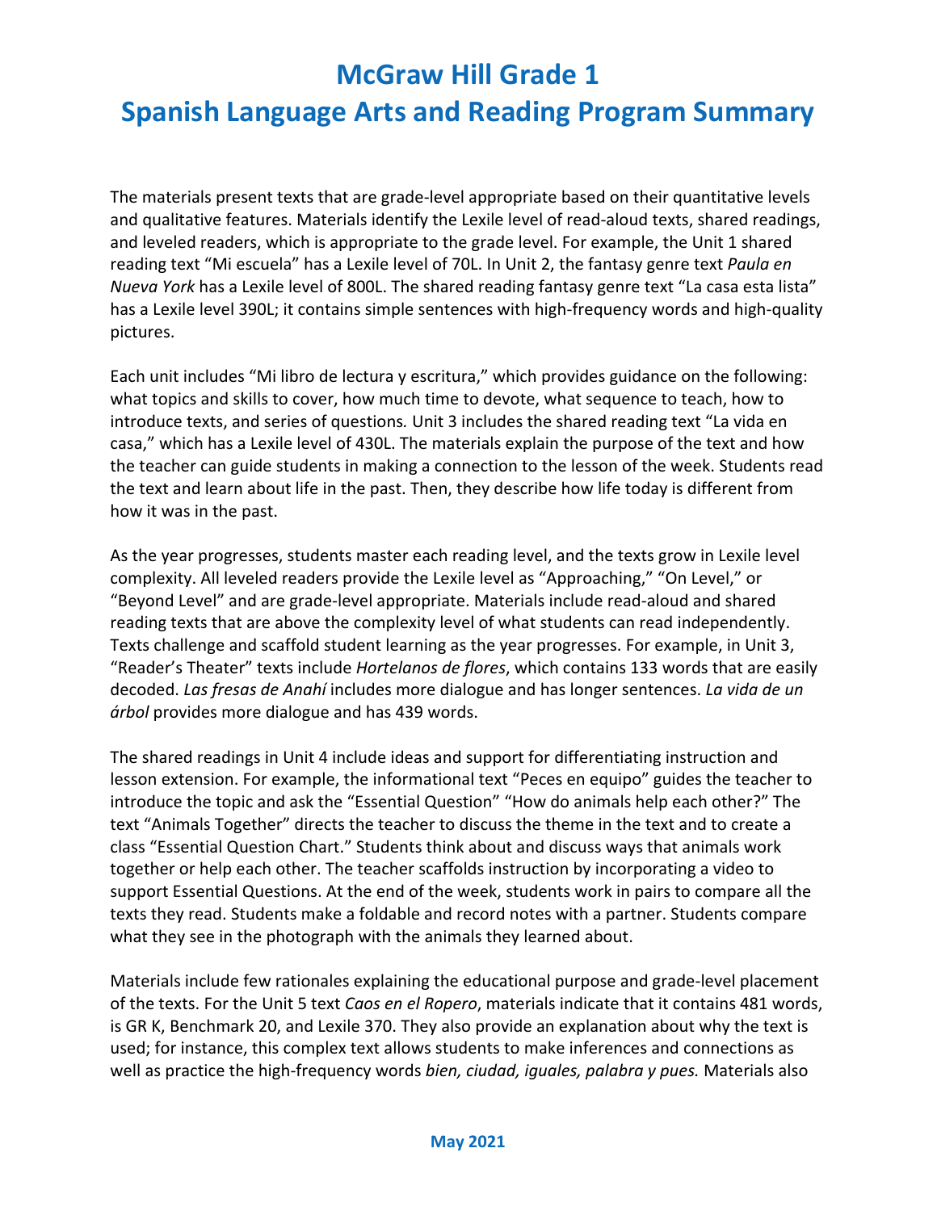# McGraw Hill Grade 1
# Spanish Language Arts and Reading Program Summary

The materials present texts that are grade-level appropriate based on their quantitative levels and qualitative features. Materials identify the Lexile level of read-aloud texts, shared readings, and leveled readers, which is appropriate to the grade level. For example, the Unit 1 shared reading text "Mi escuela" has a Lexile level of 70L. In Unit 2, the fantasy genre text *Paula en Nueva York* has a Lexile level of 800L. The shared reading fantasy genre text "La casa esta lista" has a Lexile level 390L; it contains simple sentences with high-frequency words and high-quality pictures.

Each unit includes "Mi libro de lectura y escritura," which provides guidance on the following: what topics and skills to cover, how much time to devote, what sequence to teach, how to introduce texts, and series of questions. Unit 3 includes the shared reading text "La vida en casa," which has a Lexile level of 430L. The materials explain the purpose of the text and how the teacher can guide students in making a connection to the lesson of the week. Students read the text and learn about life in the past. Then, they describe how life today is different from how it was in the past.

As the year progresses, students master each reading level, and the texts grow in Lexile level complexity. All leveled readers provide the Lexile level as "Approaching," "On Level," or "Beyond Level" and are grade-level appropriate. Materials include read-aloud and shared reading texts that are above the complexity level of what students can read independently. Texts challenge and scaffold student learning as the year progresses. For example, in Unit 3, "Reader's Theater" texts include *Hortelanos de flores*, which contains 133 words that are easily decoded. *Las fresas de Anahí* includes more dialogue and has longer sentences. *La vida de un árbol* provides more dialogue and has 439 words.

The shared readings in Unit 4 include ideas and support for differentiating instruction and lesson extension. For example, the informational text "Peces en equipo" guides the teacher to introduce the topic and ask the "Essential Question" "How do animals help each other?" The text "Animals Together" directs the teacher to discuss the theme in the text and to create a class "Essential Question Chart." Students think about and discuss ways that animals work together or help each other. The teacher scaffolds instruction by incorporating a video to support Essential Questions. At the end of the week, students work in pairs to compare all the texts they read. Students make a foldable and record notes with a partner. Students compare what they see in the photograph with the animals they learned about.

Materials include few rationales explaining the educational purpose and grade-level placement of the texts. For the Unit 5 text *Caos en el Ropero*, materials indicate that it contains 481 words, is GR K, Benchmark 20, and Lexile 370. They also provide an explanation about why the text is used; for instance, this complex text allows students to make inferences and connections as well as practice the high-frequency words *bien, ciudad, iguales, palabra y pues.* Materials also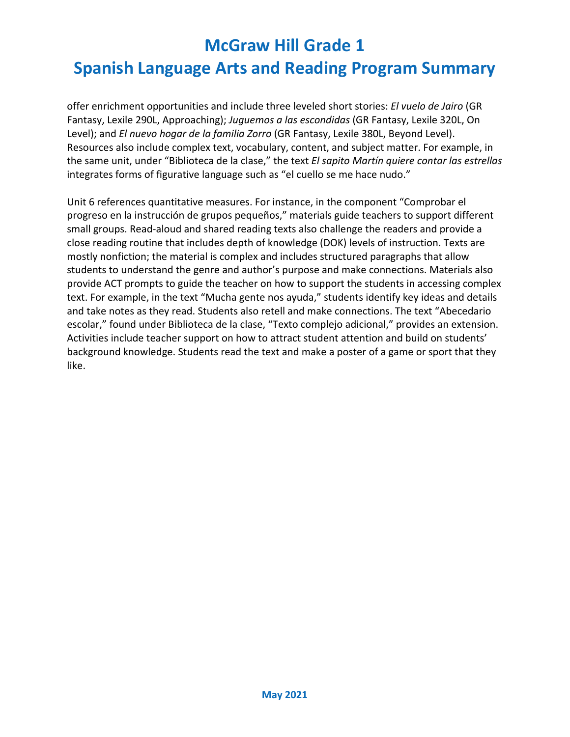offer enrichment opportunities and include three leveled short stories: *El vuelo de Jairo* (GR Fantasy, Lexile 290L, Approaching); *Juguemos a las escondidas* (GR Fantasy, Lexile 320L, On Level); and *El nuevo hogar de la familia Zorro* (GR Fantasy, Lexile 380L, Beyond Level). Resources also include complex text, vocabulary, content, and subject matter. For example, in the same unit, under "Biblioteca de la clase," the text *El sapito Martín quiere contar las estrellas* integrates forms of figurative language such as "el cuello se me hace nudo."

Unit 6 references quantitative measures. For instance, in the component "Comprobar el progreso en la instrucción de grupos pequeños," materials guide teachers to support different small groups. Read-aloud and shared reading texts also challenge the readers and provide a close reading routine that includes depth of knowledge (DOK) levels of instruction. Texts are mostly nonfiction; the material is complex and includes structured paragraphs that allow students to understand the genre and author's purpose and make connections. Materials also provide ACT prompts to guide the teacher on how to support the students in accessing complex text. For example, in the text "Mucha gente nos ayuda," students identify key ideas and details and take notes as they read. Students also retell and make connections. The text "Abecedario escolar," found under Biblioteca de la clase, "Texto complejo adicional," provides an extension. Activities include teacher support on how to attract student attention and build on students' background knowledge. Students read the text and make a poster of a game or sport that they like.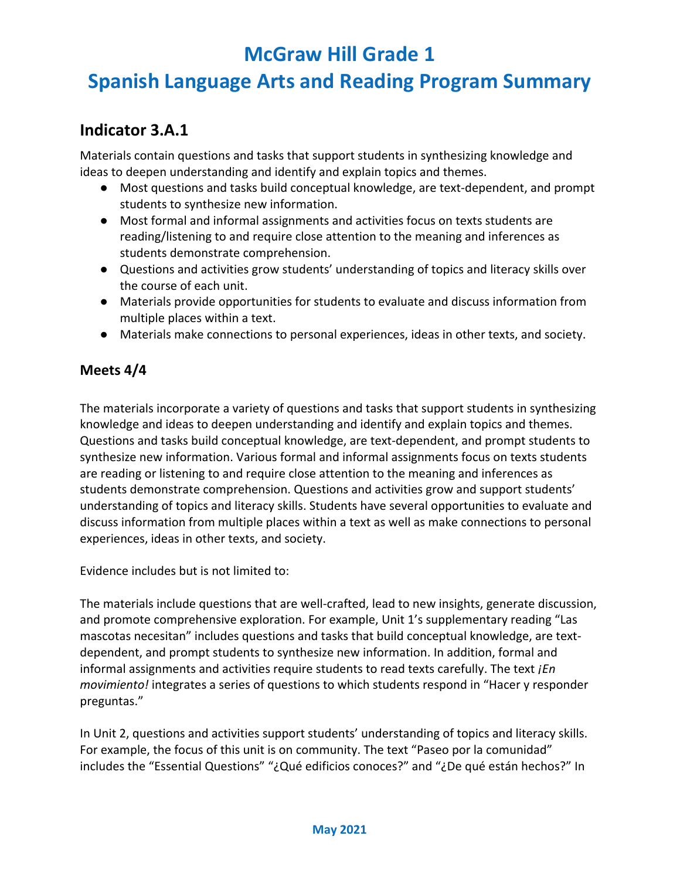# McGraw Hill Grade 1
# Spanish Language Arts and Reading Program Summary

## Indicator 3.A.1

Materials contain questions and tasks that support students in synthesizing knowledge and ideas to deepen understanding and identify and explain topics and themes.

- Most questions and tasks build conceptual knowledge, are text-dependent, and prompt students to synthesize new information.
- Most formal and informal assignments and activities focus on texts students are reading/listening to and require close attention to the meaning and inferences as students demonstrate comprehension.
- Questions and activities grow students' understanding of topics and literacy skills over the course of each unit.
- Materials provide opportunities for students to evaluate and discuss information from multiple places within a text.
- Materials make connections to personal experiences, ideas in other texts, and society.

### Meets 4/4

The materials incorporate a variety of questions and tasks that support students in synthesizing knowledge and ideas to deepen understanding and identify and explain topics and themes. Questions and tasks build conceptual knowledge, are text-dependent, and prompt students to synthesize new information. Various formal and informal assignments focus on texts students are reading or listening to and require close attention to the meaning and inferences as students demonstrate comprehension. Questions and activities grow and support students' understanding of topics and literacy skills. Students have several opportunities to evaluate and discuss information from multiple places within a text as well as make connections to personal experiences, ideas in other texts, and society.

Evidence includes but is not limited to:

The materials include questions that are well-crafted, lead to new insights, generate discussion, and promote comprehensive exploration. For example, Unit 1's supplementary reading "Las mascotas necesitan" includes questions and tasks that build conceptual knowledge, are text-dependent, and prompt students to synthesize new information. In addition, formal and informal assignments and activities require students to read texts carefully. The text *¡En movimiento!* integrates a series of questions to which students respond in "Hacer y responder preguntas."

In Unit 2, questions and activities support students' understanding of topics and literacy skills. For example, the focus of this unit is on community. The text "Paseo por la comunidad" includes the "Essential Questions" "¿Qué edificios conoces?" and "¿De qué están hechos?" In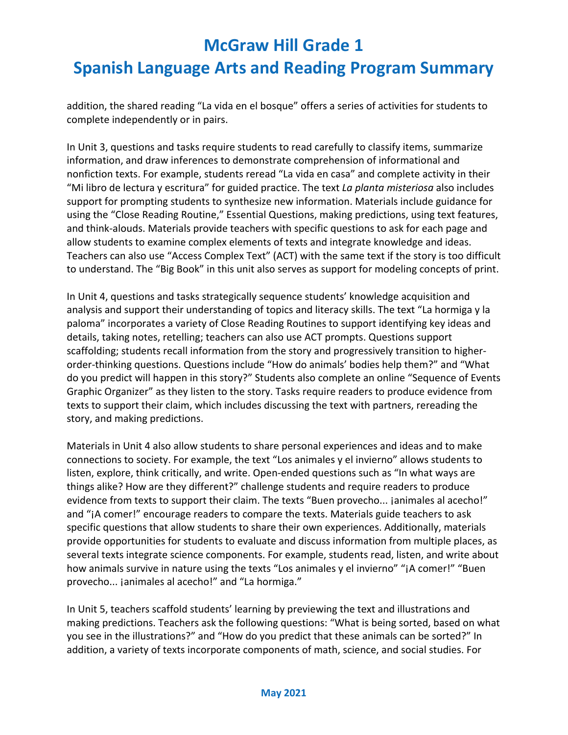addition, the shared reading "La vida en el bosque" offers a series of activities for students to complete independently or in pairs.

In Unit 3, questions and tasks require students to read carefully to classify items, summarize information, and draw inferences to demonstrate comprehension of informational and nonfiction texts. For example, students reread "La vida en casa" and complete activity in their "Mi libro de lectura y escritura" for guided practice. The text *La planta misteriosa* also includes support for prompting students to synthesize new information. Materials include guidance for using the "Close Reading Routine," Essential Questions, making predictions, using text features, and think-alouds. Materials provide teachers with specific questions to ask for each page and allow students to examine complex elements of texts and integrate knowledge and ideas. Teachers can also use "Access Complex Text" (ACT) with the same text if the story is too difficult to understand. The "Big Book" in this unit also serves as support for modeling concepts of print.

In Unit 4, questions and tasks strategically sequence students' knowledge acquisition and analysis and support their understanding of topics and literacy skills. The text "La hormiga y la paloma" incorporates a variety of Close Reading Routines to support identifying key ideas and details, taking notes, retelling; teachers can also use ACT prompts. Questions support scaffolding; students recall information from the story and progressively transition to higher-order-thinking questions. Questions include "How do animals' bodies help them?" and "What do you predict will happen in this story?" Students also complete an online "Sequence of Events Graphic Organizer" as they listen to the story. Tasks require readers to produce evidence from texts to support their claim, which includes discussing the text with partners, rereading the story, and making predictions.

Materials in Unit 4 also allow students to share personal experiences and ideas and to make connections to society. For example, the text "Los animales y el invierno" allows students to listen, explore, think critically, and write. Open-ended questions such as "In what ways are things alike? How are they different?" challenge students and require readers to produce evidence from texts to support their claim. The texts "Buen provecho... ¡animales al acecho!" and "¡A comer!" encourage readers to compare the texts. Materials guide teachers to ask specific questions that allow students to share their own experiences. Additionally, materials provide opportunities for students to evaluate and discuss information from multiple places, as several texts integrate science components. For example, students read, listen, and write about how animals survive in nature using the texts "Los animales y el invierno" "¡A comer!" "Buen provecho... ¡animales al acecho!" and "La hormiga."

In Unit 5, teachers scaffold students' learning by previewing the text and illustrations and making predictions. Teachers ask the following questions: "What is being sorted, based on what you see in the illustrations?" and "How do you predict that these animals can be sorted?" In addition, a variety of texts incorporate components of math, science, and social studies. For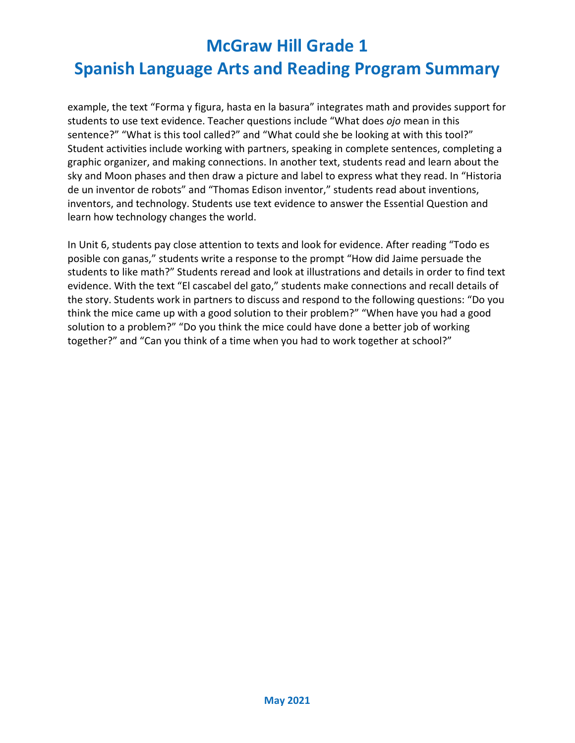example, the text “Forma y figura, hasta en la basura” integrates math and provides support for students to use text evidence. Teacher questions include “What does *ojo* mean in this sentence?” “What is this tool called?” and “What could she be looking at with this tool?” Student activities include working with partners, speaking in complete sentences, completing a graphic organizer, and making connections. In another text, students read and learn about the sky and Moon phases and then draw a picture and label to express what they read. In “Historia de un inventor de robots” and “Thomas Edison inventor,” students read about inventions, inventors, and technology. Students use text evidence to answer the Essential Question and learn how technology changes the world.

In Unit 6, students pay close attention to texts and look for evidence. After reading “Todo es posible con ganas,” students write a response to the prompt “How did Jaime persuade the students to like math?” Students reread and look at illustrations and details in order to find text evidence. With the text “El cascabel del gato,” students make connections and recall details of the story. Students work in partners to discuss and respond to the following questions: “Do you think the mice came up with a good solution to their problem?” “When have you had a good solution to a problem?” “Do you think the mice could have done a better job of working together?” and “Can you think of a time when you had to work together at school?”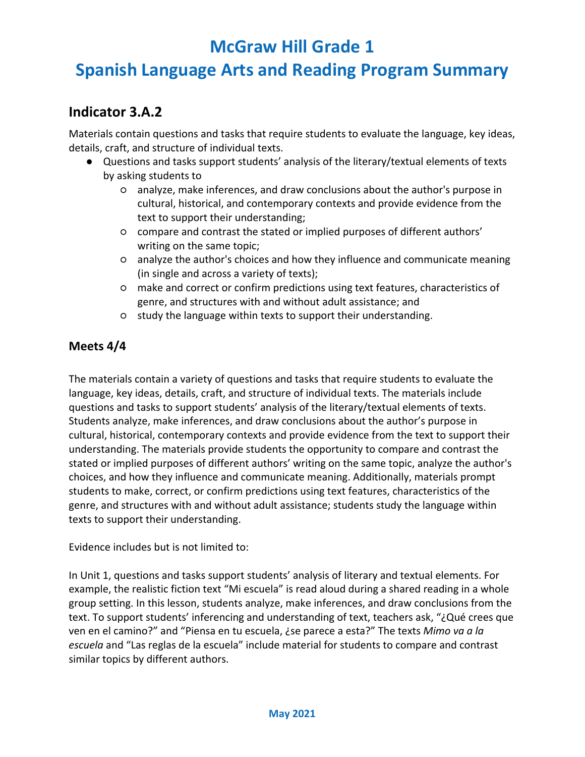# McGraw Hill Grade 1

# Spanish Language Arts and Reading Program Summary

## Indicator 3.A.2

Materials contain questions and tasks that require students to evaluate the language, key ideas, details, craft, and structure of individual texts.

- Questions and tasks support students' analysis of the literary/textual elements of texts by asking students to
  - analyze, make inferences, and draw conclusions about the author's purpose in cultural, historical, and contemporary contexts and provide evidence from the text to support their understanding;
  - compare and contrast the stated or implied purposes of different authors' writing on the same topic;
  - analyze the author's choices and how they influence and communicate meaning (in single and across a variety of texts);
  - make and correct or confirm predictions using text features, characteristics of genre, and structures with and without adult assistance; and
  - study the language within texts to support their understanding.

## Meets 4/4

The materials contain a variety of questions and tasks that require students to evaluate the language, key ideas, details, craft, and structure of individual texts. The materials include questions and tasks to support students' analysis of the literary/textual elements of texts. Students analyze, make inferences, and draw conclusions about the author's purpose in cultural, historical, contemporary contexts and provide evidence from the text to support their understanding. The materials provide students the opportunity to compare and contrast the stated or implied purposes of different authors' writing on the same topic, analyze the author's choices, and how they influence and communicate meaning. Additionally, materials prompt students to make, correct, or confirm predictions using text features, characteristics of the genre, and structures with and without adult assistance; students study the language within texts to support their understanding.

Evidence includes but is not limited to:

In Unit 1, questions and tasks support students' analysis of literary and textual elements. For example, the realistic fiction text "Mi escuela" is read aloud during a shared reading in a whole group setting. In this lesson, students analyze, make inferences, and draw conclusions from the text. To support students' inferencing and understanding of text, teachers ask, "¿Qué crees que ven en el camino?" and "Piensa en tu escuela, ¿se parece a esta?" The texts *Mimo va a la escuela* and "Las reglas de la escuela" include material for students to compare and contrast similar topics by different authors.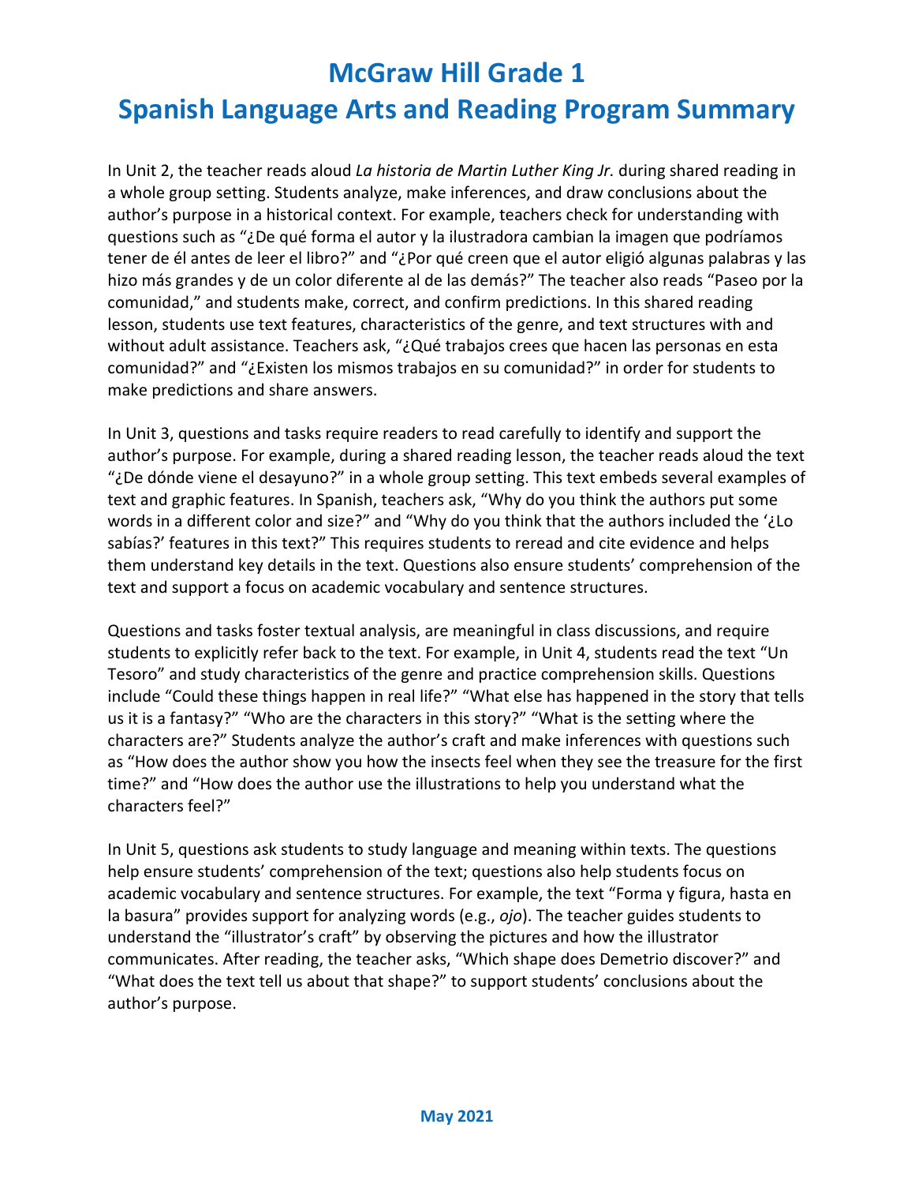# McGraw Hill Grade 1
# Spanish Language Arts and Reading Program Summary

In Unit 2, the teacher reads aloud *La historia de Martin Luther King Jr.* during shared reading in a whole group setting. Students analyze, make inferences, and draw conclusions about the author's purpose in a historical context. For example, teachers check for understanding with questions such as "¿De qué forma el autor y la ilustradora cambian la imagen que podríamos tener de él antes de leer el libro?" and "¿Por qué creen que el autor eligió algunas palabras y las hizo más grandes y de un color diferente al de las demás?" The teacher also reads "Paseo por la comunidad," and students make, correct, and confirm predictions. In this shared reading lesson, students use text features, characteristics of the genre, and text structures with and without adult assistance. Teachers ask, "¿Qué trabajos crees que hacen las personas en esta comunidad?" and "¿Existen los mismos trabajos en su comunidad?" in order for students to make predictions and share answers.

In Unit 3, questions and tasks require readers to read carefully to identify and support the author's purpose. For example, during a shared reading lesson, the teacher reads aloud the text "¿De dónde viene el desayuno?" in a whole group setting. This text embeds several examples of text and graphic features. In Spanish, teachers ask, "Why do you think the authors put some words in a different color and size?" and "Why do you think that the authors included the '¿Lo sabías?' features in this text?" This requires students to reread and cite evidence and helps them understand key details in the text. Questions also ensure students' comprehension of the text and support a focus on academic vocabulary and sentence structures.

Questions and tasks foster textual analysis, are meaningful in class discussions, and require students to explicitly refer back to the text. For example, in Unit 4, students read the text "Un Tesoro" and study characteristics of the genre and practice comprehension skills. Questions include "Could these things happen in real life?" "What else has happened in the story that tells us it is a fantasy?" "Who are the characters in this story?" "What is the setting where the characters are?" Students analyze the author's craft and make inferences with questions such as "How does the author show you how the insects feel when they see the treasure for the first time?" and "How does the author use the illustrations to help you understand what the characters feel?"

In Unit 5, questions ask students to study language and meaning within texts. The questions help ensure students' comprehension of the text; questions also help students focus on academic vocabulary and sentence structures. For example, the text "Forma y figura, hasta en la basura" provides support for analyzing words (e.g., *ojo*). The teacher guides students to understand the "illustrator's craft" by observing the pictures and how the illustrator communicates. After reading, the teacher asks, "Which shape does Demetrio discover?" and "What does the text tell us about that shape?" to support students' conclusions about the author's purpose.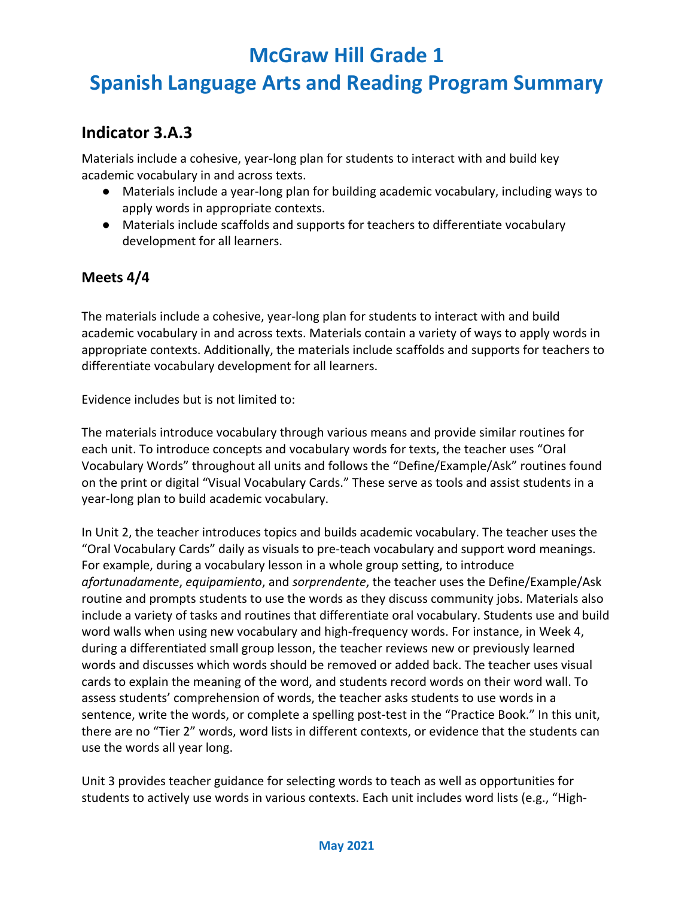# McGraw Hill Grade 1

# Spanish Language Arts and Reading Program Summary

## Indicator 3.A.3

Materials include a cohesive, year-long plan for students to interact with and build key academic vocabulary in and across texts.

- Materials include a year-long plan for building academic vocabulary, including ways to apply words in appropriate contexts.
- Materials include scaffolds and supports for teachers to differentiate vocabulary development for all learners.

### Meets 4/4

The materials include a cohesive, year-long plan for students to interact with and build academic vocabulary in and across texts. Materials contain a variety of ways to apply words in appropriate contexts. Additionally, the materials include scaffolds and supports for teachers to differentiate vocabulary development for all learners.

Evidence includes but is not limited to:

The materials introduce vocabulary through various means and provide similar routines for each unit. To introduce concepts and vocabulary words for texts, the teacher uses "Oral Vocabulary Words" throughout all units and follows the "Define/Example/Ask" routines found on the print or digital "Visual Vocabulary Cards." These serve as tools and assist students in a year-long plan to build academic vocabulary.

In Unit 2, the teacher introduces topics and builds academic vocabulary. The teacher uses the "Oral Vocabulary Cards" daily as visuals to pre-teach vocabulary and support word meanings. For example, during a vocabulary lesson in a whole group setting, to introduce *afortunadamente*, *equipamiento*, and *sorprendente*, the teacher uses the Define/Example/Ask routine and prompts students to use the words as they discuss community jobs. Materials also include a variety of tasks and routines that differentiate oral vocabulary. Students use and build word walls when using new vocabulary and high-frequency words. For instance, in Week 4, during a differentiated small group lesson, the teacher reviews new or previously learned words and discusses which words should be removed or added back. The teacher uses visual cards to explain the meaning of the word, and students record words on their word wall. To assess students' comprehension of words, the teacher asks students to use words in a sentence, write the words, or complete a spelling post-test in the "Practice Book." In this unit, there are no "Tier 2" words, word lists in different contexts, or evidence that the students can use the words all year long.

Unit 3 provides teacher guidance for selecting words to teach as well as opportunities for students to actively use words in various contexts. Each unit includes word lists (e.g., "High-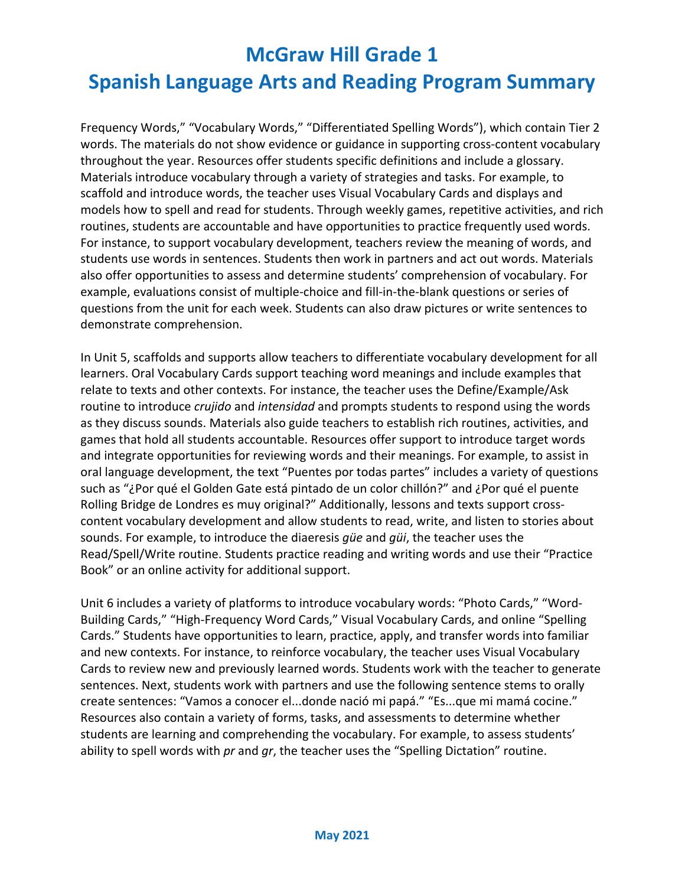Frequency Words," "Vocabulary Words," "Differentiated Spelling Words"), which contain Tier 2 words. The materials do not show evidence or guidance in supporting cross-content vocabulary throughout the year. Resources offer students specific definitions and include a glossary. Materials introduce vocabulary through a variety of strategies and tasks. For example, to scaffold and introduce words, the teacher uses Visual Vocabulary Cards and displays and models how to spell and read for students. Through weekly games, repetitive activities, and rich routines, students are accountable and have opportunities to practice frequently used words. For instance, to support vocabulary development, teachers review the meaning of words, and students use words in sentences. Students then work in partners and act out words. Materials also offer opportunities to assess and determine students' comprehension of vocabulary. For example, evaluations consist of multiple-choice and fill-in-the-blank questions or series of questions from the unit for each week. Students can also draw pictures or write sentences to demonstrate comprehension.

In Unit 5, scaffolds and supports allow teachers to differentiate vocabulary development for all learners. Oral Vocabulary Cards support teaching word meanings and include examples that relate to texts and other contexts. For instance, the teacher uses the Define/Example/Ask routine to introduce *crujido* and *intensidad* and prompts students to respond using the words as they discuss sounds. Materials also guide teachers to establish rich routines, activities, and games that hold all students accountable. Resources offer support to introduce target words and integrate opportunities for reviewing words and their meanings. For example, to assist in oral language development, the text "Puentes por todas partes" includes a variety of questions such as "¿Por qué el Golden Gate está pintado de un color chillón?" and ¿Por qué el puente Rolling Bridge de Londres es muy original?" Additionally, lessons and texts support cross-content vocabulary development and allow students to read, write, and listen to stories about sounds. For example, to introduce the diaeresis *güe* and *güi*, the teacher uses the Read/Spell/Write routine. Students practice reading and writing words and use their "Practice Book" or an online activity for additional support.

Unit 6 includes a variety of platforms to introduce vocabulary words: "Photo Cards," "Word-Building Cards," "High-Frequency Word Cards," Visual Vocabulary Cards, and online "Spelling Cards." Students have opportunities to learn, practice, apply, and transfer words into familiar and new contexts. For instance, to reinforce vocabulary, the teacher uses Visual Vocabulary Cards to review new and previously learned words. Students work with the teacher to generate sentences. Next, students work with partners and use the following sentence stems to orally create sentences: "Vamos a conocer el...donde nació mi papá." "Es...que mi mamá cocine." Resources also contain a variety of forms, tasks, and assessments to determine whether students are learning and comprehending the vocabulary. For example, to assess students' ability to spell words with *pr* and *gr*, the teacher uses the "Spelling Dictation" routine.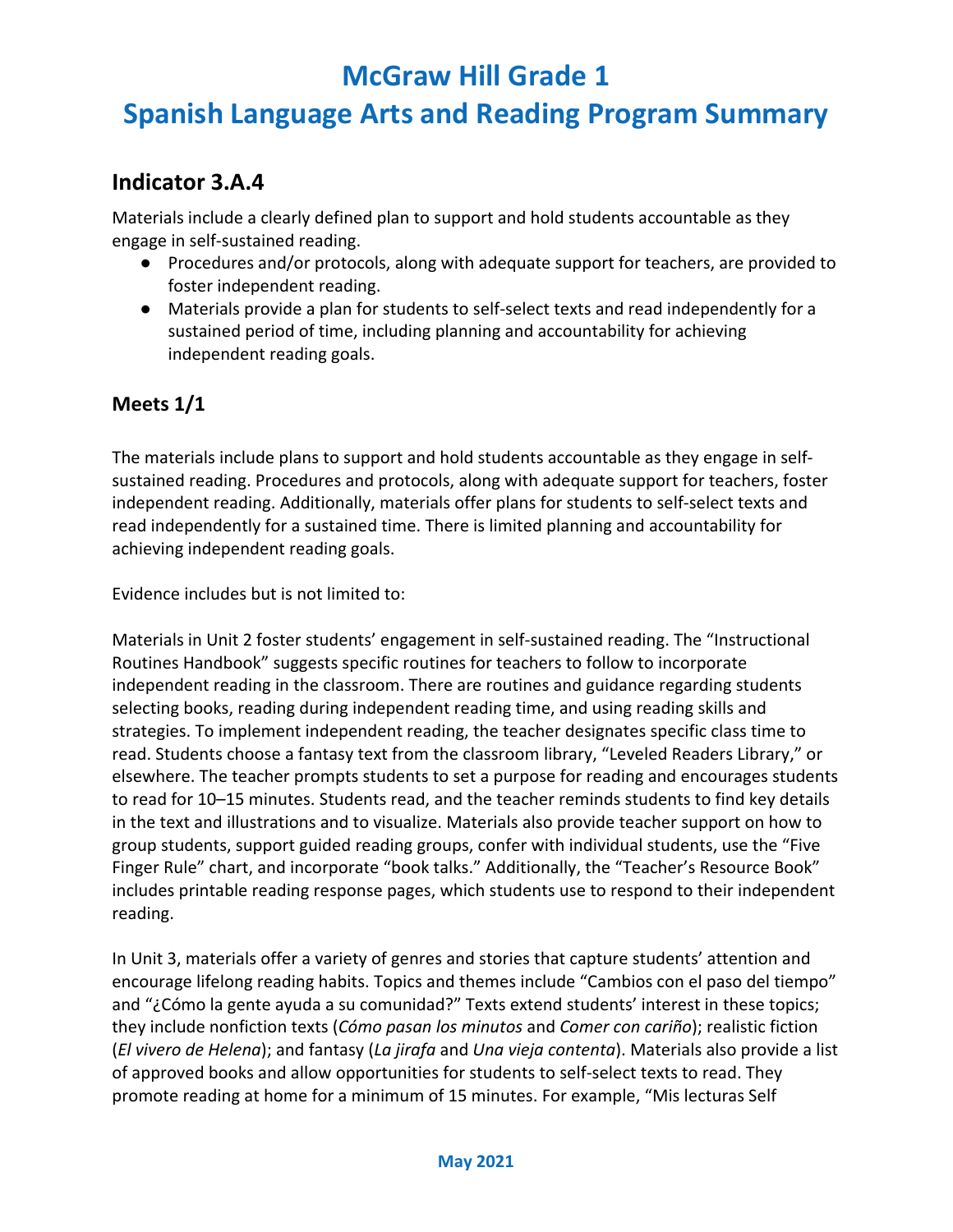# McGraw Hill Grade 1
# Spanish Language Arts and Reading Program Summary

## Indicator 3.A.4

Materials include a clearly defined plan to support and hold students accountable as they engage in self-sustained reading.

- Procedures and/or protocols, along with adequate support for teachers, are provided to foster independent reading.
- Materials provide a plan for students to self-select texts and read independently for a sustained period of time, including planning and accountability for achieving independent reading goals.

## Meets 1/1

The materials include plans to support and hold students accountable as they engage in self-sustained reading. Procedures and protocols, along with adequate support for teachers, foster independent reading. Additionally, materials offer plans for students to self-select texts and read independently for a sustained time. There is limited planning and accountability for achieving independent reading goals.

Evidence includes but is not limited to:

Materials in Unit 2 foster students' engagement in self-sustained reading. The "Instructional Routines Handbook" suggests specific routines for teachers to follow to incorporate independent reading in the classroom. There are routines and guidance regarding students selecting books, reading during independent reading time, and using reading skills and strategies. To implement independent reading, the teacher designates specific class time to read. Students choose a fantasy text from the classroom library, "Leveled Readers Library," or elsewhere. The teacher prompts students to set a purpose for reading and encourages students to read for 10–15 minutes. Students read, and the teacher reminds students to find key details in the text and illustrations and to visualize. Materials also provide teacher support on how to group students, support guided reading groups, confer with individual students, use the "Five Finger Rule" chart, and incorporate "book talks." Additionally, the "Teacher's Resource Book" includes printable reading response pages, which students use to respond to their independent reading.

In Unit 3, materials offer a variety of genres and stories that capture students' attention and encourage lifelong reading habits. Topics and themes include "Cambios con el paso del tiempo" and "¿Cómo la gente ayuda a su comunidad?" Texts extend students' interest in these topics; they include nonfiction texts (*Cómo pasan los minutos* and *Comer con cariño*); realistic fiction (*El vivero de Helena*); and fantasy (*La jirafa* and *Una vieja contenta*). Materials also provide a list of approved books and allow opportunities for students to self-select texts to read. They promote reading at home for a minimum of 15 minutes. For example, "Mis lecturas Self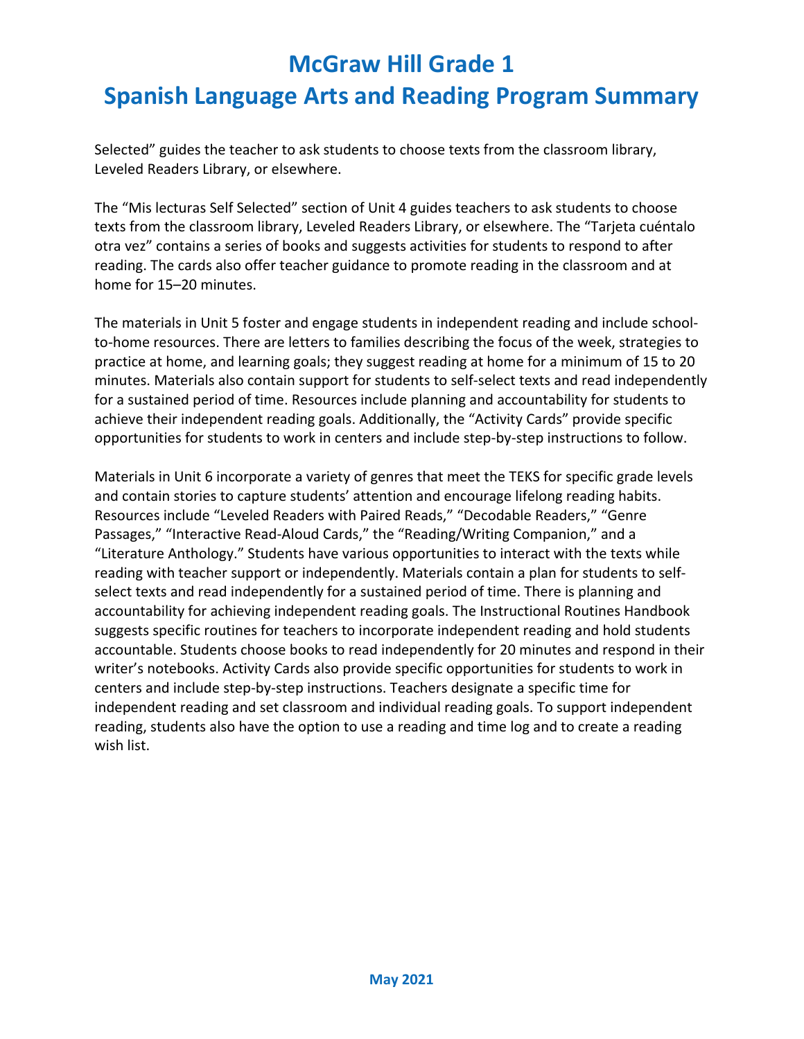Selected" guides the teacher to ask students to choose texts from the classroom library, Leveled Readers Library, or elsewhere.

The "Mis lecturas Self Selected" section of Unit 4 guides teachers to ask students to choose texts from the classroom library, Leveled Readers Library, or elsewhere. The "Tarjeta cuéntalo otra vez" contains a series of books and suggests activities for students to respond to after reading. The cards also offer teacher guidance to promote reading in the classroom and at home for 15–20 minutes.

The materials in Unit 5 foster and engage students in independent reading and include school-to-home resources. There are letters to families describing the focus of the week, strategies to practice at home, and learning goals; they suggest reading at home for a minimum of 15 to 20 minutes. Materials also contain support for students to self-select texts and read independently for a sustained period of time. Resources include planning and accountability for students to achieve their independent reading goals. Additionally, the "Activity Cards" provide specific opportunities for students to work in centers and include step-by-step instructions to follow.

Materials in Unit 6 incorporate a variety of genres that meet the TEKS for specific grade levels and contain stories to capture students' attention and encourage lifelong reading habits. Resources include "Leveled Readers with Paired Reads," "Decodable Readers," "Genre Passages," "Interactive Read-Aloud Cards," the "Reading/Writing Companion," and a "Literature Anthology." Students have various opportunities to interact with the texts while reading with teacher support or independently. Materials contain a plan for students to self-select texts and read independently for a sustained period of time. There is planning and accountability for achieving independent reading goals. The Instructional Routines Handbook suggests specific routines for teachers to incorporate independent reading and hold students accountable. Students choose books to read independently for 20 minutes and respond in their writer's notebooks. Activity Cards also provide specific opportunities for students to work in centers and include step-by-step instructions. Teachers designate a specific time for independent reading and set classroom and individual reading goals. To support independent reading, students also have the option to use a reading and time log and to create a reading wish list.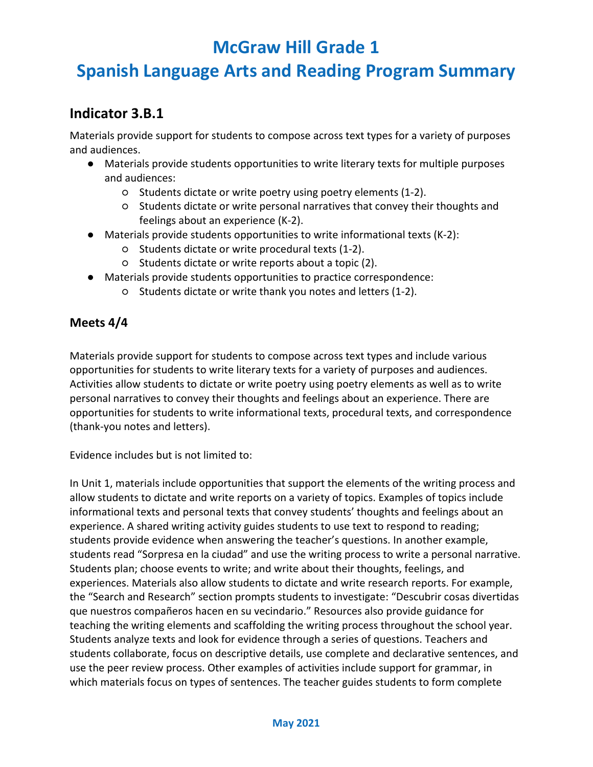# McGraw Hill Grade 1

# Spanish Language Arts and Reading Program Summary

## Indicator 3.B.1

Materials provide support for students to compose across text types for a variety of purposes and audiences.

- Materials provide students opportunities to write literary texts for multiple purposes and audiences:
  - Students dictate or write poetry using poetry elements (1-2).
  - Students dictate or write personal narratives that convey their thoughts and feelings about an experience (K-2).
- Materials provide students opportunities to write informational texts (K-2):
  - Students dictate or write procedural texts (1-2).
  - Students dictate or write reports about a topic (2).
- Materials provide students opportunities to practice correspondence:
  - Students dictate or write thank you notes and letters (1-2).

### Meets 4/4

Materials provide support for students to compose across text types and include various opportunities for students to write literary texts for a variety of purposes and audiences. Activities allow students to dictate or write poetry using poetry elements as well as to write personal narratives to convey their thoughts and feelings about an experience. There are opportunities for students to write informational texts, procedural texts, and correspondence (thank-you notes and letters).

Evidence includes but is not limited to:

In Unit 1, materials include opportunities that support the elements of the writing process and allow students to dictate and write reports on a variety of topics. Examples of topics include informational texts and personal texts that convey students' thoughts and feelings about an experience. A shared writing activity guides students to use text to respond to reading; students provide evidence when answering the teacher's questions. In another example, students read "Sorpresa en la ciudad" and use the writing process to write a personal narrative. Students plan; choose events to write; and write about their thoughts, feelings, and experiences. Materials also allow students to dictate and write research reports. For example, the "Search and Research" section prompts students to investigate: "Descubrir cosas divertidas que nuestros compañeros hacen en su vecindario." Resources also provide guidance for teaching the writing elements and scaffolding the writing process throughout the school year. Students analyze texts and look for evidence through a series of questions. Teachers and students collaborate, focus on descriptive details, use complete and declarative sentences, and use the peer review process. Other examples of activities include support for grammar, in which materials focus on types of sentences. The teacher guides students to form complete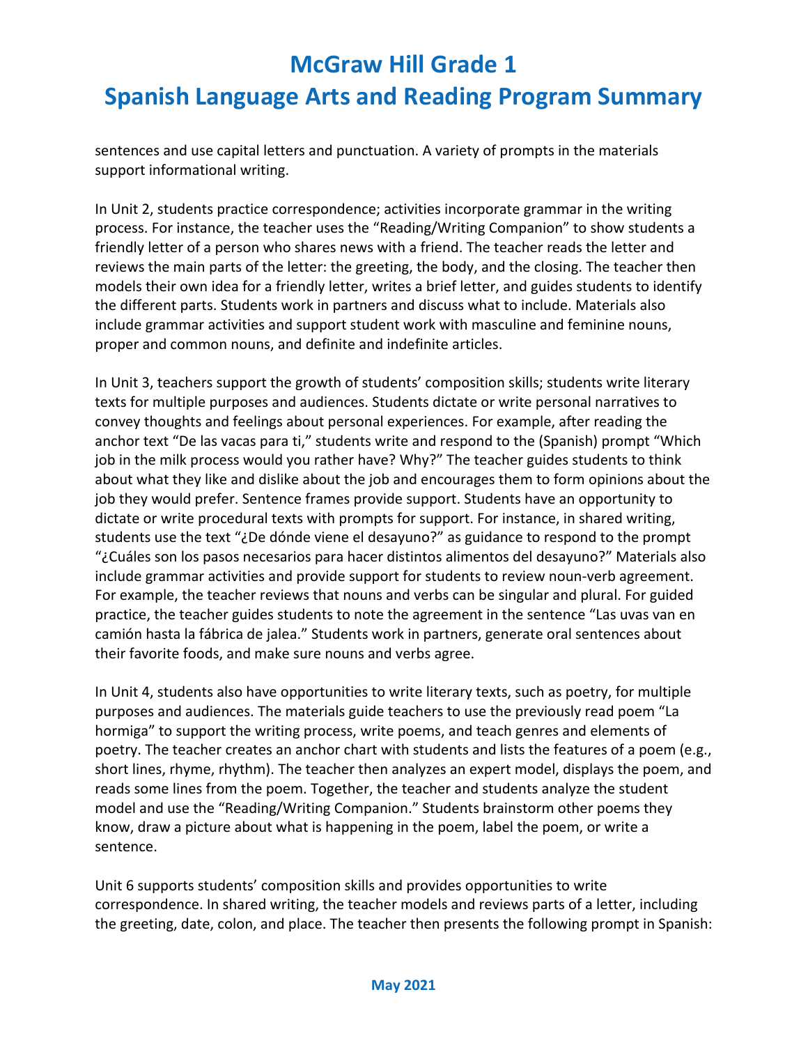sentences and use capital letters and punctuation. A variety of prompts in the materials support informational writing.

In Unit 2, students practice correspondence; activities incorporate grammar in the writing process. For instance, the teacher uses the "Reading/Writing Companion" to show students a friendly letter of a person who shares news with a friend. The teacher reads the letter and reviews the main parts of the letter: the greeting, the body, and the closing. The teacher then models their own idea for a friendly letter, writes a brief letter, and guides students to identify the different parts. Students work in partners and discuss what to include. Materials also include grammar activities and support student work with masculine and feminine nouns, proper and common nouns, and definite and indefinite articles.

In Unit 3, teachers support the growth of students' composition skills; students write literary texts for multiple purposes and audiences. Students dictate or write personal narratives to convey thoughts and feelings about personal experiences. For example, after reading the anchor text "De las vacas para ti," students write and respond to the (Spanish) prompt "Which job in the milk process would you rather have? Why?" The teacher guides students to think about what they like and dislike about the job and encourages them to form opinions about the job they would prefer. Sentence frames provide support. Students have an opportunity to dictate or write procedural texts with prompts for support. For instance, in shared writing, students use the text "¿De dónde viene el desayuno?" as guidance to respond to the prompt "¿Cuáles son los pasos necesarios para hacer distintos alimentos del desayuno?" Materials also include grammar activities and provide support for students to review noun-verb agreement. For example, the teacher reviews that nouns and verbs can be singular and plural. For guided practice, the teacher guides students to note the agreement in the sentence "Las uvas van en camión hasta la fábrica de jalea." Students work in partners, generate oral sentences about their favorite foods, and make sure nouns and verbs agree.

In Unit 4, students also have opportunities to write literary texts, such as poetry, for multiple purposes and audiences. The materials guide teachers to use the previously read poem "La hormiga" to support the writing process, write poems, and teach genres and elements of poetry. The teacher creates an anchor chart with students and lists the features of a poem (e.g., short lines, rhyme, rhythm). The teacher then analyzes an expert model, displays the poem, and reads some lines from the poem. Together, the teacher and students analyze the student model and use the "Reading/Writing Companion." Students brainstorm other poems they know, draw a picture about what is happening in the poem, label the poem, or write a sentence.

Unit 6 supports students' composition skills and provides opportunities to write correspondence. In shared writing, the teacher models and reviews parts of a letter, including the greeting, date, colon, and place. The teacher then presents the following prompt in Spanish: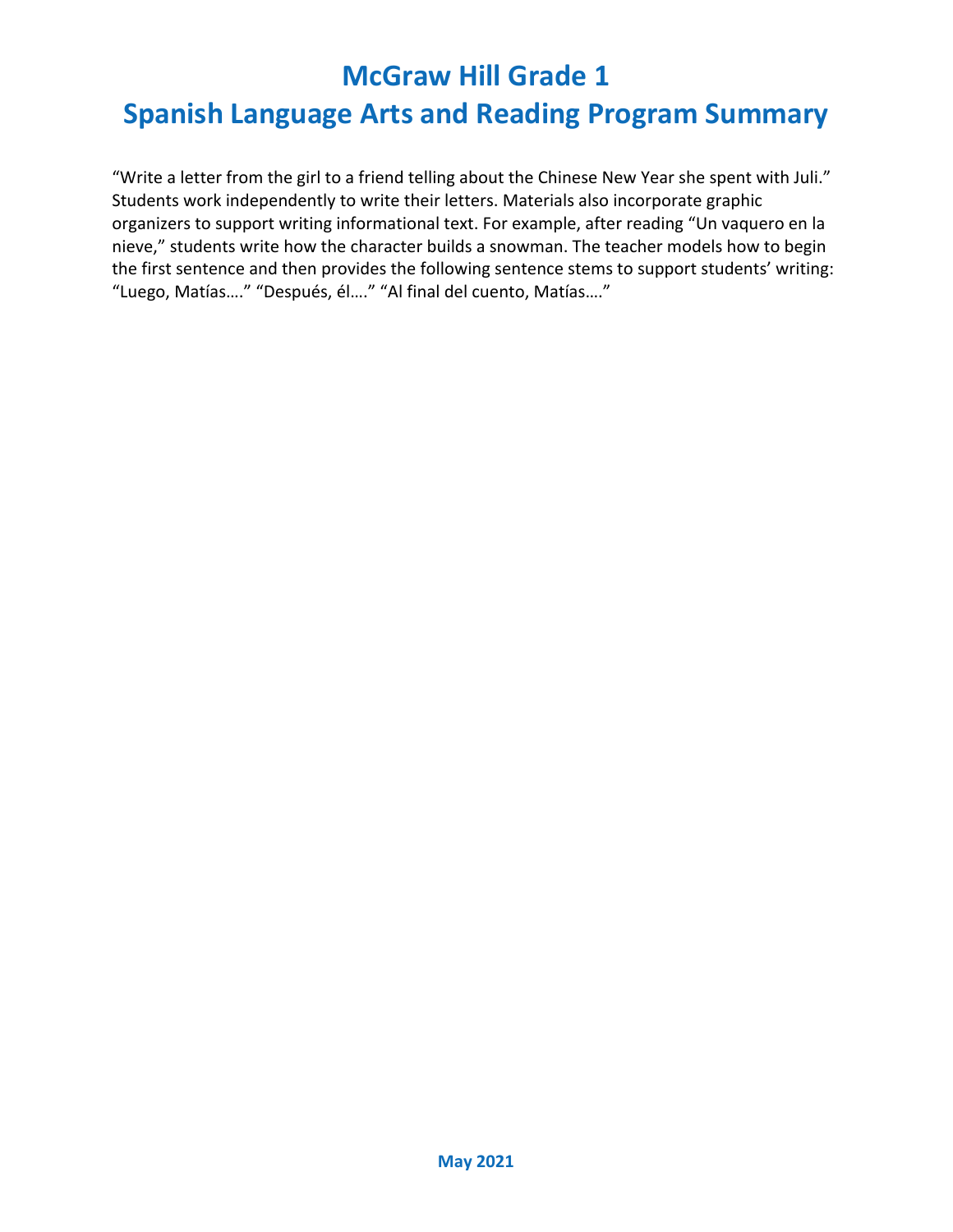"Write a letter from the girl to a friend telling about the Chinese New Year she spent with Juli." Students work independently to write their letters. Materials also incorporate graphic organizers to support writing informational text. For example, after reading "Un vaquero en la nieve," students write how the character builds a snowman. The teacher models how to begin the first sentence and then provides the following sentence stems to support students' writing: "Luego, Matías…." "Después, él…." "Al final del cuento, Matías…."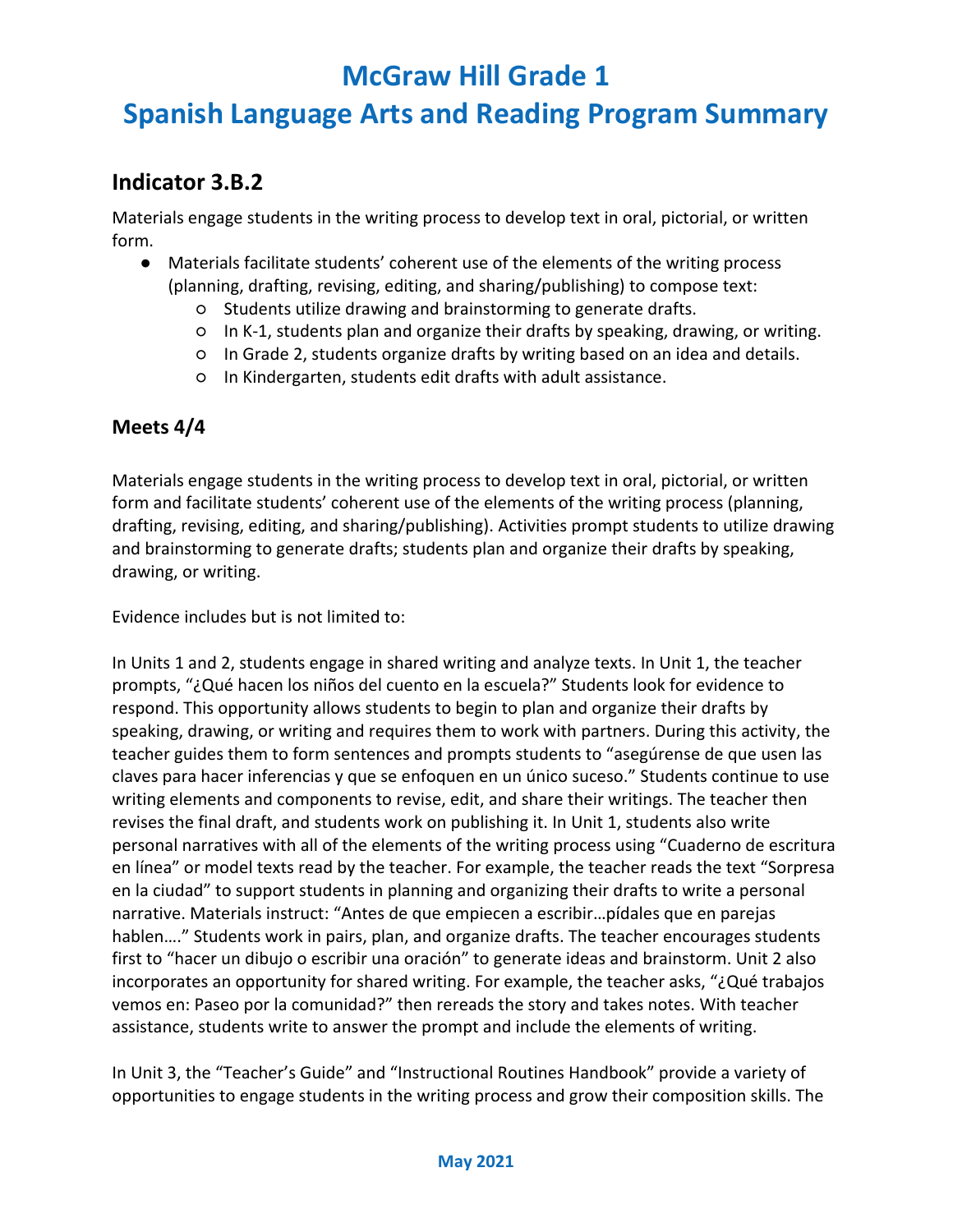# McGraw Hill Grade 1

# Spanish Language Arts and Reading Program Summary

## Indicator 3.B.2

Materials engage students in the writing process to develop text in oral, pictorial, or written form.

- Materials facilitate students' coherent use of the elements of the writing process (planning, drafting, revising, editing, and sharing/publishing) to compose text:
  - Students utilize drawing and brainstorming to generate drafts.
  - In K-1, students plan and organize their drafts by speaking, drawing, or writing.
  - In Grade 2, students organize drafts by writing based on an idea and details.
  - In Kindergarten, students edit drafts with adult assistance.

## Meets 4/4

Materials engage students in the writing process to develop text in oral, pictorial, or written form and facilitate students' coherent use of the elements of the writing process (planning, drafting, revising, editing, and sharing/publishing). Activities prompt students to utilize drawing and brainstorming to generate drafts; students plan and organize their drafts by speaking, drawing, or writing.

Evidence includes but is not limited to:

In Units 1 and 2, students engage in shared writing and analyze texts. In Unit 1, the teacher prompts, "¿Qué hacen los niños del cuento en la escuela?" Students look for evidence to respond. This opportunity allows students to begin to plan and organize their drafts by speaking, drawing, or writing and requires them to work with partners. During this activity, the teacher guides them to form sentences and prompts students to "asegúrense de que usen las claves para hacer inferencias y que se enfoquen en un único suceso." Students continue to use writing elements and components to revise, edit, and share their writings. The teacher then revises the final draft, and students work on publishing it. In Unit 1, students also write personal narratives with all of the elements of the writing process using "Cuaderno de escritura en línea" or model texts read by the teacher. For example, the teacher reads the text "Sorpresa en la ciudad" to support students in planning and organizing their drafts to write a personal narrative. Materials instruct: "Antes de que empiecen a escribir…pídales que en parejas hablen…." Students work in pairs, plan, and organize drafts. The teacher encourages students first to "hacer un dibujo o escribir una oración" to generate ideas and brainstorm. Unit 2 also incorporates an opportunity for shared writing. For example, the teacher asks, "¿Qué trabajos vemos en: Paseo por la comunidad?" then rereads the story and takes notes. With teacher assistance, students write to answer the prompt and include the elements of writing.

In Unit 3, the "Teacher's Guide" and "Instructional Routines Handbook" provide a variety of opportunities to engage students in the writing process and grow their composition skills. The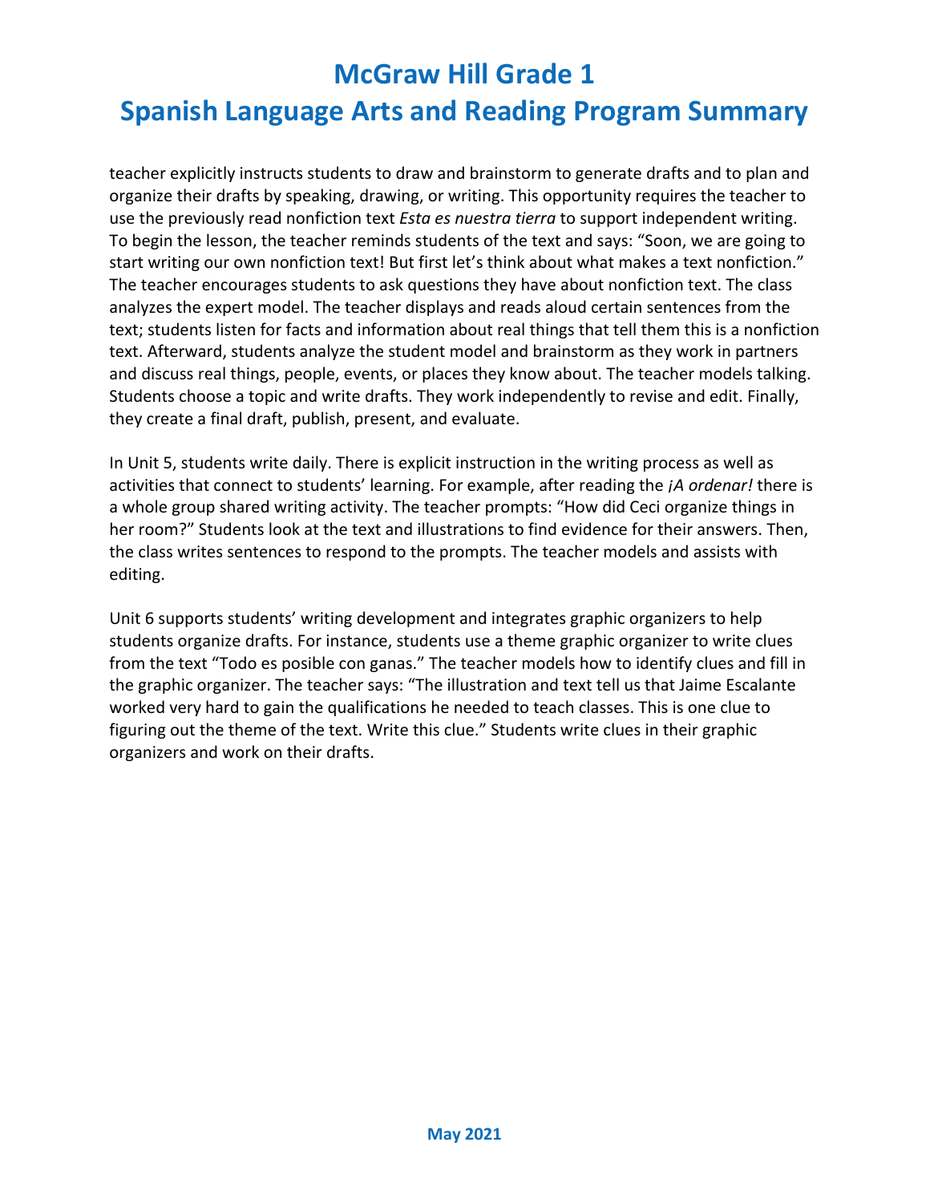teacher explicitly instructs students to draw and brainstorm to generate drafts and to plan and organize their drafts by speaking, drawing, or writing. This opportunity requires the teacher to use the previously read nonfiction text *Esta es nuestra tierra* to support independent writing. To begin the lesson, the teacher reminds students of the text and says: "Soon, we are going to start writing our own nonfiction text! But first let's think about what makes a text nonfiction." The teacher encourages students to ask questions they have about nonfiction text. The class analyzes the expert model. The teacher displays and reads aloud certain sentences from the text; students listen for facts and information about real things that tell them this is a nonfiction text. Afterward, students analyze the student model and brainstorm as they work in partners and discuss real things, people, events, or places they know about. The teacher models talking. Students choose a topic and write drafts. They work independently to revise and edit. Finally, they create a final draft, publish, present, and evaluate.

In Unit 5, students write daily. There is explicit instruction in the writing process as well as activities that connect to students' learning. For example, after reading the *¡A ordenar!* there is a whole group shared writing activity. The teacher prompts: "How did Ceci organize things in her room?" Students look at the text and illustrations to find evidence for their answers. Then, the class writes sentences to respond to the prompts. The teacher models and assists with editing.

Unit 6 supports students' writing development and integrates graphic organizers to help students organize drafts. For instance, students use a theme graphic organizer to write clues from the text "Todo es posible con ganas." The teacher models how to identify clues and fill in the graphic organizer. The teacher says: "The illustration and text tell us that Jaime Escalante worked very hard to gain the qualifications he needed to teach classes. This is one clue to figuring out the theme of the text. Write this clue." Students write clues in their graphic organizers and work on their drafts.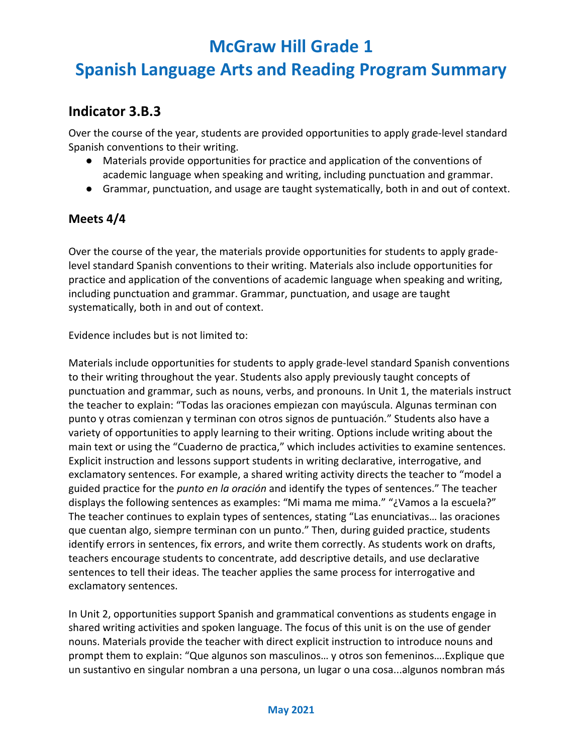# McGraw Hill Grade 1
# Spanish Language Arts and Reading Program Summary

## Indicator 3.B.3

Over the course of the year, students are provided opportunities to apply grade-level standard Spanish conventions to their writing.

- Materials provide opportunities for practice and application of the conventions of academic language when speaking and writing, including punctuation and grammar.
- Grammar, punctuation, and usage are taught systematically, both in and out of context.

### Meets 4/4

Over the course of the year, the materials provide opportunities for students to apply grade-level standard Spanish conventions to their writing. Materials also include opportunities for practice and application of the conventions of academic language when speaking and writing, including punctuation and grammar. Grammar, punctuation, and usage are taught systematically, both in and out of context.

Evidence includes but is not limited to:

Materials include opportunities for students to apply grade-level standard Spanish conventions to their writing throughout the year. Students also apply previously taught concepts of punctuation and grammar, such as nouns, verbs, and pronouns. In Unit 1, the materials instruct the teacher to explain: "Todas las oraciones empiezan con mayúscula. Algunas terminan con punto y otras comienzan y terminan con otros signos de puntuación." Students also have a variety of opportunities to apply learning to their writing. Options include writing about the main text or using the "Cuaderno de practica," which includes activities to examine sentences. Explicit instruction and lessons support students in writing declarative, interrogative, and exclamatory sentences. For example, a shared writing activity directs the teacher to "model a guided practice for the *punto en la oración* and identify the types of sentences." The teacher displays the following sentences as examples: "Mi mama me mima." "¿Vamos a la escuela?" The teacher continues to explain types of sentences, stating "Las enunciativas… las oraciones que cuentan algo, siempre terminan con un punto." Then, during guided practice, students identify errors in sentences, fix errors, and write them correctly. As students work on drafts, teachers encourage students to concentrate, add descriptive details, and use declarative sentences to tell their ideas. The teacher applies the same process for interrogative and exclamatory sentences.

In Unit 2, opportunities support Spanish and grammatical conventions as students engage in shared writing activities and spoken language. The focus of this unit is on the use of gender nouns. Materials provide the teacher with direct explicit instruction to introduce nouns and prompt them to explain: "Que algunos son masculinos… y otros son femeninos….Explique que un sustantivo en singular nombran a una persona, un lugar o una cosa...algunos nombran más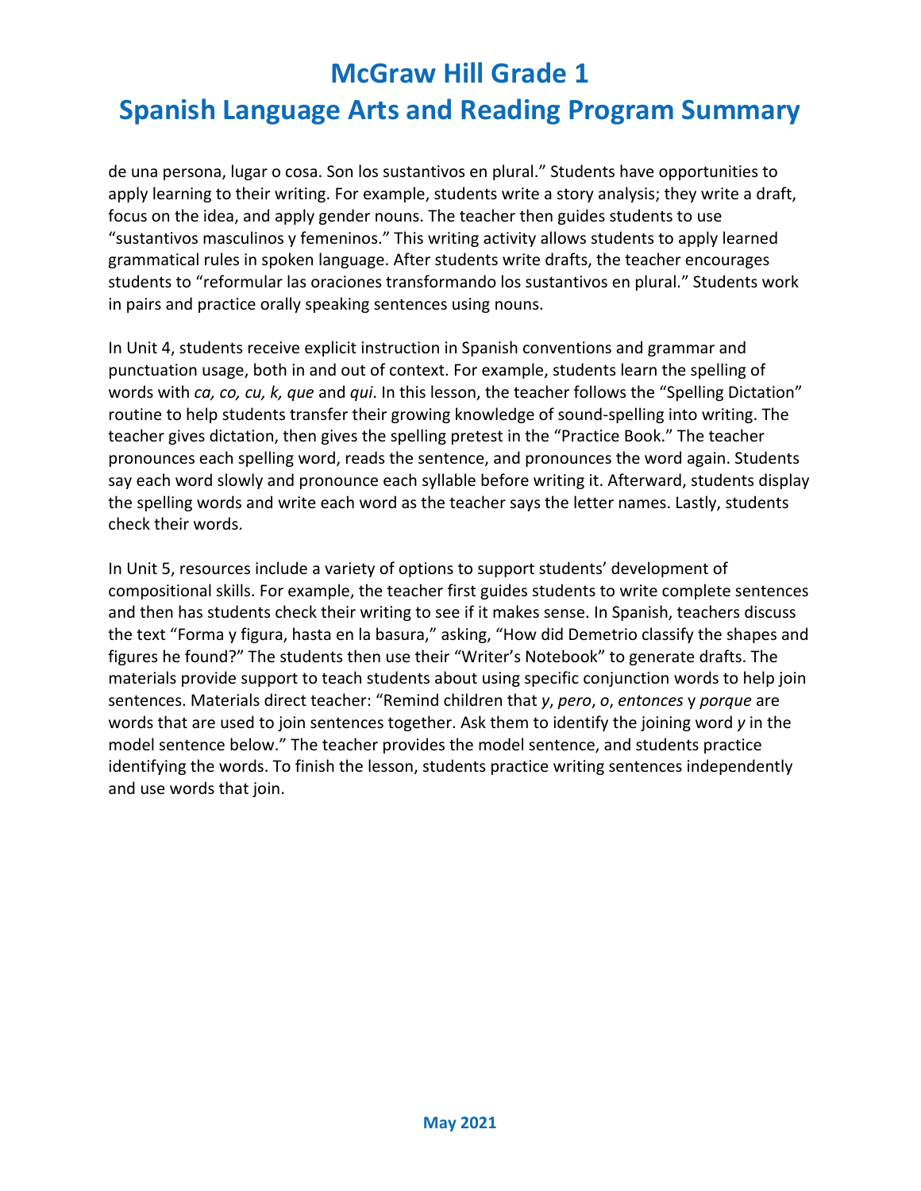de una persona, lugar o cosa. Son los sustantivos en plural." Students have opportunities to apply learning to their writing. For example, students write a story analysis; they write a draft, focus on the idea, and apply gender nouns. The teacher then guides students to use "sustantivos masculinos y femeninos." This writing activity allows students to apply learned grammatical rules in spoken language. After students write drafts, the teacher encourages students to "reformular las oraciones transformando los sustantivos en plural." Students work in pairs and practice orally speaking sentences using nouns.

In Unit 4, students receive explicit instruction in Spanish conventions and grammar and punctuation usage, both in and out of context. For example, students learn the spelling of words with *ca, co, cu, k, que* and *qui*. In this lesson, the teacher follows the "Spelling Dictation" routine to help students transfer their growing knowledge of sound-spelling into writing. The teacher gives dictation, then gives the spelling pretest in the "Practice Book." The teacher pronounces each spelling word, reads the sentence, and pronounces the word again. Students say each word slowly and pronounce each syllable before writing it. Afterward, students display the spelling words and write each word as the teacher says the letter names. Lastly, students check their words.

In Unit 5, resources include a variety of options to support students' development of compositional skills. For example, the teacher first guides students to write complete sentences and then has students check their writing to see if it makes sense. In Spanish, teachers discuss the text "Forma y figura, hasta en la basura," asking, "How did Demetrio classify the shapes and figures he found?" The students then use their "Writer's Notebook" to generate drafts. The materials provide support to teach students about using specific conjunction words to help join sentences. Materials direct teacher: "Remind children that *y*, *pero*, *o*, *entonces* y *porque* are words that are used to join sentences together. Ask them to identify the joining word *y* in the model sentence below." The teacher provides the model sentence, and students practice identifying the words. To finish the lesson, students practice writing sentences independently and use words that join.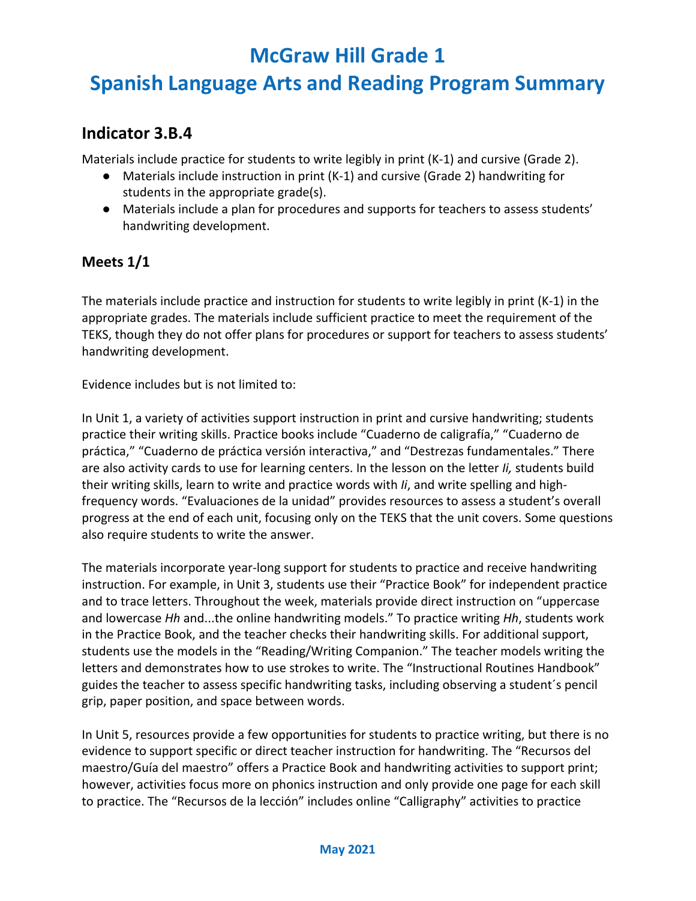# McGraw Hill Grade 1

# Spanish Language Arts and Reading Program Summary

## Indicator 3.B.4

Materials include practice for students to write legibly in print (K-1) and cursive (Grade 2).

- Materials include instruction in print (K-1) and cursive (Grade 2) handwriting for students in the appropriate grade(s).
- Materials include a plan for procedures and supports for teachers to assess students' handwriting development.

## Meets 1/1

The materials include practice and instruction for students to write legibly in print (K-1) in the appropriate grades. The materials include sufficient practice to meet the requirement of the TEKS, though they do not offer plans for procedures or support for teachers to assess students' handwriting development.

Evidence includes but is not limited to:

In Unit 1, a variety of activities support instruction in print and cursive handwriting; students practice their writing skills. Practice books include "Cuaderno de caligrafía," "Cuaderno de práctica," "Cuaderno de práctica versión interactiva," and "Destrezas fundamentales." There are also activity cards to use for learning centers. In the lesson on the letter *Ii,* students build their writing skills, learn to write and practice words with *Ii*, and write spelling and high-frequency words. "Evaluaciones de la unidad" provides resources to assess a student's overall progress at the end of each unit, focusing only on the TEKS that the unit covers. Some questions also require students to write the answer.

The materials incorporate year-long support for students to practice and receive handwriting instruction. For example, in Unit 3, students use their "Practice Book" for independent practice and to trace letters. Throughout the week, materials provide direct instruction on "uppercase and lowercase *Hh* and...the online handwriting models." To practice writing *Hh*, students work in the Practice Book, and the teacher checks their handwriting skills. For additional support, students use the models in the "Reading/Writing Companion." The teacher models writing the letters and demonstrates how to use strokes to write. The "Instructional Routines Handbook" guides the teacher to assess specific handwriting tasks, including observing a student´s pencil grip, paper position, and space between words.

In Unit 5, resources provide a few opportunities for students to practice writing, but there is no evidence to support specific or direct teacher instruction for handwriting. The "Recursos del maestro/Guía del maestro" offers a Practice Book and handwriting activities to support print; however, activities focus more on phonics instruction and only provide one page for each skill to practice. The "Recursos de la lección" includes online "Calligraphy" activities to practice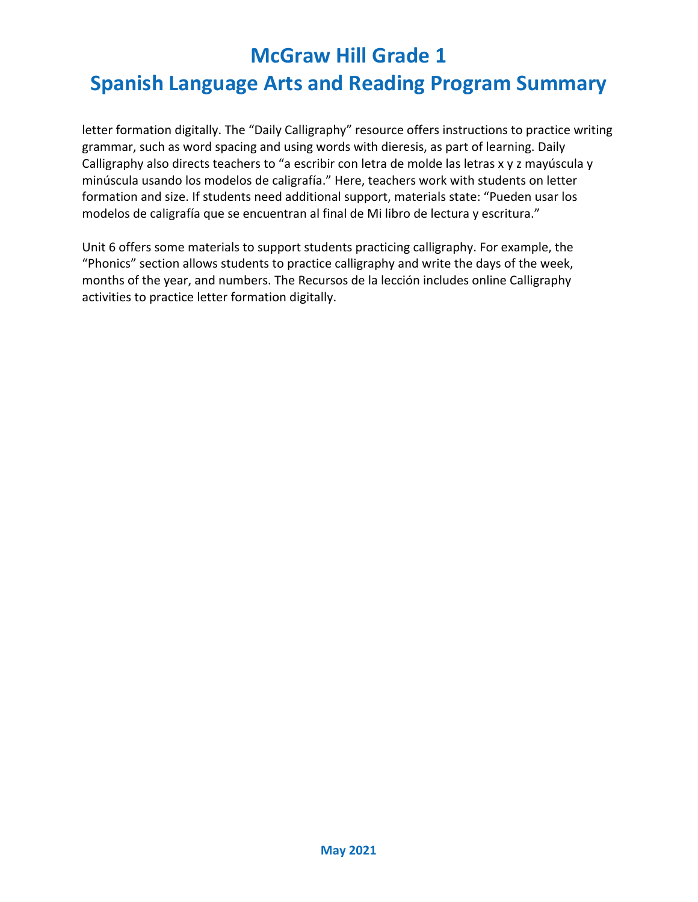letter formation digitally. The “Daily Calligraphy” resource offers instructions to practice writing grammar, such as word spacing and using words with dieresis, as part of learning. Daily Calligraphy also directs teachers to “a escribir con letra de molde las letras x y z mayúscula y minúscula usando los modelos de caligrafía.” Here, teachers work with students on letter formation and size. If students need additional support, materials state: “Pueden usar los modelos de caligrafía que se encuentran al final de Mi libro de lectura y escritura.”

Unit 6 offers some materials to support students practicing calligraphy. For example, the “Phonics” section allows students to practice calligraphy and write the days of the week, months of the year, and numbers. The Recursos de la lección includes online Calligraphy activities to practice letter formation digitally.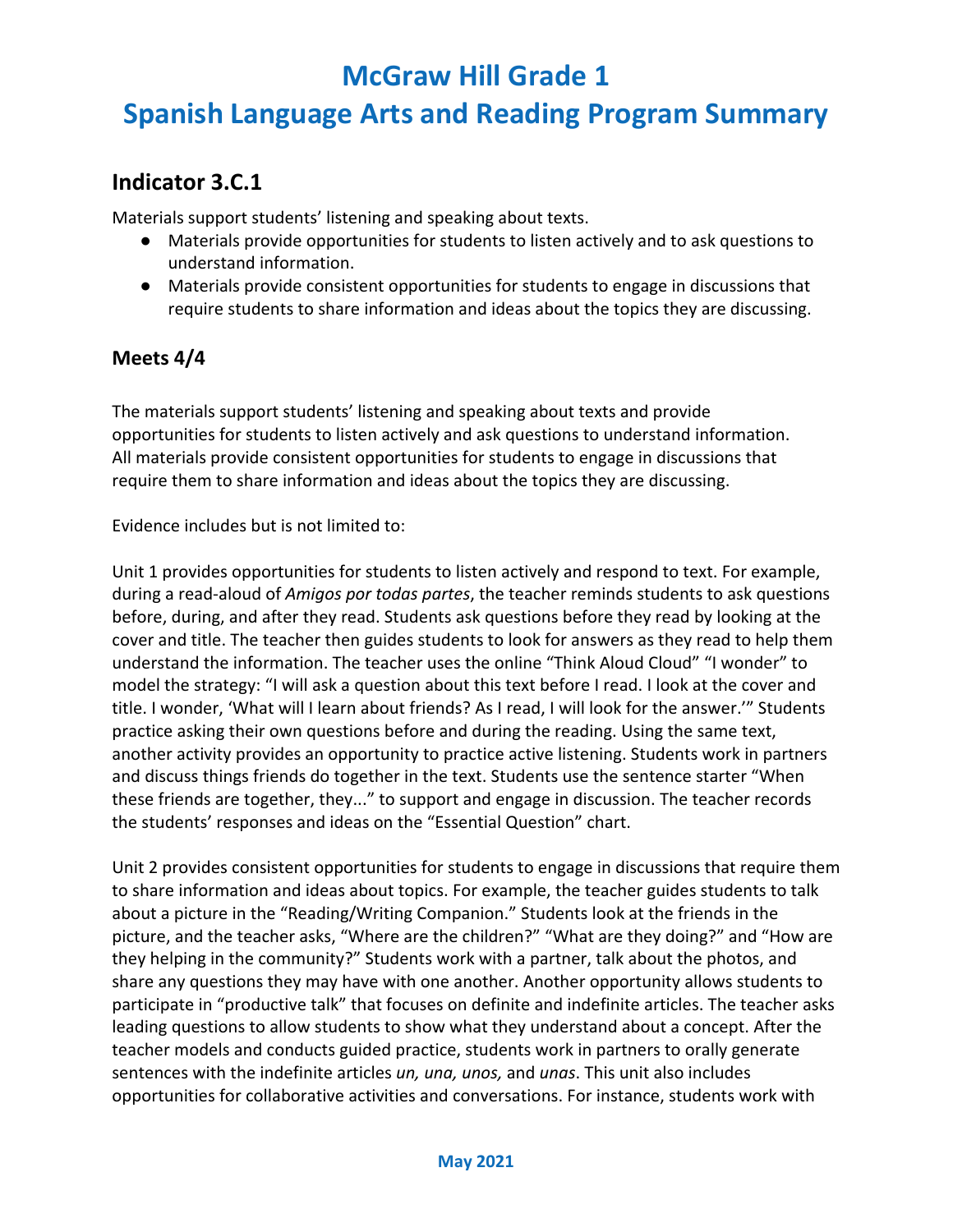# McGraw Hill Grade 1

# Spanish Language Arts and Reading Program Summary

## Indicator 3.C.1

Materials support students' listening and speaking about texts.

- Materials provide opportunities for students to listen actively and to ask questions to understand information.
- Materials provide consistent opportunities for students to engage in discussions that require students to share information and ideas about the topics they are discussing.

### Meets 4/4

The materials support students' listening and speaking about texts and provide opportunities for students to listen actively and ask questions to understand information. All materials provide consistent opportunities for students to engage in discussions that require them to share information and ideas about the topics they are discussing.

Evidence includes but is not limited to:

Unit 1 provides opportunities for students to listen actively and respond to text. For example, during a read-aloud of *Amigos por todas partes*, the teacher reminds students to ask questions before, during, and after they read. Students ask questions before they read by looking at the cover and title. The teacher then guides students to look for answers as they read to help them understand the information. The teacher uses the online "Think Aloud Cloud" "I wonder" to model the strategy: "I will ask a question about this text before I read. I look at the cover and title. I wonder, 'What will I learn about friends? As I read, I will look for the answer.'" Students practice asking their own questions before and during the reading. Using the same text, another activity provides an opportunity to practice active listening. Students work in partners and discuss things friends do together in the text. Students use the sentence starter "When these friends are together, they..." to support and engage in discussion. The teacher records the students' responses and ideas on the "Essential Question" chart.

Unit 2 provides consistent opportunities for students to engage in discussions that require them to share information and ideas about topics. For example, the teacher guides students to talk about a picture in the "Reading/Writing Companion." Students look at the friends in the picture, and the teacher asks, "Where are the children?" "What are they doing?" and "How are they helping in the community?" Students work with a partner, talk about the photos, and share any questions they may have with one another. Another opportunity allows students to participate in "productive talk" that focuses on definite and indefinite articles. The teacher asks leading questions to allow students to show what they understand about a concept. After the teacher models and conducts guided practice, students work in partners to orally generate sentences with the indefinite articles *un, una, unos,* and *unas*. This unit also includes opportunities for collaborative activities and conversations. For instance, students work with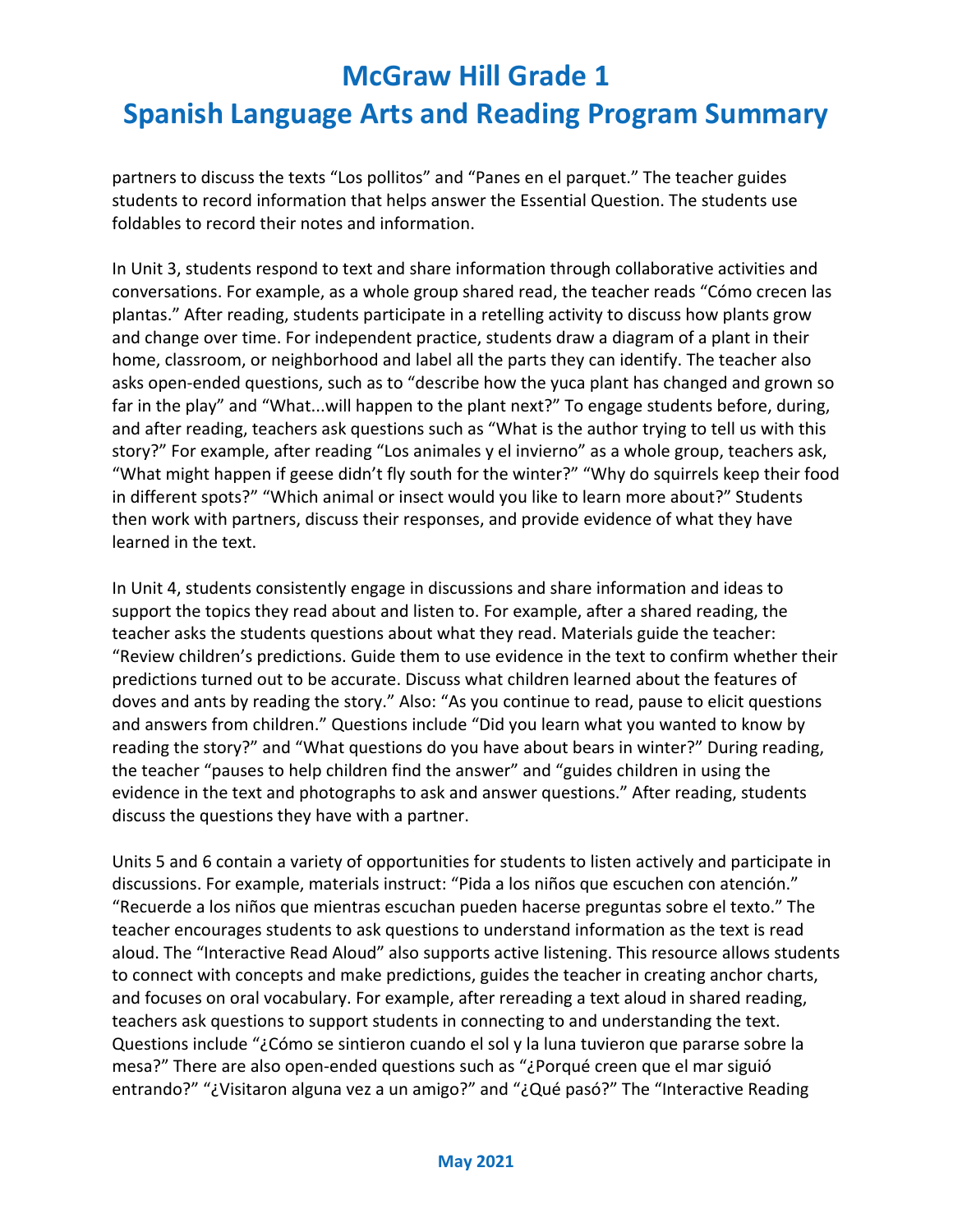partners to discuss the texts "Los pollitos" and "Panes en el parquet." The teacher guides students to record information that helps answer the Essential Question. The students use foldables to record their notes and information.

In Unit 3, students respond to text and share information through collaborative activities and conversations. For example, as a whole group shared read, the teacher reads "Cómo crecen las plantas." After reading, students participate in a retelling activity to discuss how plants grow and change over time. For independent practice, students draw a diagram of a plant in their home, classroom, or neighborhood and label all the parts they can identify. The teacher also asks open-ended questions, such as to "describe how the yuca plant has changed and grown so far in the play" and "What...will happen to the plant next?" To engage students before, during, and after reading, teachers ask questions such as "What is the author trying to tell us with this story?" For example, after reading "Los animales y el invierno" as a whole group, teachers ask, "What might happen if geese didn't fly south for the winter?" "Why do squirrels keep their food in different spots?" "Which animal or insect would you like to learn more about?" Students then work with partners, discuss their responses, and provide evidence of what they have learned in the text.

In Unit 4, students consistently engage in discussions and share information and ideas to support the topics they read about and listen to. For example, after a shared reading, the teacher asks the students questions about what they read. Materials guide the teacher: "Review children's predictions. Guide them to use evidence in the text to confirm whether their predictions turned out to be accurate. Discuss what children learned about the features of doves and ants by reading the story." Also: "As you continue to read, pause to elicit questions and answers from children." Questions include "Did you learn what you wanted to know by reading the story?" and "What questions do you have about bears in winter?" During reading, the teacher "pauses to help children find the answer" and "guides children in using the evidence in the text and photographs to ask and answer questions." After reading, students discuss the questions they have with a partner.

Units 5 and 6 contain a variety of opportunities for students to listen actively and participate in discussions. For example, materials instruct: "Pida a los niños que escuchen con atención." "Recuerde a los niños que mientras escuchan pueden hacerse preguntas sobre el texto." The teacher encourages students to ask questions to understand information as the text is read aloud. The "Interactive Read Aloud" also supports active listening. This resource allows students to connect with concepts and make predictions, guides the teacher in creating anchor charts, and focuses on oral vocabulary. For example, after rereading a text aloud in shared reading, teachers ask questions to support students in connecting to and understanding the text. Questions include "¿Cómo se sintieron cuando el sol y la luna tuvieron que pararse sobre la mesa?" There are also open-ended questions such as "¿Porqué creen que el mar siguió entrando?" "¿Visitaron alguna vez a un amigo?" and "¿Qué pasó?" The "Interactive Reading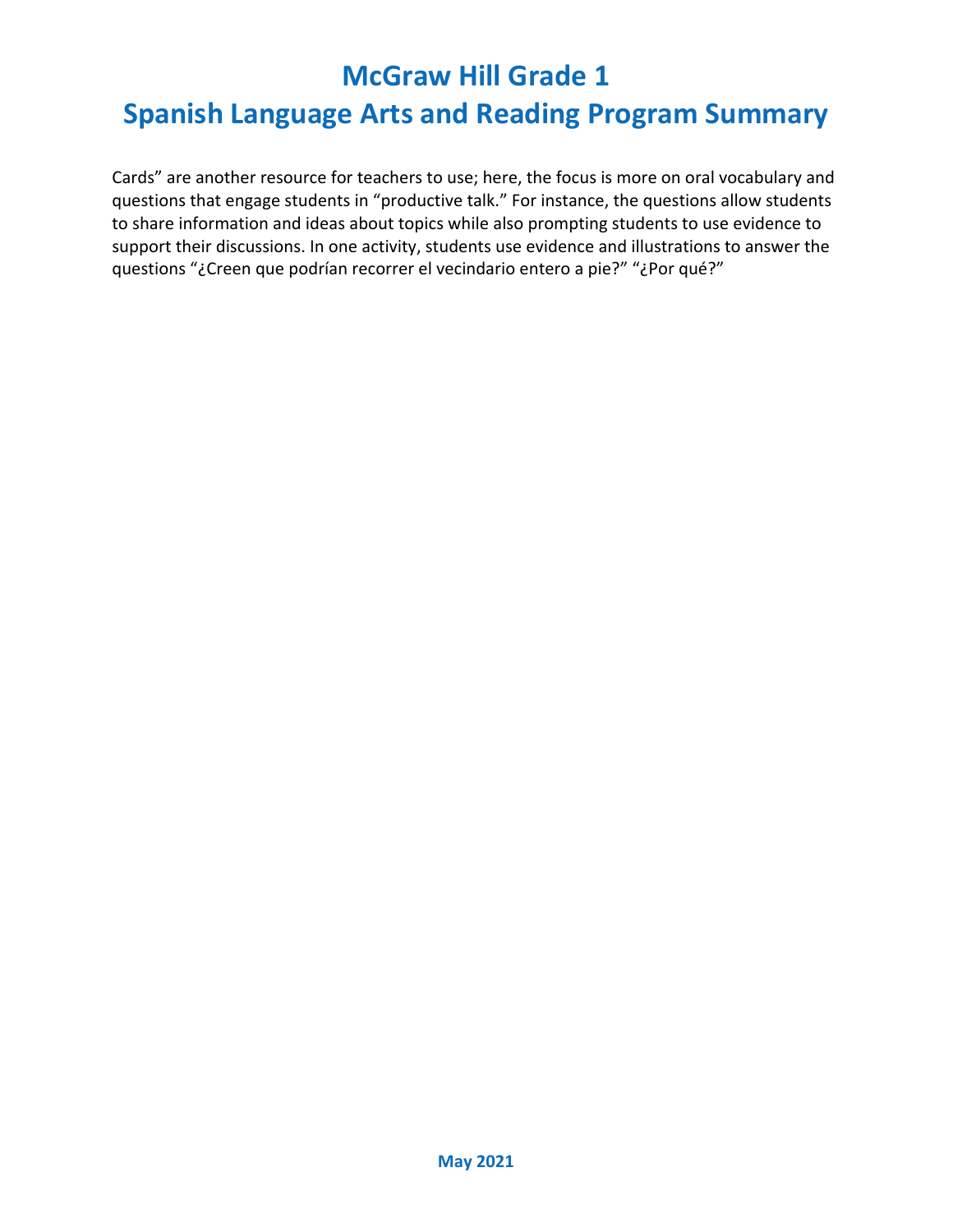Cards" are another resource for teachers to use; here, the focus is more on oral vocabulary and questions that engage students in "productive talk." For instance, the questions allow students to share information and ideas about topics while also prompting students to use evidence to support their discussions. In one activity, students use evidence and illustrations to answer the questions "¿Creen que podrían recorrer el vecindario entero a pie?" "¿Por qué?"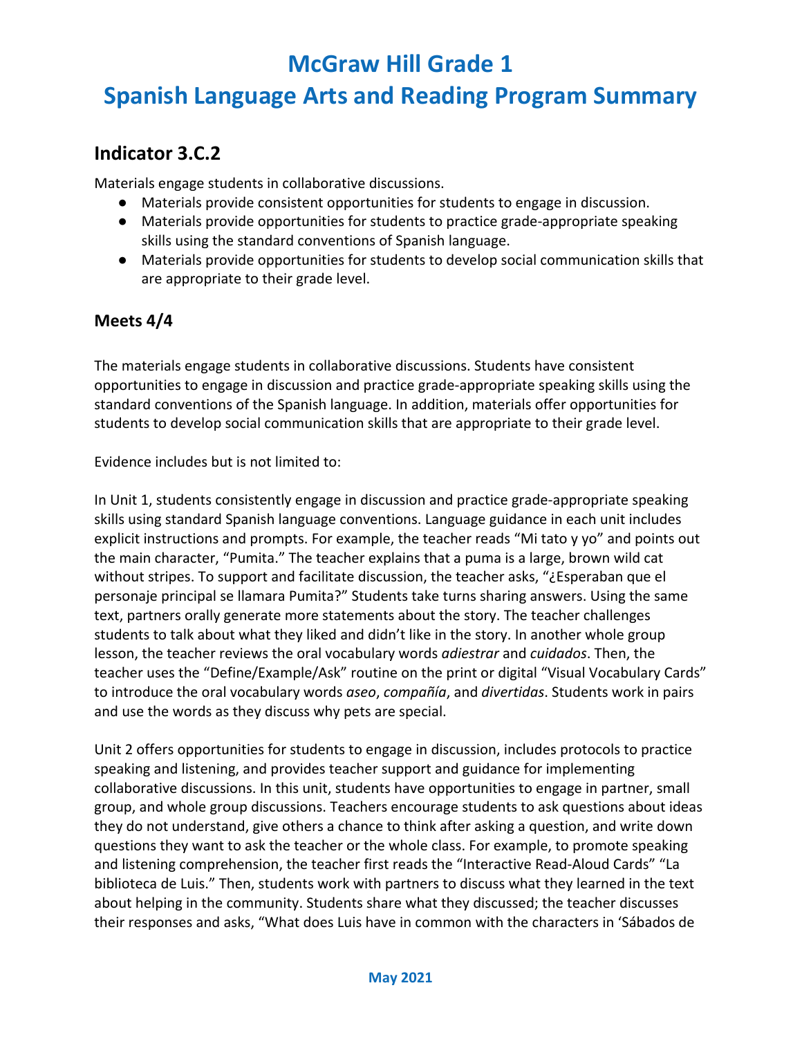# McGraw Hill Grade 1

# Spanish Language Arts and Reading Program Summary

## Indicator 3.C.2

Materials engage students in collaborative discussions.

- Materials provide consistent opportunities for students to engage in discussion.
- Materials provide opportunities for students to practice grade-appropriate speaking skills using the standard conventions of Spanish language.
- Materials provide opportunities for students to develop social communication skills that are appropriate to their grade level.

### Meets 4/4

The materials engage students in collaborative discussions. Students have consistent opportunities to engage in discussion and practice grade-appropriate speaking skills using the standard conventions of the Spanish language. In addition, materials offer opportunities for students to develop social communication skills that are appropriate to their grade level.

Evidence includes but is not limited to:

In Unit 1, students consistently engage in discussion and practice grade-appropriate speaking skills using standard Spanish language conventions. Language guidance in each unit includes explicit instructions and prompts. For example, the teacher reads "Mi tato y yo" and points out the main character, "Pumita." The teacher explains that a puma is a large, brown wild cat without stripes. To support and facilitate discussion, the teacher asks, "¿Esperaban que el personaje principal se llamara Pumita?" Students take turns sharing answers. Using the same text, partners orally generate more statements about the story. The teacher challenges students to talk about what they liked and didn't like in the story. In another whole group lesson, the teacher reviews the oral vocabulary words *adiestrar* and *cuidados*. Then, the teacher uses the "Define/Example/Ask" routine on the print or digital "Visual Vocabulary Cards" to introduce the oral vocabulary words *aseo*, *compañía*, and *divertidas*. Students work in pairs and use the words as they discuss why pets are special.

Unit 2 offers opportunities for students to engage in discussion, includes protocols to practice speaking and listening, and provides teacher support and guidance for implementing collaborative discussions. In this unit, students have opportunities to engage in partner, small group, and whole group discussions. Teachers encourage students to ask questions about ideas they do not understand, give others a chance to think after asking a question, and write down questions they want to ask the teacher or the whole class. For example, to promote speaking and listening comprehension, the teacher first reads the "Interactive Read-Aloud Cards" "La biblioteca de Luis." Then, students work with partners to discuss what they learned in the text about helping in the community. Students share what they discussed; the teacher discusses their responses and asks, "What does Luis have in common with the characters in 'Sábados de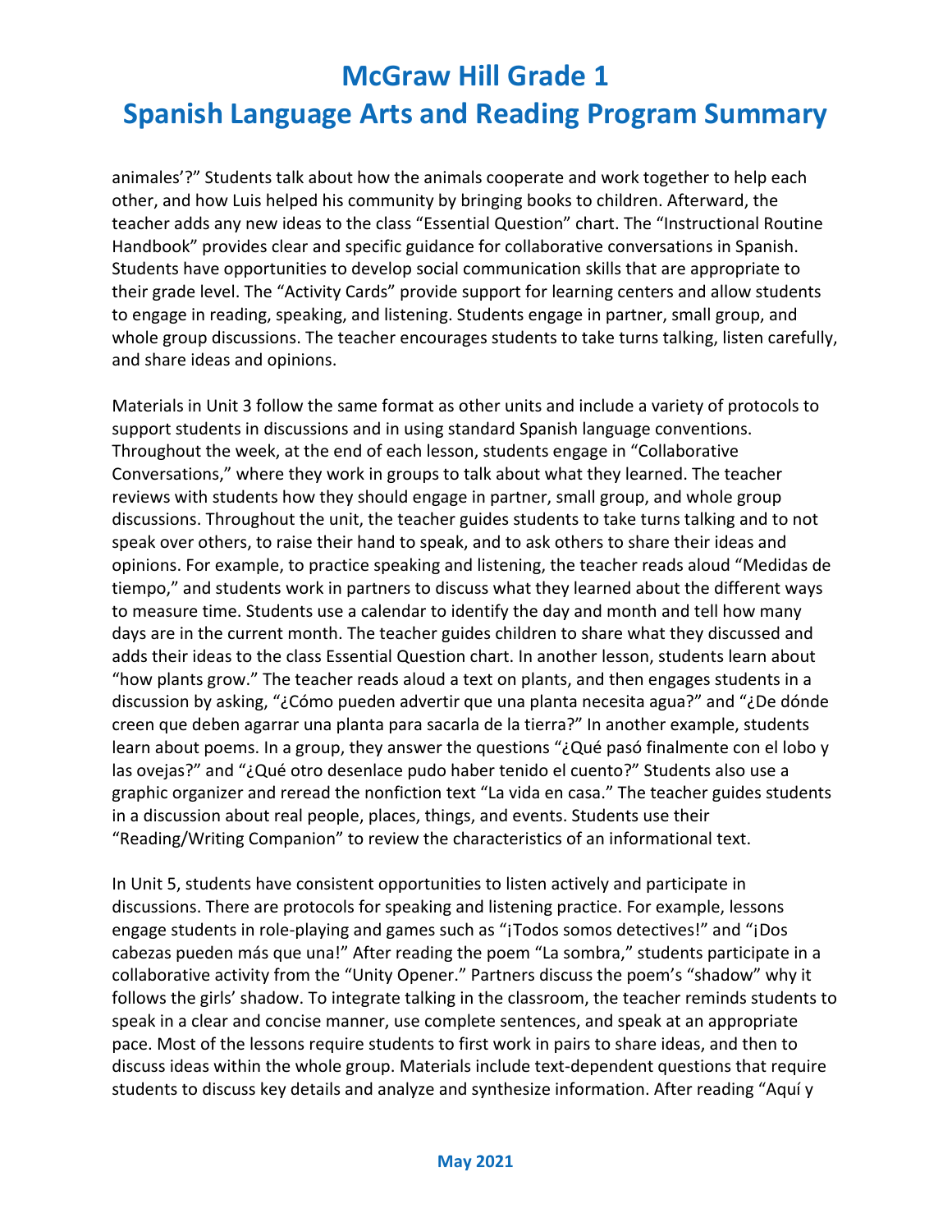animales'?" Students talk about how the animals cooperate and work together to help each other, and how Luis helped his community by bringing books to children. Afterward, the teacher adds any new ideas to the class "Essential Question" chart. The "Instructional Routine Handbook" provides clear and specific guidance for collaborative conversations in Spanish. Students have opportunities to develop social communication skills that are appropriate to their grade level. The "Activity Cards" provide support for learning centers and allow students to engage in reading, speaking, and listening. Students engage in partner, small group, and whole group discussions. The teacher encourages students to take turns talking, listen carefully, and share ideas and opinions.

Materials in Unit 3 follow the same format as other units and include a variety of protocols to support students in discussions and in using standard Spanish language conventions. Throughout the week, at the end of each lesson, students engage in "Collaborative Conversations," where they work in groups to talk about what they learned. The teacher reviews with students how they should engage in partner, small group, and whole group discussions. Throughout the unit, the teacher guides students to take turns talking and to not speak over others, to raise their hand to speak, and to ask others to share their ideas and opinions. For example, to practice speaking and listening, the teacher reads aloud "Medidas de tiempo," and students work in partners to discuss what they learned about the different ways to measure time. Students use a calendar to identify the day and month and tell how many days are in the current month. The teacher guides children to share what they discussed and adds their ideas to the class Essential Question chart. In another lesson, students learn about "how plants grow." The teacher reads aloud a text on plants, and then engages students in a discussion by asking, "¿Cómo pueden advertir que una planta necesita agua?" and "¿De dónde creen que deben agarrar una planta para sacarla de la tierra?" In another example, students learn about poems. In a group, they answer the questions "¿Qué pasó finalmente con el lobo y las ovejas?" and "¿Qué otro desenlace pudo haber tenido el cuento?" Students also use a graphic organizer and reread the nonfiction text "La vida en casa." The teacher guides students in a discussion about real people, places, things, and events. Students use their "Reading/Writing Companion" to review the characteristics of an informational text.

In Unit 5, students have consistent opportunities to listen actively and participate in discussions. There are protocols for speaking and listening practice. For example, lessons engage students in role-playing and games such as "¡Todos somos detectives!" and "¡Dos cabezas pueden más que una!" After reading the poem "La sombra," students participate in a collaborative activity from the "Unity Opener." Partners discuss the poem's "shadow" why it follows the girls' shadow. To integrate talking in the classroom, the teacher reminds students to speak in a clear and concise manner, use complete sentences, and speak at an appropriate pace. Most of the lessons require students to first work in pairs to share ideas, and then to discuss ideas within the whole group. Materials include text-dependent questions that require students to discuss key details and analyze and synthesize information. After reading "Aquí y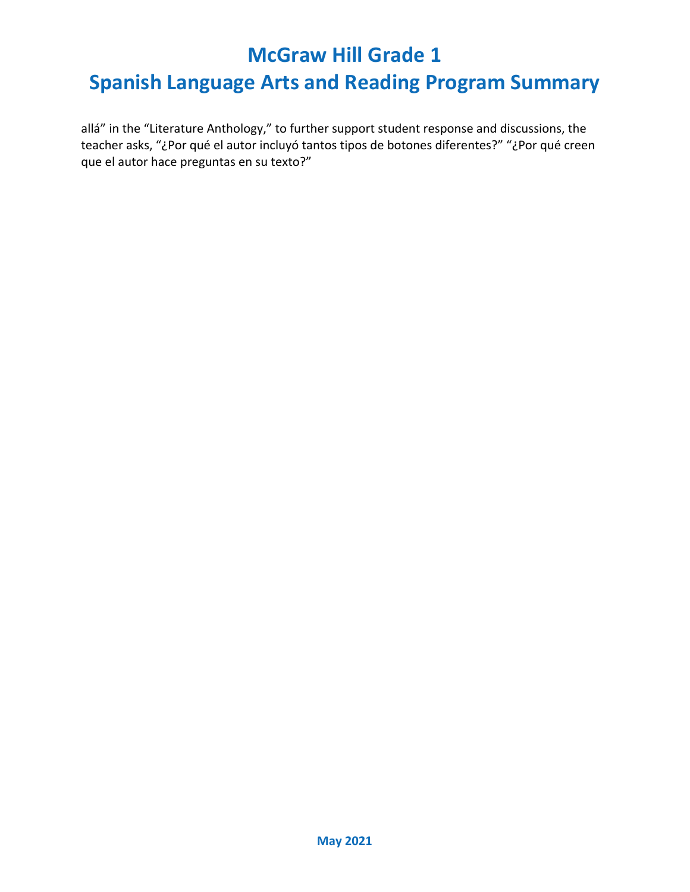allá" in the "Literature Anthology," to further support student response and discussions, the teacher asks, "¿Por qué el autor incluyó tantos tipos de botones diferentes?" "¿Por qué creen que el autor hace preguntas en su texto?"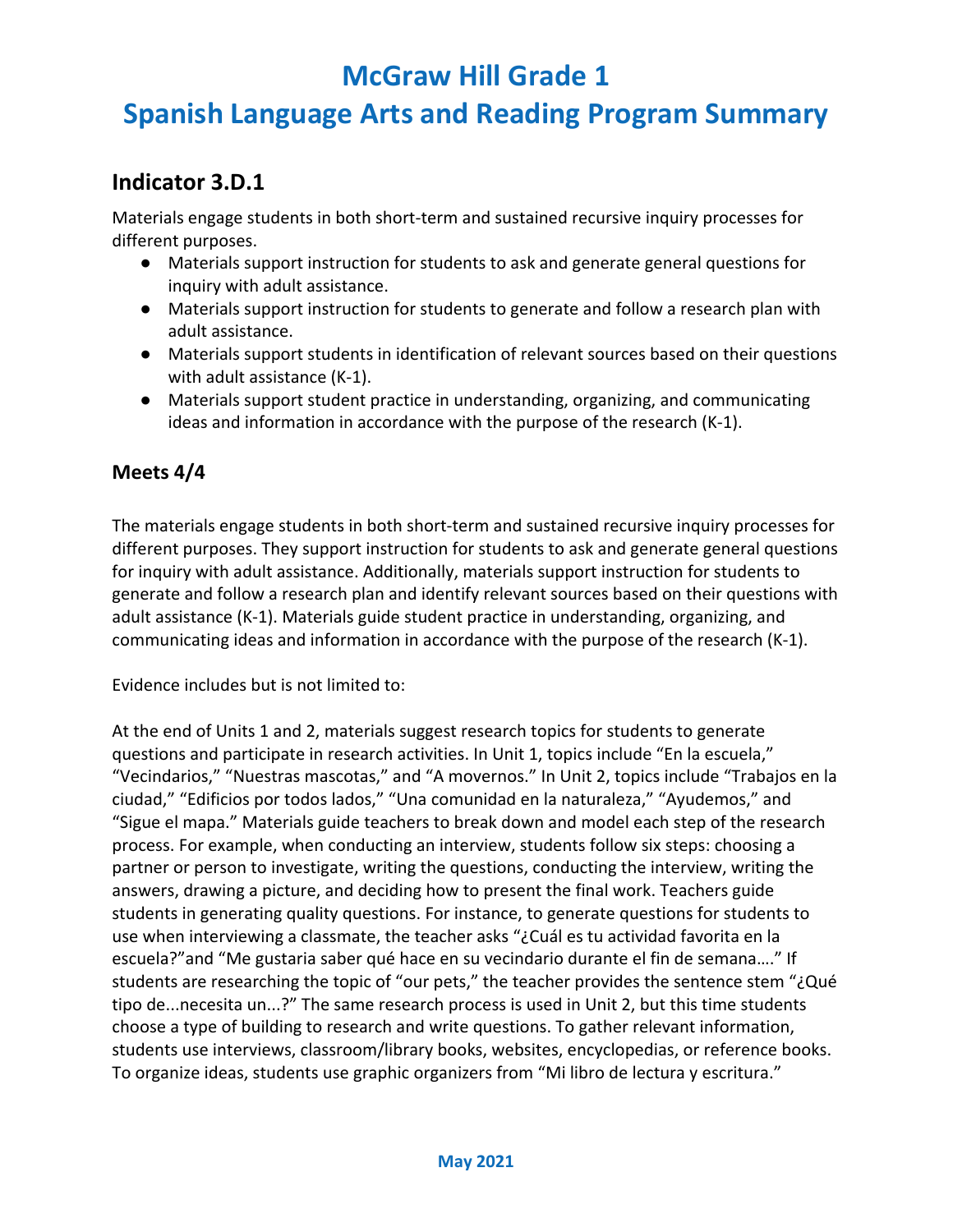# McGraw Hill Grade 1

# Spanish Language Arts and Reading Program Summary

## Indicator 3.D.1

Materials engage students in both short-term and sustained recursive inquiry processes for different purposes.

- Materials support instruction for students to ask and generate general questions for inquiry with adult assistance.
- Materials support instruction for students to generate and follow a research plan with adult assistance.
- Materials support students in identification of relevant sources based on their questions with adult assistance (K-1).
- Materials support student practice in understanding, organizing, and communicating ideas and information in accordance with the purpose of the research (K-1).

### Meets 4/4

The materials engage students in both short-term and sustained recursive inquiry processes for different purposes. They support instruction for students to ask and generate general questions for inquiry with adult assistance. Additionally, materials support instruction for students to generate and follow a research plan and identify relevant sources based on their questions with adult assistance (K-1). Materials guide student practice in understanding, organizing, and communicating ideas and information in accordance with the purpose of the research (K-1).

Evidence includes but is not limited to:

At the end of Units 1 and 2, materials suggest research topics for students to generate questions and participate in research activities. In Unit 1, topics include "En la escuela," "Vecindarios," "Nuestras mascotas," and "A movernos." In Unit 2, topics include "Trabajos en la ciudad," "Edificios por todos lados," "Una comunidad en la naturaleza," "Ayudemos," and "Sigue el mapa." Materials guide teachers to break down and model each step of the research process. For example, when conducting an interview, students follow six steps: choosing a partner or person to investigate, writing the questions, conducting the interview, writing the answers, drawing a picture, and deciding how to present the final work. Teachers guide students in generating quality questions. For instance, to generate questions for students to use when interviewing a classmate, the teacher asks "¿Cuál es tu actividad favorita en la escuela?"and "Me gustaria saber qué hace en su vecindario durante el fin de semana…." If students are researching the topic of "our pets," the teacher provides the sentence stem "¿Qué tipo de...necesita un...?" The same research process is used in Unit 2, but this time students choose a type of building to research and write questions. To gather relevant information, students use interviews, classroom/library books, websites, encyclopedias, or reference books. To organize ideas, students use graphic organizers from "Mi libro de lectura y escritura."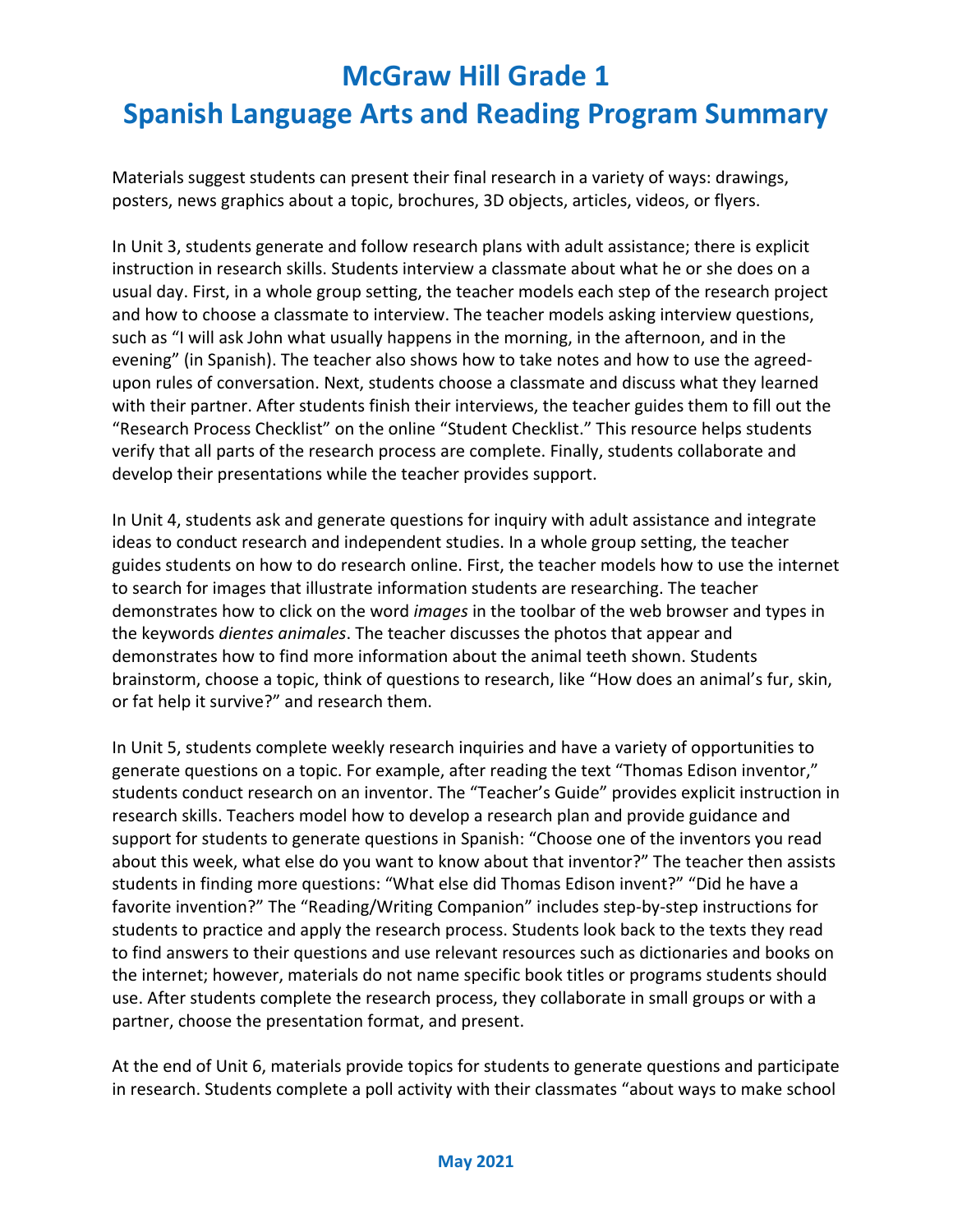Materials suggest students can present their final research in a variety of ways: drawings, posters, news graphics about a topic, brochures, 3D objects, articles, videos, or flyers.

In Unit 3, students generate and follow research plans with adult assistance; there is explicit instruction in research skills. Students interview a classmate about what he or she does on a usual day. First, in a whole group setting, the teacher models each step of the research project and how to choose a classmate to interview. The teacher models asking interview questions, such as "I will ask John what usually happens in the morning, in the afternoon, and in the evening" (in Spanish). The teacher also shows how to take notes and how to use the agreed-upon rules of conversation. Next, students choose a classmate and discuss what they learned with their partner. After students finish their interviews, the teacher guides them to fill out the "Research Process Checklist" on the online "Student Checklist." This resource helps students verify that all parts of the research process are complete. Finally, students collaborate and develop their presentations while the teacher provides support.

In Unit 4, students ask and generate questions for inquiry with adult assistance and integrate ideas to conduct research and independent studies. In a whole group setting, the teacher guides students on how to do research online. First, the teacher models how to use the internet to search for images that illustrate information students are researching. The teacher demonstrates how to click on the word *images* in the toolbar of the web browser and types in the keywords *dientes animales*. The teacher discusses the photos that appear and demonstrates how to find more information about the animal teeth shown. Students brainstorm, choose a topic, think of questions to research, like "How does an animal's fur, skin, or fat help it survive?" and research them.

In Unit 5, students complete weekly research inquiries and have a variety of opportunities to generate questions on a topic. For example, after reading the text "Thomas Edison inventor," students conduct research on an inventor. The "Teacher's Guide" provides explicit instruction in research skills. Teachers model how to develop a research plan and provide guidance and support for students to generate questions in Spanish: "Choose one of the inventors you read about this week, what else do you want to know about that inventor?" The teacher then assists students in finding more questions: "What else did Thomas Edison invent?" "Did he have a favorite invention?" The "Reading/Writing Companion" includes step-by-step instructions for students to practice and apply the research process. Students look back to the texts they read to find answers to their questions and use relevant resources such as dictionaries and books on the internet; however, materials do not name specific book titles or programs students should use. After students complete the research process, they collaborate in small groups or with a partner, choose the presentation format, and present.

At the end of Unit 6, materials provide topics for students to generate questions and participate in research. Students complete a poll activity with their classmates "about ways to make school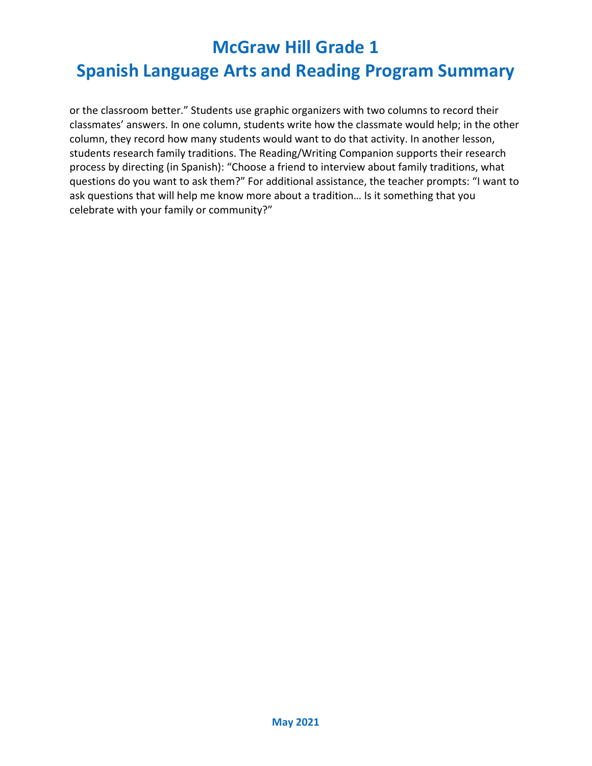or the classroom better." Students use graphic organizers with two columns to record their classmates' answers. In one column, students write how the classmate would help; in the other column, they record how many students would want to do that activity. In another lesson, students research family traditions. The Reading/Writing Companion supports their research process by directing (in Spanish): "Choose a friend to interview about family traditions, what questions do you want to ask them?" For additional assistance, the teacher prompts: "I want to ask questions that will help me know more about a tradition… Is it something that you celebrate with your family or community?"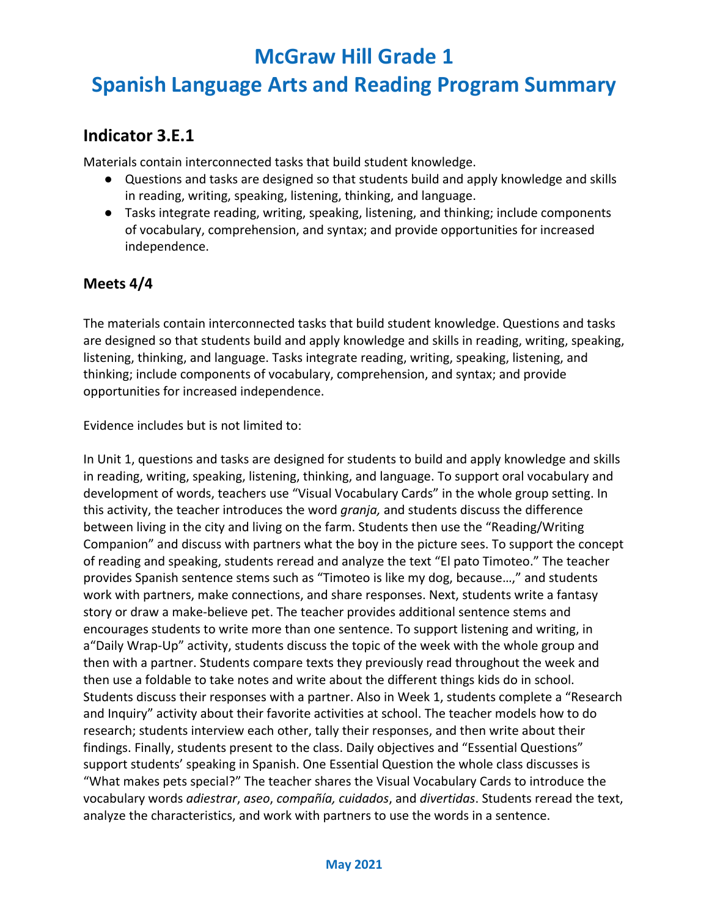# McGraw Hill Grade 1
# Spanish Language Arts and Reading Program Summary

## Indicator 3.E.1

Materials contain interconnected tasks that build student knowledge.

- Questions and tasks are designed so that students build and apply knowledge and skills in reading, writing, speaking, listening, thinking, and language.
- Tasks integrate reading, writing, speaking, listening, and thinking; include components of vocabulary, comprehension, and syntax; and provide opportunities for increased independence.

### Meets 4/4

The materials contain interconnected tasks that build student knowledge. Questions and tasks are designed so that students build and apply knowledge and skills in reading, writing, speaking, listening, thinking, and language. Tasks integrate reading, writing, speaking, listening, and thinking; include components of vocabulary, comprehension, and syntax; and provide opportunities for increased independence.

Evidence includes but is not limited to:

In Unit 1, questions and tasks are designed for students to build and apply knowledge and skills in reading, writing, speaking, listening, thinking, and language. To support oral vocabulary and development of words, teachers use "Visual Vocabulary Cards" in the whole group setting. In this activity, the teacher introduces the word *granja,* and students discuss the difference between living in the city and living on the farm. Students then use the "Reading/Writing Companion" and discuss with partners what the boy in the picture sees. To support the concept of reading and speaking, students reread and analyze the text "El pato Timoteo." The teacher provides Spanish sentence stems such as "Timoteo is like my dog, because…," and students work with partners, make connections, and share responses. Next, students write a fantasy story or draw a make-believe pet. The teacher provides additional sentence stems and encourages students to write more than one sentence. To support listening and writing, in a"Daily Wrap-Up" activity, students discuss the topic of the week with the whole group and then with a partner. Students compare texts they previously read throughout the week and then use a foldable to take notes and write about the different things kids do in school. Students discuss their responses with a partner. Also in Week 1, students complete a "Research and Inquiry" activity about their favorite activities at school. The teacher models how to do research; students interview each other, tally their responses, and then write about their findings. Finally, students present to the class. Daily objectives and "Essential Questions" support students' speaking in Spanish. One Essential Question the whole class discusses is "What makes pets special?" The teacher shares the Visual Vocabulary Cards to introduce the vocabulary words *adiestrar*, *aseo*, *compañía, cuidados*, and *divertidas*. Students reread the text, analyze the characteristics, and work with partners to use the words in a sentence.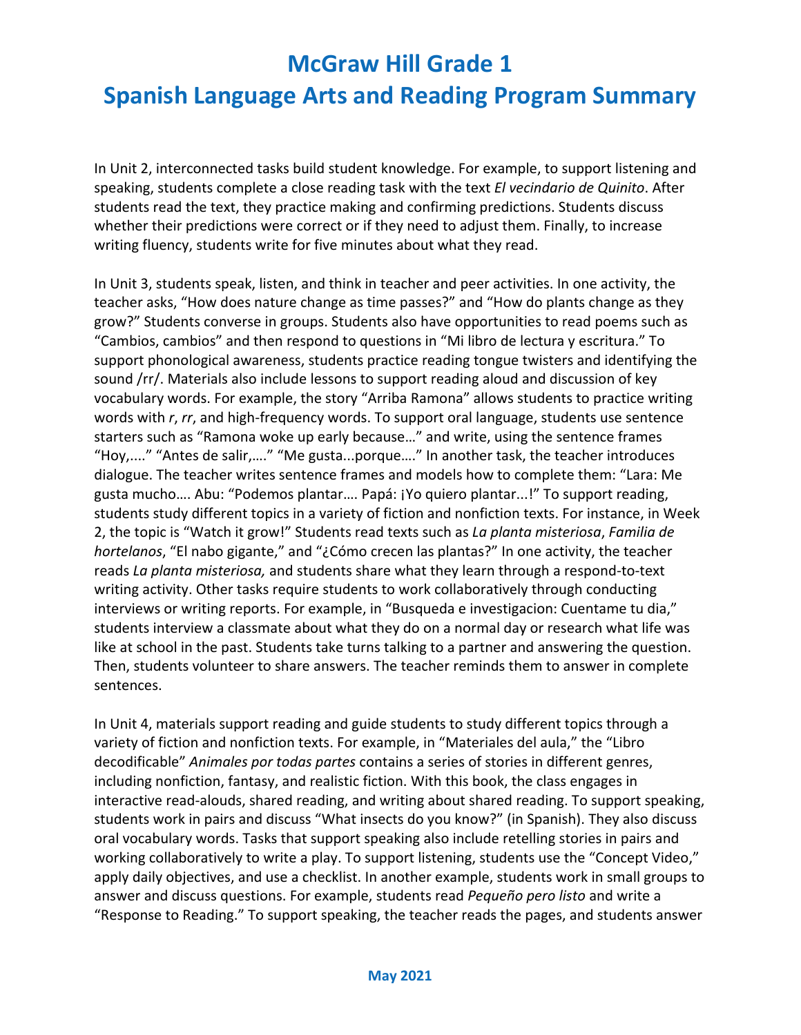# McGraw Hill Grade 1
# Spanish Language Arts and Reading Program Summary

In Unit 2, interconnected tasks build student knowledge. For example, to support listening and speaking, students complete a close reading task with the text *El vecindario de Quinito*. After students read the text, they practice making and confirming predictions. Students discuss whether their predictions were correct or if they need to adjust them. Finally, to increase writing fluency, students write for five minutes about what they read.

In Unit 3, students speak, listen, and think in teacher and peer activities. In one activity, the teacher asks, "How does nature change as time passes?" and "How do plants change as they grow?" Students converse in groups. Students also have opportunities to read poems such as "Cambios, cambios" and then respond to questions in "Mi libro de lectura y escritura." To support phonological awareness, students practice reading tongue twisters and identifying the sound /rr/. Materials also include lessons to support reading aloud and discussion of key vocabulary words. For example, the story "Arriba Ramona" allows students to practice writing words with *r*, *rr*, and high-frequency words. To support oral language, students use sentence starters such as "Ramona woke up early because…" and write, using the sentence frames "Hoy,...." "Antes de salir,…." "Me gusta...porque…." In another task, the teacher introduces dialogue. The teacher writes sentence frames and models how to complete them: "Lara: Me gusta mucho…. Abu: "Podemos plantar…. Papá: ¡Yo quiero plantar...!" To support reading, students study different topics in a variety of fiction and nonfiction texts. For instance, in Week 2, the topic is "Watch it grow!" Students read texts such as *La planta misteriosa*, *Familia de hortelanos*, "El nabo gigante," and "¿Cómo crecen las plantas?" In one activity, the teacher reads *La planta misteriosa,* and students share what they learn through a respond-to-text writing activity. Other tasks require students to work collaboratively through conducting interviews or writing reports. For example, in "Busqueda e investigacion: Cuentame tu dia," students interview a classmate about what they do on a normal day or research what life was like at school in the past. Students take turns talking to a partner and answering the question. Then, students volunteer to share answers. The teacher reminds them to answer in complete sentences.

In Unit 4, materials support reading and guide students to study different topics through a variety of fiction and nonfiction texts. For example, in "Materiales del aula," the "Libro decodificable" *Animales por todas partes* contains a series of stories in different genres, including nonfiction, fantasy, and realistic fiction. With this book, the class engages in interactive read-alouds, shared reading, and writing about shared reading. To support speaking, students work in pairs and discuss "What insects do you know?" (in Spanish). They also discuss oral vocabulary words. Tasks that support speaking also include retelling stories in pairs and working collaboratively to write a play. To support listening, students use the "Concept Video," apply daily objectives, and use a checklist. In another example, students work in small groups to answer and discuss questions. For example, students read *Pequeño pero listo* and write a "Response to Reading." To support speaking, the teacher reads the pages, and students answer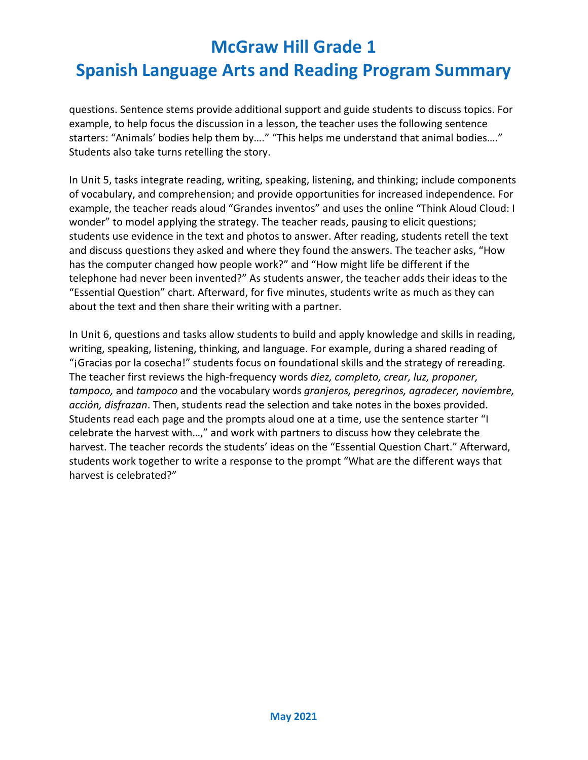questions. Sentence stems provide additional support and guide students to discuss topics. For example, to help focus the discussion in a lesson, the teacher uses the following sentence starters: “Animals’ bodies help them by….” “This helps me understand that animal bodies….” Students also take turns retelling the story.

In Unit 5, tasks integrate reading, writing, speaking, listening, and thinking; include components of vocabulary, and comprehension; and provide opportunities for increased independence. For example, the teacher reads aloud “Grandes inventos” and uses the online “Think Aloud Cloud: I wonder” to model applying the strategy. The teacher reads, pausing to elicit questions; students use evidence in the text and photos to answer. After reading, students retell the text and discuss questions they asked and where they found the answers. The teacher asks, “How has the computer changed how people work?” and “How might life be different if the telephone had never been invented?” As students answer, the teacher adds their ideas to the “Essential Question” chart. Afterward, for five minutes, students write as much as they can about the text and then share their writing with a partner.

In Unit 6, questions and tasks allow students to build and apply knowledge and skills in reading, writing, speaking, listening, thinking, and language. For example, during a shared reading of “¡Gracias por la cosecha!” students focus on foundational skills and the strategy of rereading. The teacher first reviews the high-frequency words *diez, completo, crear, luz, proponer, tampoco,* and *tampoco* and the vocabulary words *granjeros, peregrinos, agradecer, noviembre, acción, disfrazan*. Then, students read the selection and take notes in the boxes provided. Students read each page and the prompts aloud one at a time, use the sentence starter “I celebrate the harvest with…,” and work with partners to discuss how they celebrate the harvest. The teacher records the students’ ideas on the “Essential Question Chart.” Afterward, students work together to write a response to the prompt “What are the different ways that harvest is celebrated?”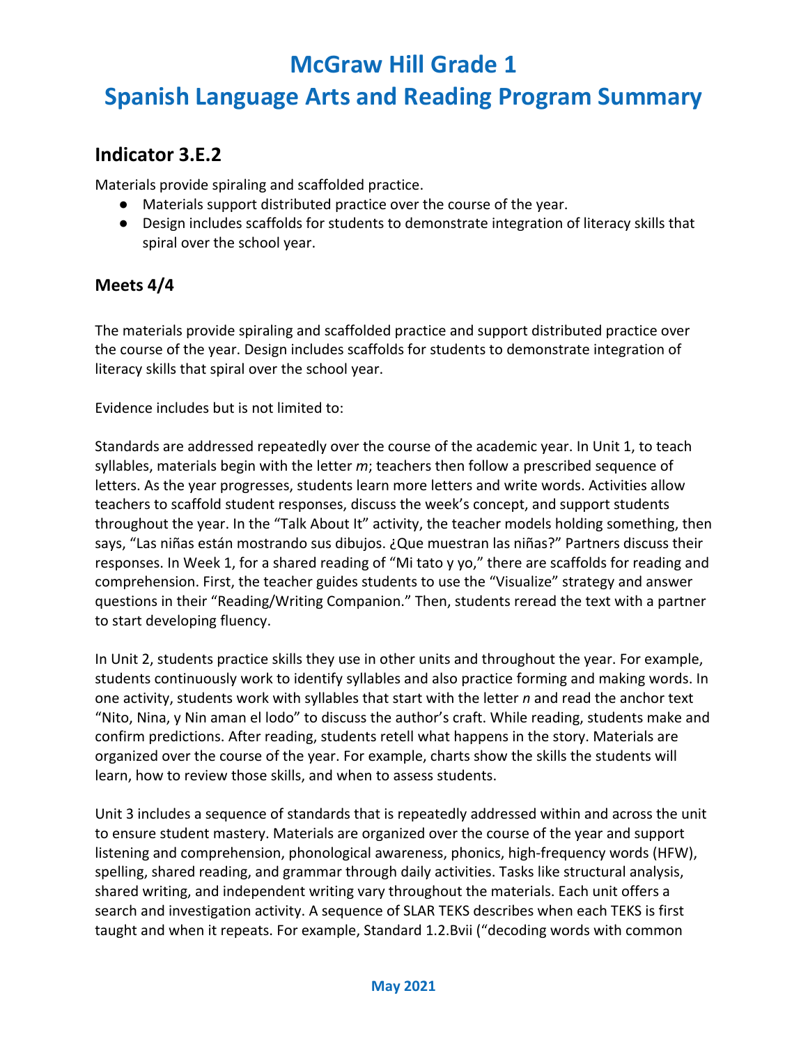# McGraw Hill Grade 1

# Spanish Language Arts and Reading Program Summary

## Indicator 3.E.2

Materials provide spiraling and scaffolded practice.

- Materials support distributed practice over the course of the year.
- Design includes scaffolds for students to demonstrate integration of literacy skills that spiral over the school year.

## Meets 4/4

The materials provide spiraling and scaffolded practice and support distributed practice over the course of the year. Design includes scaffolds for students to demonstrate integration of literacy skills that spiral over the school year.

Evidence includes but is not limited to:

Standards are addressed repeatedly over the course of the academic year. In Unit 1, to teach syllables, materials begin with the letter *m*; teachers then follow a prescribed sequence of letters. As the year progresses, students learn more letters and write words. Activities allow teachers to scaffold student responses, discuss the week's concept, and support students throughout the year. In the "Talk About It" activity, the teacher models holding something, then says, "Las niñas están mostrando sus dibujos. ¿Que muestran las niñas?" Partners discuss their responses. In Week 1, for a shared reading of "Mi tato y yo," there are scaffolds for reading and comprehension. First, the teacher guides students to use the "Visualize" strategy and answer questions in their "Reading/Writing Companion." Then, students reread the text with a partner to start developing fluency.

In Unit 2, students practice skills they use in other units and throughout the year. For example, students continuously work to identify syllables and also practice forming and making words. In one activity, students work with syllables that start with the letter *n* and read the anchor text "Nito, Nina, y Nin aman el lodo" to discuss the author's craft. While reading, students make and confirm predictions. After reading, students retell what happens in the story. Materials are organized over the course of the year. For example, charts show the skills the students will learn, how to review those skills, and when to assess students.

Unit 3 includes a sequence of standards that is repeatedly addressed within and across the unit to ensure student mastery. Materials are organized over the course of the year and support listening and comprehension, phonological awareness, phonics, high-frequency words (HFW), spelling, shared reading, and grammar through daily activities. Tasks like structural analysis, shared writing, and independent writing vary throughout the materials. Each unit offers a search and investigation activity. A sequence of SLAR TEKS describes when each TEKS is first taught and when it repeats. For example, Standard 1.2.Bvii ("decoding words with common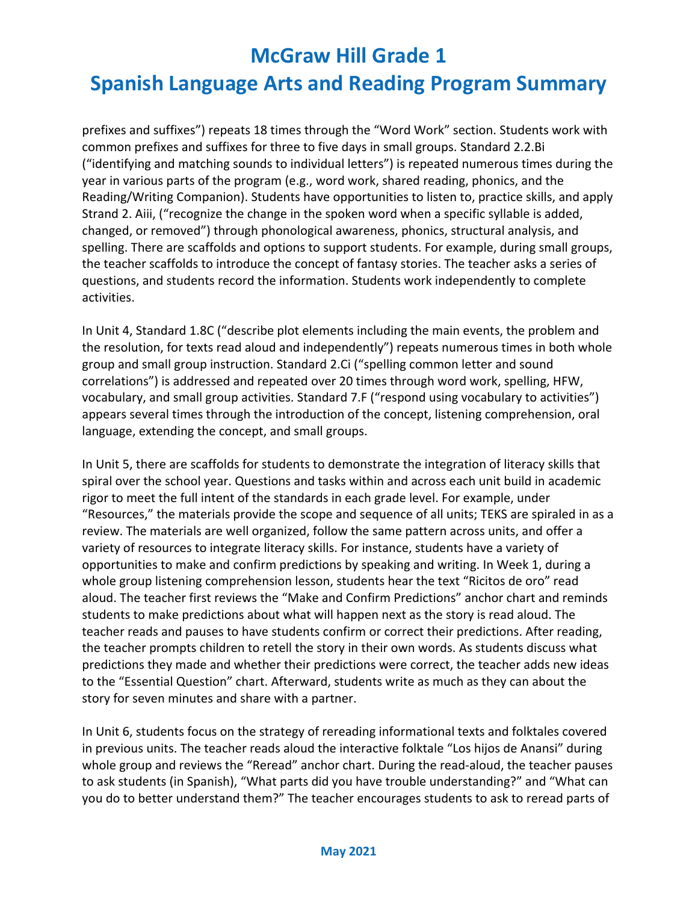prefixes and suffixes") repeats 18 times through the "Word Work" section. Students work with common prefixes and suffixes for three to five days in small groups. Standard 2.2.Bi ("identifying and matching sounds to individual letters") is repeated numerous times during the year in various parts of the program (e.g., word work, shared reading, phonics, and the Reading/Writing Companion). Students have opportunities to listen to, practice skills, and apply Strand 2. Aiii, ("recognize the change in the spoken word when a specific syllable is added, changed, or removed") through phonological awareness, phonics, structural analysis, and spelling. There are scaffolds and options to support students. For example, during small groups, the teacher scaffolds to introduce the concept of fantasy stories. The teacher asks a series of questions, and students record the information. Students work independently to complete activities.

In Unit 4, Standard 1.8C ("describe plot elements including the main events, the problem and the resolution, for texts read aloud and independently") repeats numerous times in both whole group and small group instruction. Standard 2.Ci ("spelling common letter and sound correlations") is addressed and repeated over 20 times through word work, spelling, HFW, vocabulary, and small group activities. Standard 7.F ("respond using vocabulary to activities") appears several times through the introduction of the concept, listening comprehension, oral language, extending the concept, and small groups.

In Unit 5, there are scaffolds for students to demonstrate the integration of literacy skills that spiral over the school year. Questions and tasks within and across each unit build in academic rigor to meet the full intent of the standards in each grade level. For example, under "Resources," the materials provide the scope and sequence of all units; TEKS are spiraled in as a review. The materials are well organized, follow the same pattern across units, and offer a variety of resources to integrate literacy skills. For instance, students have a variety of opportunities to make and confirm predictions by speaking and writing. In Week 1, during a whole group listening comprehension lesson, students hear the text "Ricitos de oro" read aloud. The teacher first reviews the "Make and Confirm Predictions" anchor chart and reminds students to make predictions about what will happen next as the story is read aloud. The teacher reads and pauses to have students confirm or correct their predictions. After reading, the teacher prompts children to retell the story in their own words. As students discuss what predictions they made and whether their predictions were correct, the teacher adds new ideas to the "Essential Question" chart. Afterward, students write as much as they can about the story for seven minutes and share with a partner.

In Unit 6, students focus on the strategy of rereading informational texts and folktales covered in previous units. The teacher reads aloud the interactive folktale "Los hijos de Anansi" during whole group and reviews the "Reread" anchor chart. During the read-aloud, the teacher pauses to ask students (in Spanish), "What parts did you have trouble understanding?" and "What can you do to better understand them?" The teacher encourages students to ask to reread parts of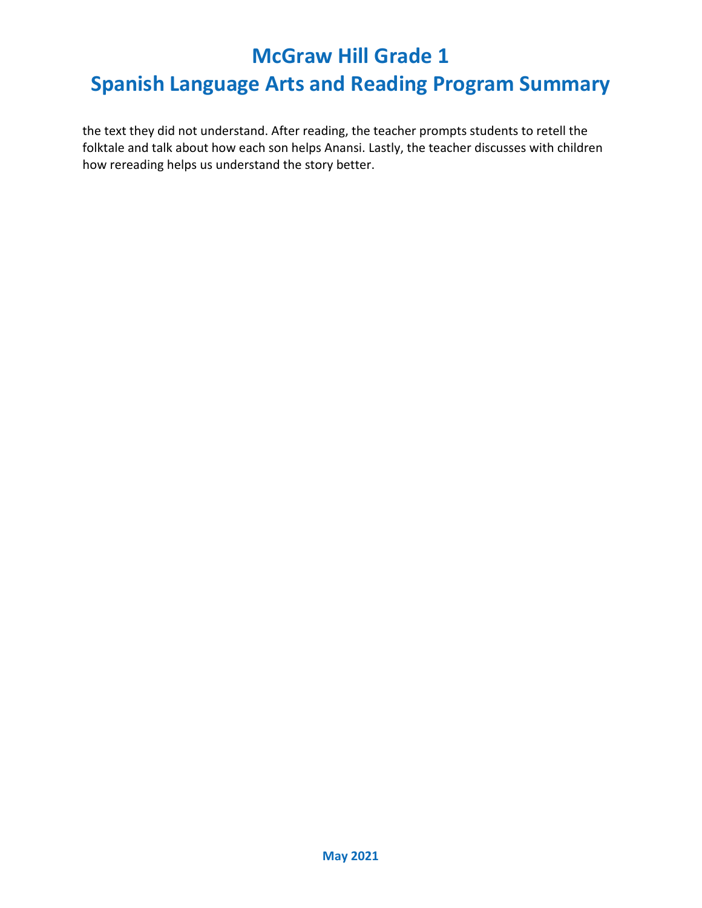the text they did not understand. After reading, the teacher prompts students to retell the folktale and talk about how each son helps Anansi. Lastly, the teacher discusses with children how rereading helps us understand the story better.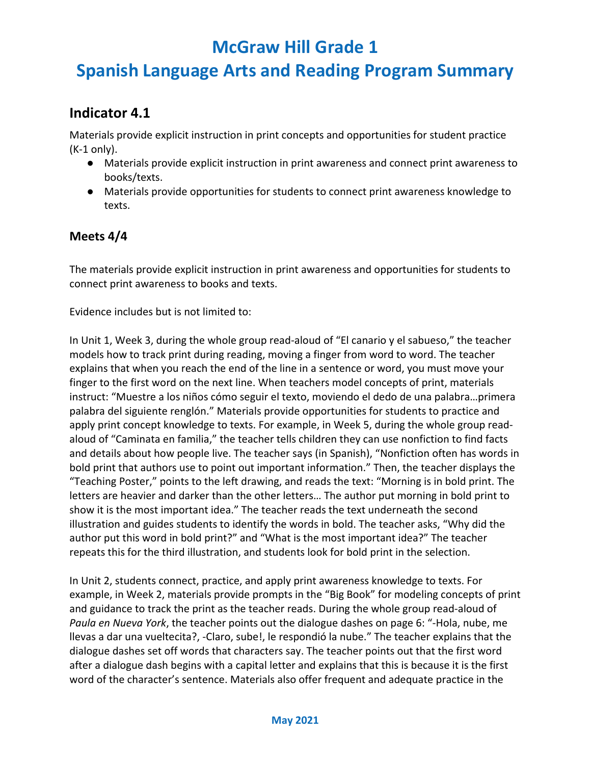# McGraw Hill Grade 1
# Spanish Language Arts and Reading Program Summary

## Indicator 4.1

Materials provide explicit instruction in print concepts and opportunities for student practice (K-1 only).

- Materials provide explicit instruction in print awareness and connect print awareness to books/texts.
- Materials provide opportunities for students to connect print awareness knowledge to texts.

### Meets 4/4

The materials provide explicit instruction in print awareness and opportunities for students to connect print awareness to books and texts.

Evidence includes but is not limited to:

In Unit 1, Week 3, during the whole group read-aloud of "El canario y el sabueso," the teacher models how to track print during reading, moving a finger from word to word. The teacher explains that when you reach the end of the line in a sentence or word, you must move your finger to the first word on the next line. When teachers model concepts of print, materials instruct: "Muestre a los niños cómo seguir el texto, moviendo el dedo de una palabra…primera palabra del siguiente renglón." Materials provide opportunities for students to practice and apply print concept knowledge to texts. For example, in Week 5, during the whole group read-aloud of "Caminata en familia," the teacher tells children they can use nonfiction to find facts and details about how people live. The teacher says (in Spanish), "Nonfiction often has words in bold print that authors use to point out important information." Then, the teacher displays the "Teaching Poster," points to the left drawing, and reads the text: "Morning is in bold print. The letters are heavier and darker than the other letters… The author put morning in bold print to show it is the most important idea." The teacher reads the text underneath the second illustration and guides students to identify the words in bold. The teacher asks, "Why did the author put this word in bold print?" and "What is the most important idea?" The teacher repeats this for the third illustration, and students look for bold print in the selection.

In Unit 2, students connect, practice, and apply print awareness knowledge to texts. For example, in Week 2, materials provide prompts in the "Big Book" for modeling concepts of print and guidance to track the print as the teacher reads. During the whole group read-aloud of *Paula en Nueva York*, the teacher points out the dialogue dashes on page 6: "-Hola, nube, me llevas a dar una vueltecita?, -Claro, sube!, le respondió la nube." The teacher explains that the dialogue dashes set off words that characters say. The teacher points out that the first word after a dialogue dash begins with a capital letter and explains that this is because it is the first word of the character's sentence. Materials also offer frequent and adequate practice in the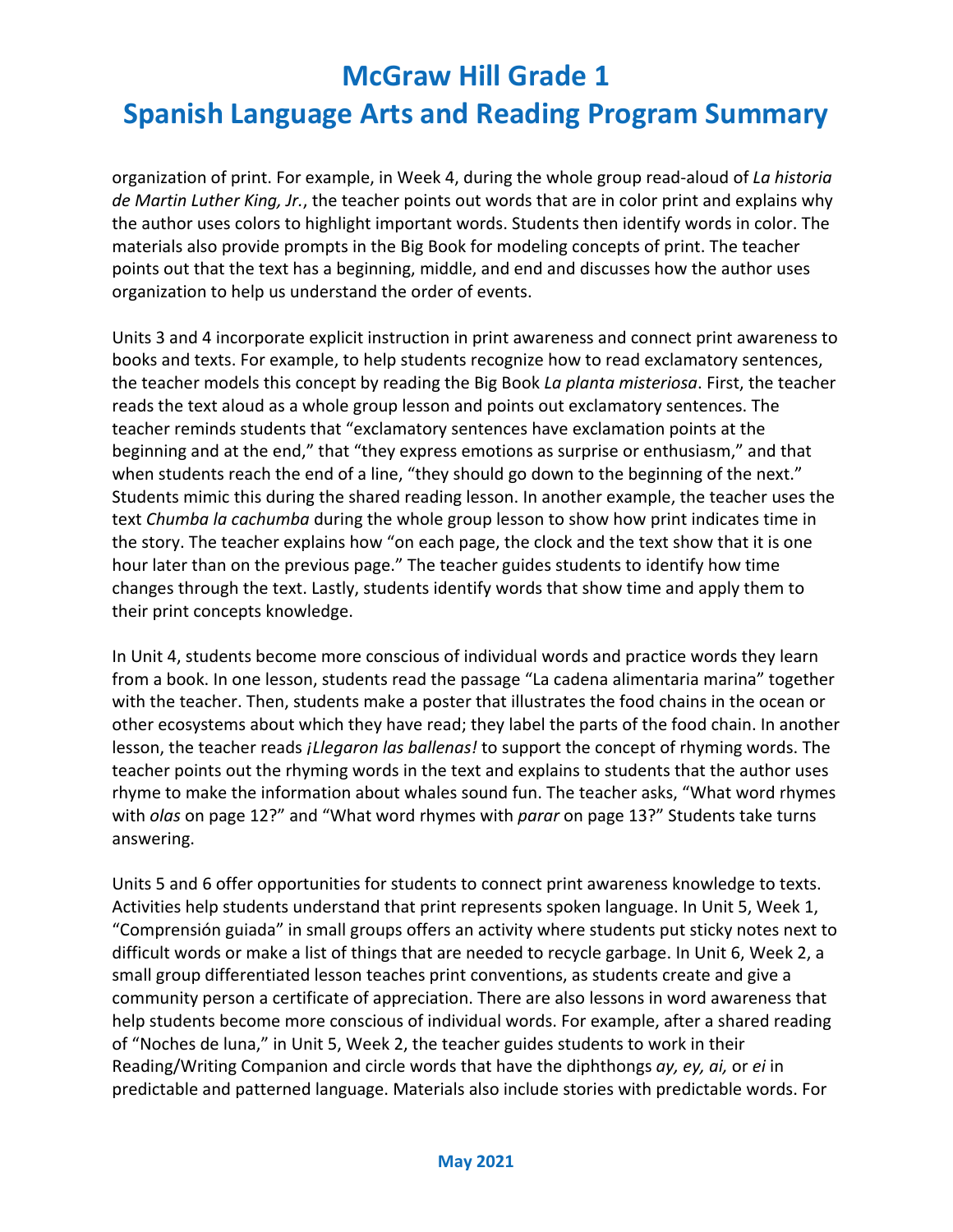organization of print. For example, in Week 4, during the whole group read-aloud of *La historia de Martin Luther King, Jr.*, the teacher points out words that are in color print and explains why the author uses colors to highlight important words. Students then identify words in color. The materials also provide prompts in the Big Book for modeling concepts of print. The teacher points out that the text has a beginning, middle, and end and discusses how the author uses organization to help us understand the order of events.

Units 3 and 4 incorporate explicit instruction in print awareness and connect print awareness to books and texts. For example, to help students recognize how to read exclamatory sentences, the teacher models this concept by reading the Big Book *La planta misteriosa*. First, the teacher reads the text aloud as a whole group lesson and points out exclamatory sentences. The teacher reminds students that "exclamatory sentences have exclamation points at the beginning and at the end," that "they express emotions as surprise or enthusiasm," and that when students reach the end of a line, "they should go down to the beginning of the next." Students mimic this during the shared reading lesson. In another example, the teacher uses the text *Chumba la cachumba* during the whole group lesson to show how print indicates time in the story. The teacher explains how "on each page, the clock and the text show that it is one hour later than on the previous page." The teacher guides students to identify how time changes through the text. Lastly, students identify words that show time and apply them to their print concepts knowledge.

In Unit 4, students become more conscious of individual words and practice words they learn from a book. In one lesson, students read the passage "La cadena alimentaria marina" together with the teacher. Then, students make a poster that illustrates the food chains in the ocean or other ecosystems about which they have read; they label the parts of the food chain. In another lesson, the teacher reads *¡Llegaron las ballenas!* to support the concept of rhyming words. The teacher points out the rhyming words in the text and explains to students that the author uses rhyme to make the information about whales sound fun. The teacher asks, "What word rhymes with *olas* on page 12?" and "What word rhymes with *parar* on page 13?" Students take turns answering.

Units 5 and 6 offer opportunities for students to connect print awareness knowledge to texts. Activities help students understand that print represents spoken language. In Unit 5, Week 1, "Comprensión guiada" in small groups offers an activity where students put sticky notes next to difficult words or make a list of things that are needed to recycle garbage. In Unit 6, Week 2, a small group differentiated lesson teaches print conventions, as students create and give a community person a certificate of appreciation. There are also lessons in word awareness that help students become more conscious of individual words. For example, after a shared reading of "Noches de luna," in Unit 5, Week 2, the teacher guides students to work in their Reading/Writing Companion and circle words that have the diphthongs *ay, ey, ai,* or *ei* in predictable and patterned language. Materials also include stories with predictable words. For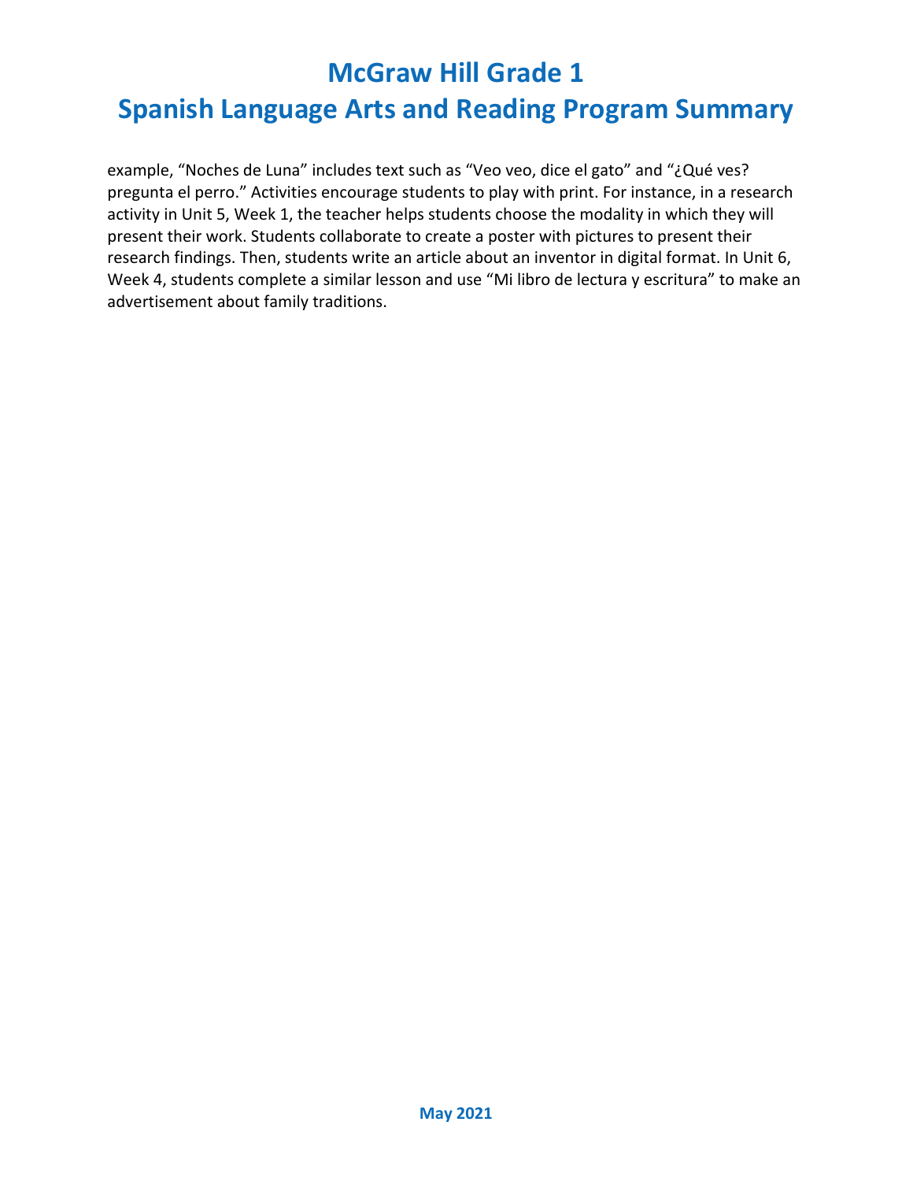example, “Noches de Luna” includes text such as “Veo veo, dice el gato” and “¿Qué ves? pregunta el perro.” Activities encourage students to play with print. For instance, in a research activity in Unit 5, Week 1, the teacher helps students choose the modality in which they will present their work. Students collaborate to create a poster with pictures to present their research findings. Then, students write an article about an inventor in digital format. In Unit 6, Week 4, students complete a similar lesson and use “Mi libro de lectura y escritura” to make an advertisement about family traditions.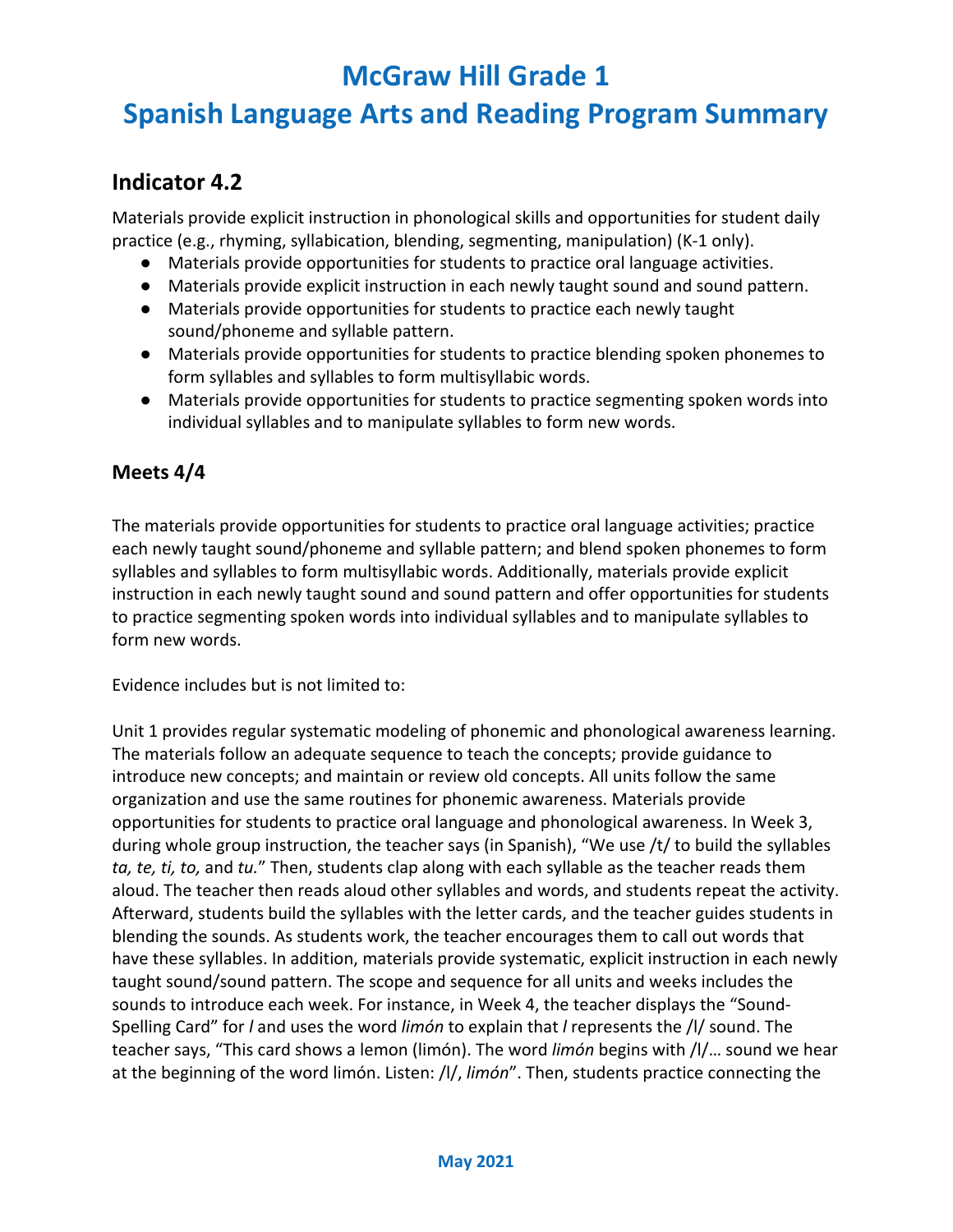# McGraw Hill Grade 1

# Spanish Language Arts and Reading Program Summary

## Indicator 4.2

Materials provide explicit instruction in phonological skills and opportunities for student daily practice (e.g., rhyming, syllabication, blending, segmenting, manipulation) (K-1 only).

- Materials provide opportunities for students to practice oral language activities.
- Materials provide explicit instruction in each newly taught sound and sound pattern.
- Materials provide opportunities for students to practice each newly taught sound/phoneme and syllable pattern.
- Materials provide opportunities for students to practice blending spoken phonemes to form syllables and syllables to form multisyllabic words.
- Materials provide opportunities for students to practice segmenting spoken words into individual syllables and to manipulate syllables to form new words.

### Meets 4/4

The materials provide opportunities for students to practice oral language activities; practice each newly taught sound/phoneme and syllable pattern; and blend spoken phonemes to form syllables and syllables to form multisyllabic words. Additionally, materials provide explicit instruction in each newly taught sound and sound pattern and offer opportunities for students to practice segmenting spoken words into individual syllables and to manipulate syllables to form new words.

Evidence includes but is not limited to:

Unit 1 provides regular systematic modeling of phonemic and phonological awareness learning. The materials follow an adequate sequence to teach the concepts; provide guidance to introduce new concepts; and maintain or review old concepts. All units follow the same organization and use the same routines for phonemic awareness. Materials provide opportunities for students to practice oral language and phonological awareness. In Week 3, during whole group instruction, the teacher says (in Spanish), "We use /t/ to build the syllables *ta, te, ti, to,* and *tu.*" Then, students clap along with each syllable as the teacher reads them aloud. The teacher then reads aloud other syllables and words, and students repeat the activity. Afterward, students build the syllables with the letter cards, and the teacher guides students in blending the sounds. As students work, the teacher encourages them to call out words that have these syllables. In addition, materials provide systematic, explicit instruction in each newly taught sound/sound pattern. The scope and sequence for all units and weeks includes the sounds to introduce each week. For instance, in Week 4, the teacher displays the "Sound-Spelling Card" for *l* and uses the word *limón* to explain that *l* represents the /l/ sound. The teacher says, "This card shows a lemon (limón). The word *limón* begins with /l/… sound we hear at the beginning of the word limón. Listen: /l/, *limón*". Then, students practice connecting the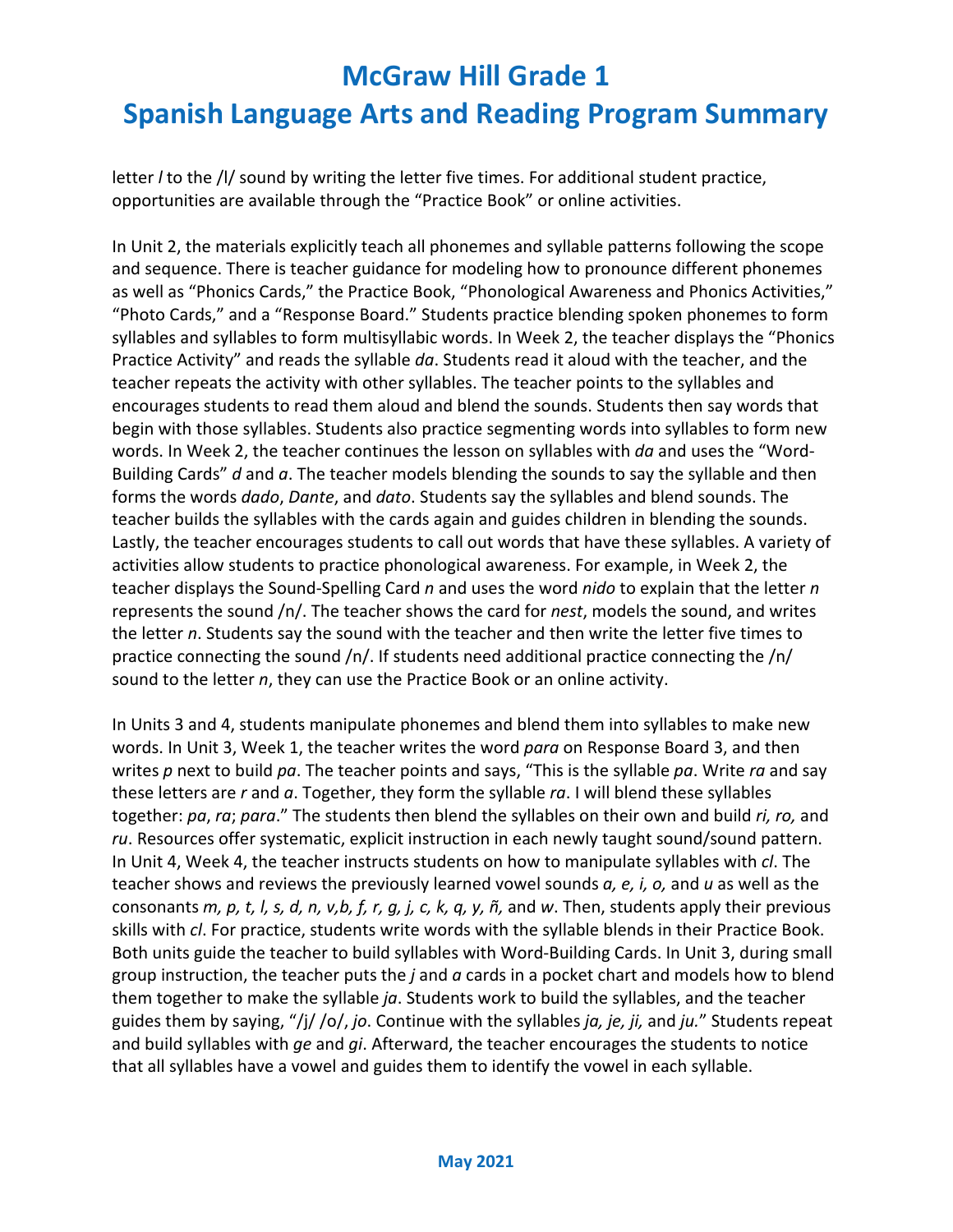letter *l* to the /l/ sound by writing the letter five times. For additional student practice, opportunities are available through the "Practice Book" or online activities.

In Unit 2, the materials explicitly teach all phonemes and syllable patterns following the scope and sequence. There is teacher guidance for modeling how to pronounce different phonemes as well as "Phonics Cards," the Practice Book, "Phonological Awareness and Phonics Activities," "Photo Cards," and a "Response Board." Students practice blending spoken phonemes to form syllables and syllables to form multisyllabic words. In Week 2, the teacher displays the "Phonics Practice Activity" and reads the syllable *da*. Students read it aloud with the teacher, and the teacher repeats the activity with other syllables. The teacher points to the syllables and encourages students to read them aloud and blend the sounds. Students then say words that begin with those syllables. Students also practice segmenting words into syllables to form new words. In Week 2, the teacher continues the lesson on syllables with *da* and uses the "Word-Building Cards" *d* and *a*. The teacher models blending the sounds to say the syllable and then forms the words *dado*, *Dante*, and *dato*. Students say the syllables and blend sounds. The teacher builds the syllables with the cards again and guides children in blending the sounds. Lastly, the teacher encourages students to call out words that have these syllables. A variety of activities allow students to practice phonological awareness. For example, in Week 2, the teacher displays the Sound-Spelling Card *n* and uses the word *nido* to explain that the letter *n* represents the sound /n/. The teacher shows the card for *nest*, models the sound, and writes the letter *n*. Students say the sound with the teacher and then write the letter five times to practice connecting the sound /n/. If students need additional practice connecting the /n/ sound to the letter *n*, they can use the Practice Book or an online activity.

In Units 3 and 4, students manipulate phonemes and blend them into syllables to make new words. In Unit 3, Week 1, the teacher writes the word *para* on Response Board 3, and then writes *p* next to build *pa*. The teacher points and says, "This is the syllable *pa*. Write *ra* and say these letters are *r* and *a*. Together, they form the syllable *ra*. I will blend these syllables together: *pa*, *ra*; *para*." The students then blend the syllables on their own and build *ri, ro,* and *ru*. Resources offer systematic, explicit instruction in each newly taught sound/sound pattern. In Unit 4, Week 4, the teacher instructs students on how to manipulate syllables with *cl*. The teacher shows and reviews the previously learned vowel sounds *a, e, i, o,* and *u* as well as the consonants *m, p, t, l, s, d, n, v,b, f, r, g, j, c, k, q, y, ñ,* and *w*. Then, students apply their previous skills with *cl*. For practice, students write words with the syllable blends in their Practice Book. Both units guide the teacher to build syllables with Word-Building Cards. In Unit 3, during small group instruction, the teacher puts the *j* and *a* cards in a pocket chart and models how to blend them together to make the syllable *ja*. Students work to build the syllables, and the teacher guides them by saying, "/j/ /o/, *jo*. Continue with the syllables *ja, je, ji,* and *ju.*" Students repeat and build syllables with *ge* and *gi*. Afterward, the teacher encourages the students to notice that all syllables have a vowel and guides them to identify the vowel in each syllable.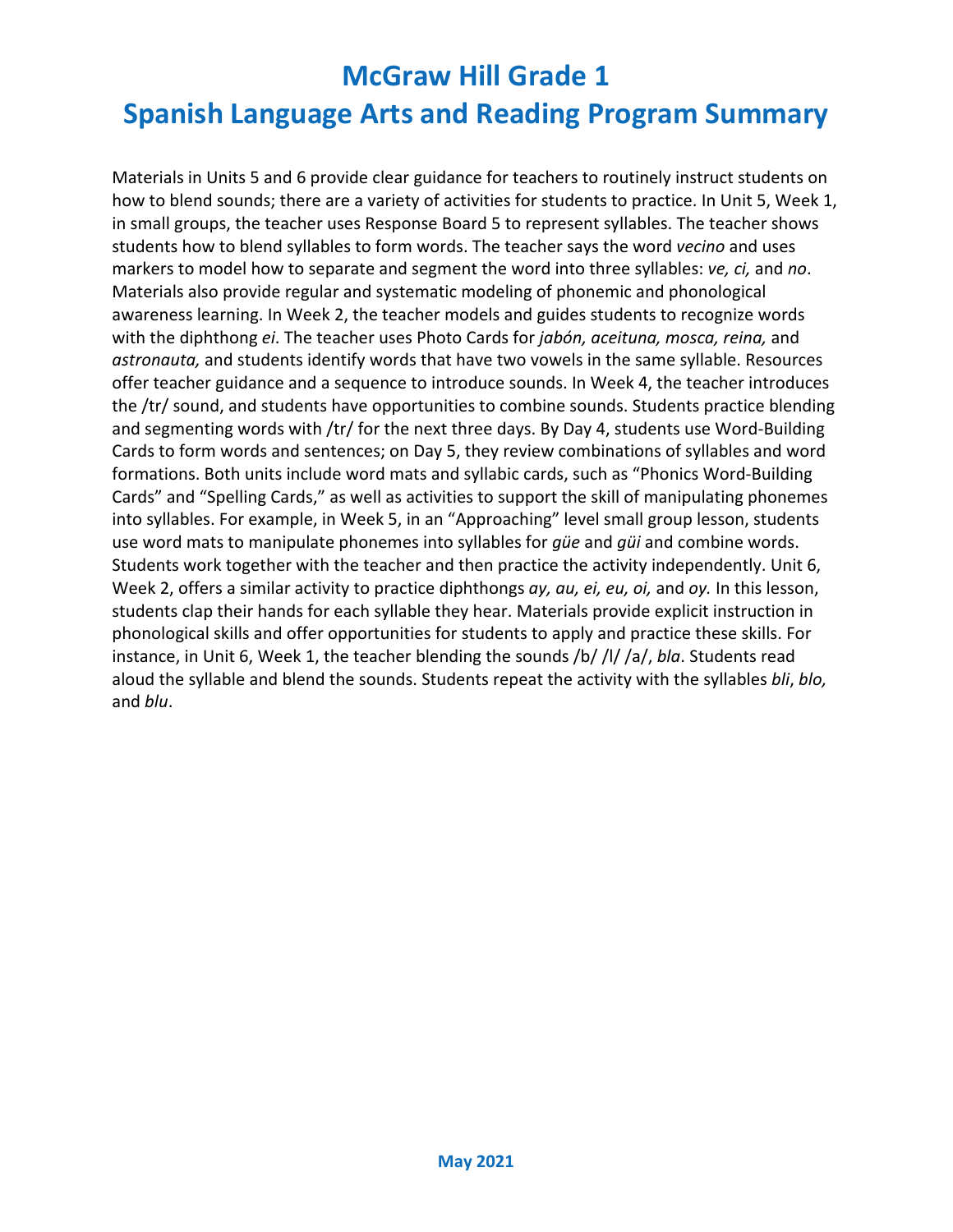# McGraw Hill Grade 1
# Spanish Language Arts and Reading Program Summary

Materials in Units 5 and 6 provide clear guidance for teachers to routinely instruct students on how to blend sounds; there are a variety of activities for students to practice. In Unit 5, Week 1, in small groups, the teacher uses Response Board 5 to represent syllables. The teacher shows students how to blend syllables to form words. The teacher says the word *vecino* and uses markers to model how to separate and segment the word into three syllables: *ve, ci,* and *no*. Materials also provide regular and systematic modeling of phonemic and phonological awareness learning. In Week 2, the teacher models and guides students to recognize words with the diphthong *ei*. The teacher uses Photo Cards for *jabón, aceituna, mosca, reina,* and *astronauta,* and students identify words that have two vowels in the same syllable. Resources offer teacher guidance and a sequence to introduce sounds. In Week 4, the teacher introduces the /tr/ sound, and students have opportunities to combine sounds. Students practice blending and segmenting words with /tr/ for the next three days. By Day 4, students use Word-Building Cards to form words and sentences; on Day 5, they review combinations of syllables and word formations. Both units include word mats and syllabic cards, such as "Phonics Word-Building Cards" and "Spelling Cards," as well as activities to support the skill of manipulating phonemes into syllables. For example, in Week 5, in an "Approaching" level small group lesson, students use word mats to manipulate phonemes into syllables for *güe* and *güi* and combine words. Students work together with the teacher and then practice the activity independently. Unit 6, Week 2, offers a similar activity to practice diphthongs *ay, au, ei, eu, oi,* and *oy.* In this lesson, students clap their hands for each syllable they hear. Materials provide explicit instruction in phonological skills and offer opportunities for students to apply and practice these skills. For instance, in Unit 6, Week 1, the teacher blending the sounds /b/ /l/ /a/, *bla*. Students read aloud the syllable and blend the sounds. Students repeat the activity with the syllables *bli*, *blo,* and *blu*.

May 2021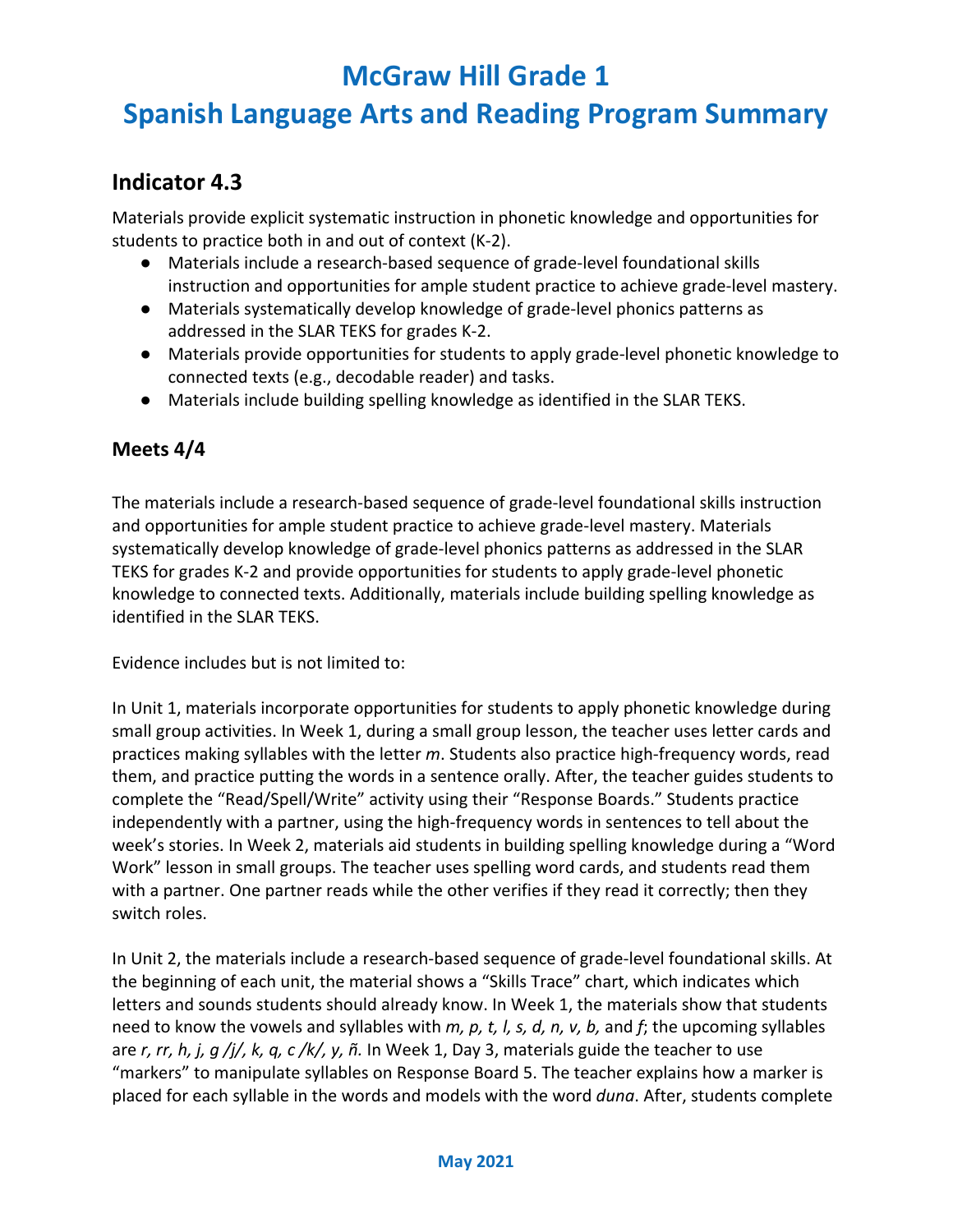# McGraw Hill Grade 1

# Spanish Language Arts and Reading Program Summary

## Indicator 4.3

Materials provide explicit systematic instruction in phonetic knowledge and opportunities for students to practice both in and out of context (K-2).

- Materials include a research-based sequence of grade-level foundational skills instruction and opportunities for ample student practice to achieve grade-level mastery.
- Materials systematically develop knowledge of grade-level phonics patterns as addressed in the SLAR TEKS for grades K-2.
- Materials provide opportunities for students to apply grade-level phonetic knowledge to connected texts (e.g., decodable reader) and tasks.
- Materials include building spelling knowledge as identified in the SLAR TEKS.

### Meets 4/4

The materials include a research-based sequence of grade-level foundational skills instruction and opportunities for ample student practice to achieve grade-level mastery. Materials systematically develop knowledge of grade-level phonics patterns as addressed in the SLAR TEKS for grades K-2 and provide opportunities for students to apply grade-level phonetic knowledge to connected texts. Additionally, materials include building spelling knowledge as identified in the SLAR TEKS.

Evidence includes but is not limited to:

In Unit 1, materials incorporate opportunities for students to apply phonetic knowledge during small group activities. In Week 1, during a small group lesson, the teacher uses letter cards and practices making syllables with the letter *m*. Students also practice high-frequency words, read them, and practice putting the words in a sentence orally. After, the teacher guides students to complete the "Read/Spell/Write" activity using their "Response Boards." Students practice independently with a partner, using the high-frequency words in sentences to tell about the week's stories. In Week 2, materials aid students in building spelling knowledge during a "Word Work" lesson in small groups. The teacher uses spelling word cards, and students read them with a partner. One partner reads while the other verifies if they read it correctly; then they switch roles.

In Unit 2, the materials include a research-based sequence of grade-level foundational skills. At the beginning of each unit, the material shows a "Skills Trace" chart, which indicates which letters and sounds students should already know. In Week 1, the materials show that students need to know the vowels and syllables with *m, p, t, l, s, d, n, v, b,* and *f*; the upcoming syllables are *r, rr, h, j, g /j/, k, q, c /k/, y, ñ.* In Week 1, Day 3, materials guide the teacher to use "markers" to manipulate syllables on Response Board 5. The teacher explains how a marker is placed for each syllable in the words and models with the word *duna*. After, students complete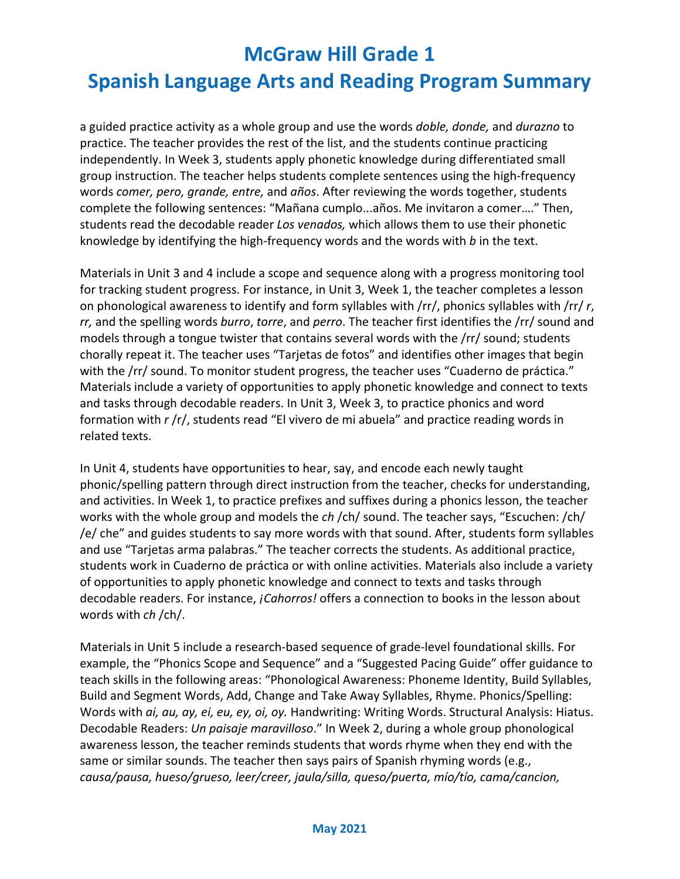a guided practice activity as a whole group and use the words *doble, donde,* and *durazno* to practice. The teacher provides the rest of the list, and the students continue practicing independently. In Week 3, students apply phonetic knowledge during differentiated small group instruction. The teacher helps students complete sentences using the high-frequency words *comer, pero, grande, entre,* and *años*. After reviewing the words together, students complete the following sentences: "Mañana cumplo...años. Me invitaron a comer…." Then, students read the decodable reader *Los venados,* which allows them to use their phonetic knowledge by identifying the high-frequency words and the words with *b* in the text.

Materials in Unit 3 and 4 include a scope and sequence along with a progress monitoring tool for tracking student progress. For instance, in Unit 3, Week 1, the teacher completes a lesson on phonological awareness to identify and form syllables with /rr/, phonics syllables with /rr/ *r*, *rr,* and the spelling words *burro*, *torre*, and *perro*. The teacher first identifies the /rr/ sound and models through a tongue twister that contains several words with the /rr/ sound; students chorally repeat it. The teacher uses "Tarjetas de fotos" and identifies other images that begin with the /rr/ sound. To monitor student progress, the teacher uses "Cuaderno de práctica." Materials include a variety of opportunities to apply phonetic knowledge and connect to texts and tasks through decodable readers. In Unit 3, Week 3, to practice phonics and word formation with *r* /r/, students read "El vivero de mi abuela" and practice reading words in related texts.

In Unit 4, students have opportunities to hear, say, and encode each newly taught phonic/spelling pattern through direct instruction from the teacher, checks for understanding, and activities. In Week 1, to practice prefixes and suffixes during a phonics lesson, the teacher works with the whole group and models the *ch* /ch/ sound. The teacher says, "Escuchen: /ch/ /e/ che" and guides students to say more words with that sound. After, students form syllables and use "Tarjetas arma palabras." The teacher corrects the students. As additional practice, students work in Cuaderno de práctica or with online activities. Materials also include a variety of opportunities to apply phonetic knowledge and connect to texts and tasks through decodable readers. For instance, *¡Cahorros!* offers a connection to books in the lesson about words with *ch* /ch/.

Materials in Unit 5 include a research-based sequence of grade-level foundational skills. For example, the "Phonics Scope and Sequence" and a "Suggested Pacing Guide" offer guidance to teach skills in the following areas: "Phonological Awareness: Phoneme Identity, Build Syllables, Build and Segment Words, Add, Change and Take Away Syllables, Rhyme. Phonics/Spelling: Words with *ai, au, ay, ei, eu, ey, oi, oy.* Handwriting: Writing Words. Structural Analysis: Hiatus. Decodable Readers: *Un paisaje maravilloso*." In Week 2, during a whole group phonological awareness lesson, the teacher reminds students that words rhyme when they end with the same or similar sounds. The teacher then says pairs of Spanish rhyming words (e.g., *causa/pausa, hueso/grueso, leer/creer, jaula/silla, queso/puerta, mío/tío, cama/cancion,*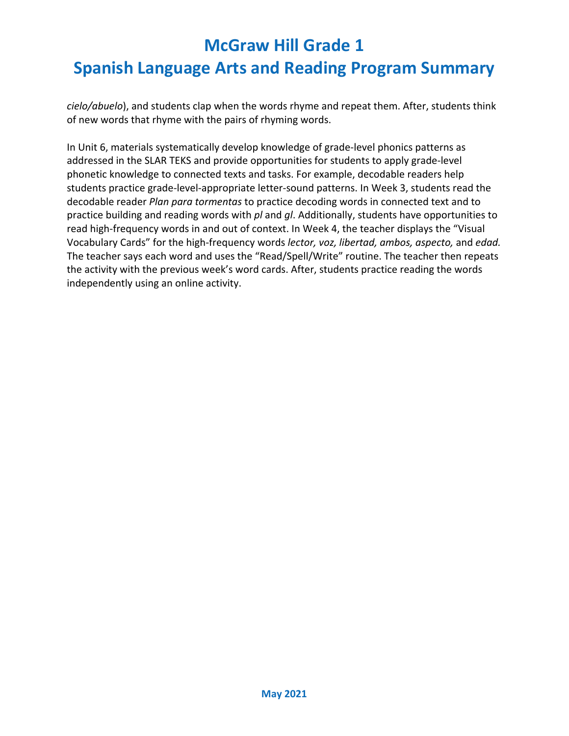*cielo/abuelo*), and students clap when the words rhyme and repeat them. After, students think of new words that rhyme with the pairs of rhyming words.

In Unit 6, materials systematically develop knowledge of grade-level phonics patterns as addressed in the SLAR TEKS and provide opportunities for students to apply grade-level phonetic knowledge to connected texts and tasks. For example, decodable readers help students practice grade-level-appropriate letter-sound patterns. In Week 3, students read the decodable reader *Plan para tormentas* to practice decoding words in connected text and to practice building and reading words with *pl* and *gl*. Additionally, students have opportunities to read high-frequency words in and out of context. In Week 4, the teacher displays the "Visual Vocabulary Cards" for the high-frequency words *lector, voz, libertad, ambos, aspecto,* and *edad.* The teacher says each word and uses the "Read/Spell/Write" routine. The teacher then repeats the activity with the previous week's word cards. After, students practice reading the words independently using an online activity.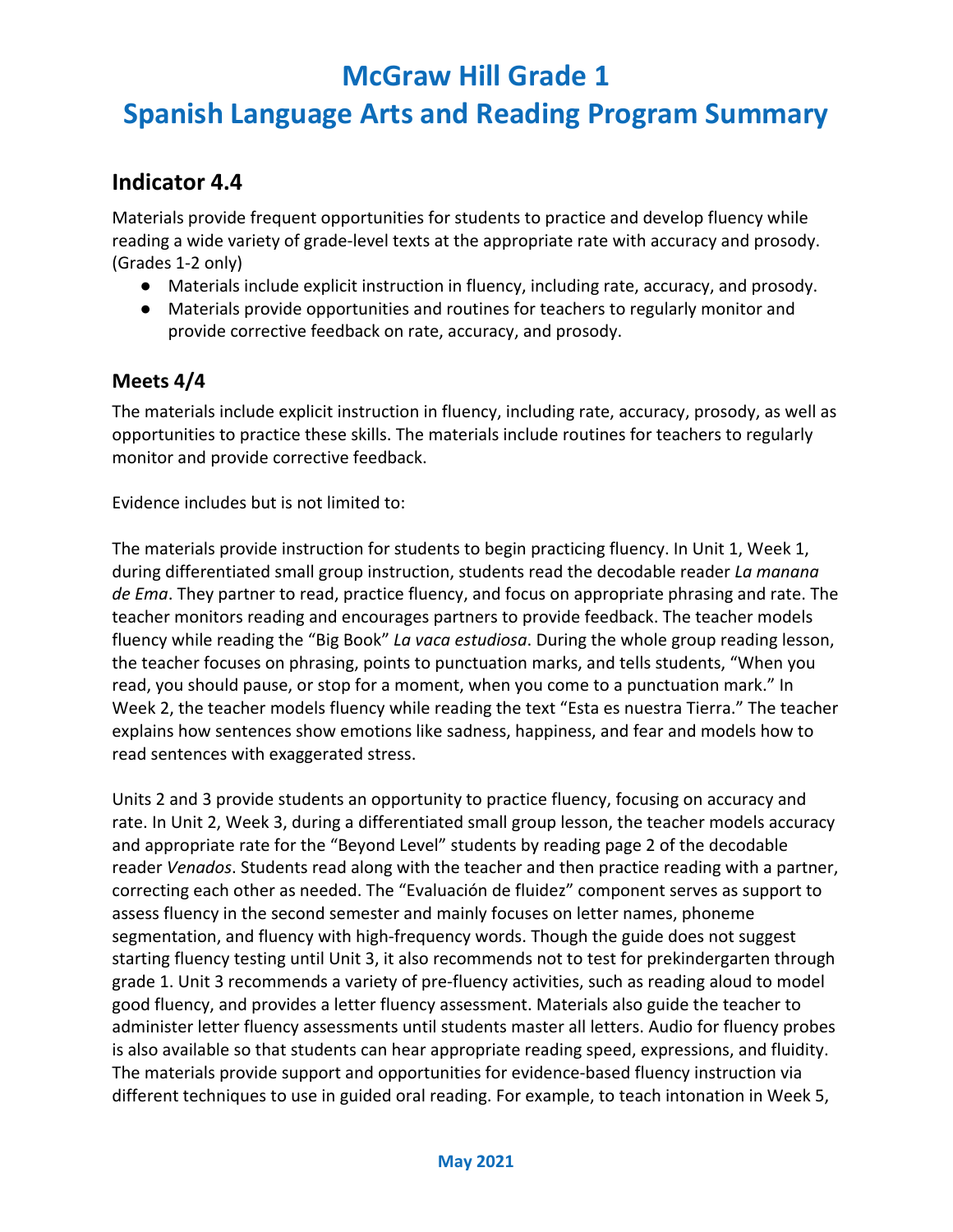# McGraw Hill Grade 1
# Spanish Language Arts and Reading Program Summary

## Indicator 4.4

Materials provide frequent opportunities for students to practice and develop fluency while reading a wide variety of grade-level texts at the appropriate rate with accuracy and prosody. (Grades 1-2 only)

- Materials include explicit instruction in fluency, including rate, accuracy, and prosody.
- Materials provide opportunities and routines for teachers to regularly monitor and provide corrective feedback on rate, accuracy, and prosody.

### Meets 4/4

The materials include explicit instruction in fluency, including rate, accuracy, prosody, as well as opportunities to practice these skills. The materials include routines for teachers to regularly monitor and provide corrective feedback.

Evidence includes but is not limited to:

The materials provide instruction for students to begin practicing fluency. In Unit 1, Week 1, during differentiated small group instruction, students read the decodable reader *La manana de Ema*. They partner to read, practice fluency, and focus on appropriate phrasing and rate. The teacher monitors reading and encourages partners to provide feedback. The teacher models fluency while reading the "Big Book" *La vaca estudiosa*. During the whole group reading lesson, the teacher focuses on phrasing, points to punctuation marks, and tells students, "When you read, you should pause, or stop for a moment, when you come to a punctuation mark." In Week 2, the teacher models fluency while reading the text "Esta es nuestra Tierra." The teacher explains how sentences show emotions like sadness, happiness, and fear and models how to read sentences with exaggerated stress.

Units 2 and 3 provide students an opportunity to practice fluency, focusing on accuracy and rate. In Unit 2, Week 3, during a differentiated small group lesson, the teacher models accuracy and appropriate rate for the "Beyond Level" students by reading page 2 of the decodable reader *Venados*. Students read along with the teacher and then practice reading with a partner, correcting each other as needed. The "Evaluación de fluidez" component serves as support to assess fluency in the second semester and mainly focuses on letter names, phoneme segmentation, and fluency with high-frequency words. Though the guide does not suggest starting fluency testing until Unit 3, it also recommends not to test for prekindergarten through grade 1. Unit 3 recommends a variety of pre-fluency activities, such as reading aloud to model good fluency, and provides a letter fluency assessment. Materials also guide the teacher to administer letter fluency assessments until students master all letters. Audio for fluency probes is also available so that students can hear appropriate reading speed, expressions, and fluidity. The materials provide support and opportunities for evidence-based fluency instruction via different techniques to use in guided oral reading. For example, to teach intonation in Week 5,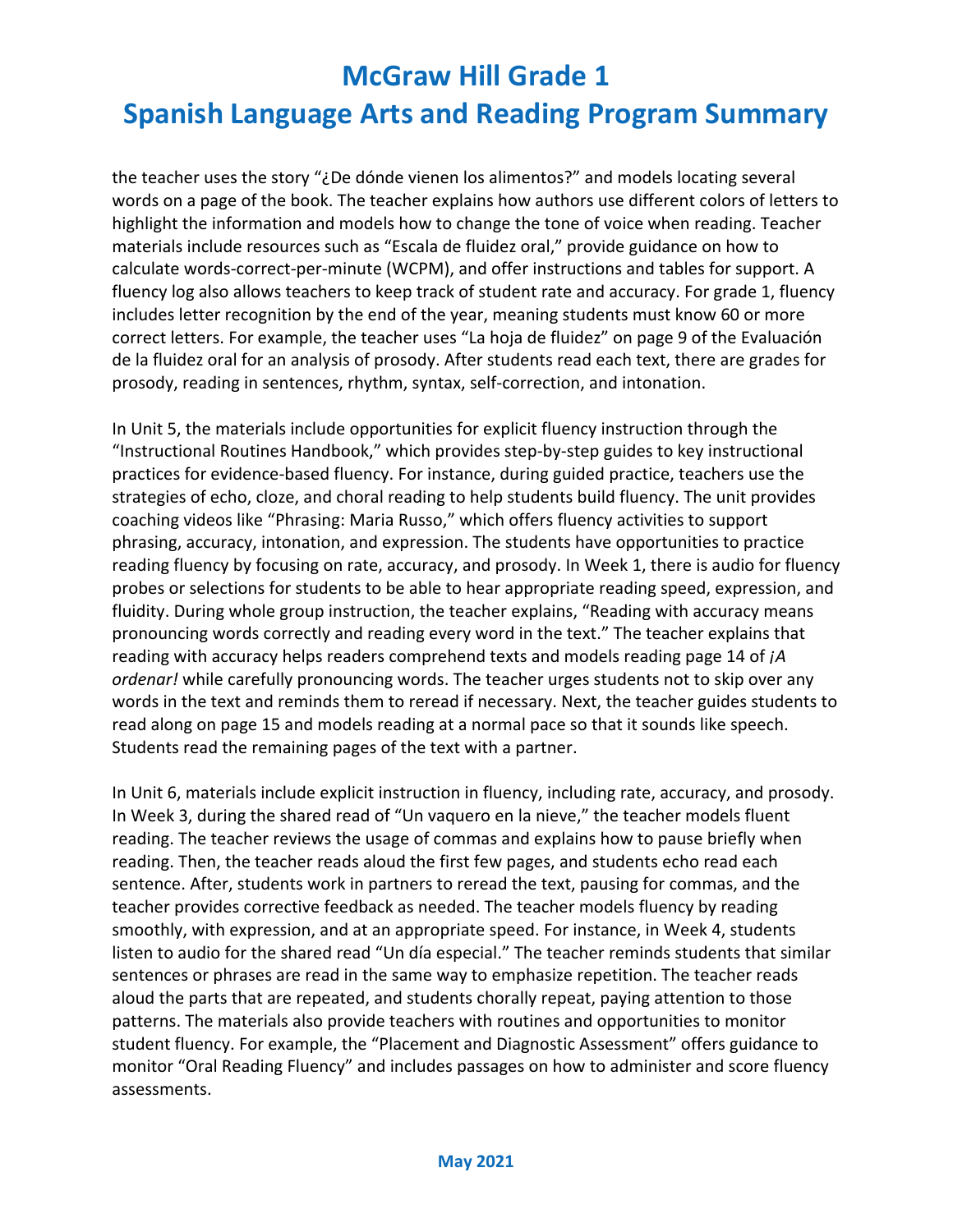the teacher uses the story "¿De dónde vienen los alimentos?" and models locating several words on a page of the book. The teacher explains how authors use different colors of letters to highlight the information and models how to change the tone of voice when reading. Teacher materials include resources such as "Escala de fluidez oral," provide guidance on how to calculate words-correct-per-minute (WCPM), and offer instructions and tables for support. A fluency log also allows teachers to keep track of student rate and accuracy. For grade 1, fluency includes letter recognition by the end of the year, meaning students must know 60 or more correct letters. For example, the teacher uses "La hoja de fluidez" on page 9 of the Evaluación de la fluidez oral for an analysis of prosody. After students read each text, there are grades for prosody, reading in sentences, rhythm, syntax, self-correction, and intonation.

In Unit 5, the materials include opportunities for explicit fluency instruction through the "Instructional Routines Handbook," which provides step-by-step guides to key instructional practices for evidence-based fluency. For instance, during guided practice, teachers use the strategies of echo, cloze, and choral reading to help students build fluency. The unit provides coaching videos like "Phrasing: Maria Russo," which offers fluency activities to support phrasing, accuracy, intonation, and expression. The students have opportunities to practice reading fluency by focusing on rate, accuracy, and prosody. In Week 1, there is audio for fluency probes or selections for students to be able to hear appropriate reading speed, expression, and fluidity. During whole group instruction, the teacher explains, "Reading with accuracy means pronouncing words correctly and reading every word in the text." The teacher explains that reading with accuracy helps readers comprehend texts and models reading page 14 of *¡A ordenar!* while carefully pronouncing words. The teacher urges students not to skip over any words in the text and reminds them to reread if necessary. Next, the teacher guides students to read along on page 15 and models reading at a normal pace so that it sounds like speech. Students read the remaining pages of the text with a partner.

In Unit 6, materials include explicit instruction in fluency, including rate, accuracy, and prosody. In Week 3, during the shared read of "Un vaquero en la nieve," the teacher models fluent reading. The teacher reviews the usage of commas and explains how to pause briefly when reading. Then, the teacher reads aloud the first few pages, and students echo read each sentence. After, students work in partners to reread the text, pausing for commas, and the teacher provides corrective feedback as needed. The teacher models fluency by reading smoothly, with expression, and at an appropriate speed. For instance, in Week 4, students listen to audio for the shared read "Un día especial." The teacher reminds students that similar sentences or phrases are read in the same way to emphasize repetition. The teacher reads aloud the parts that are repeated, and students chorally repeat, paying attention to those patterns. The materials also provide teachers with routines and opportunities to monitor student fluency. For example, the "Placement and Diagnostic Assessment" offers guidance to monitor "Oral Reading Fluency" and includes passages on how to administer and score fluency assessments.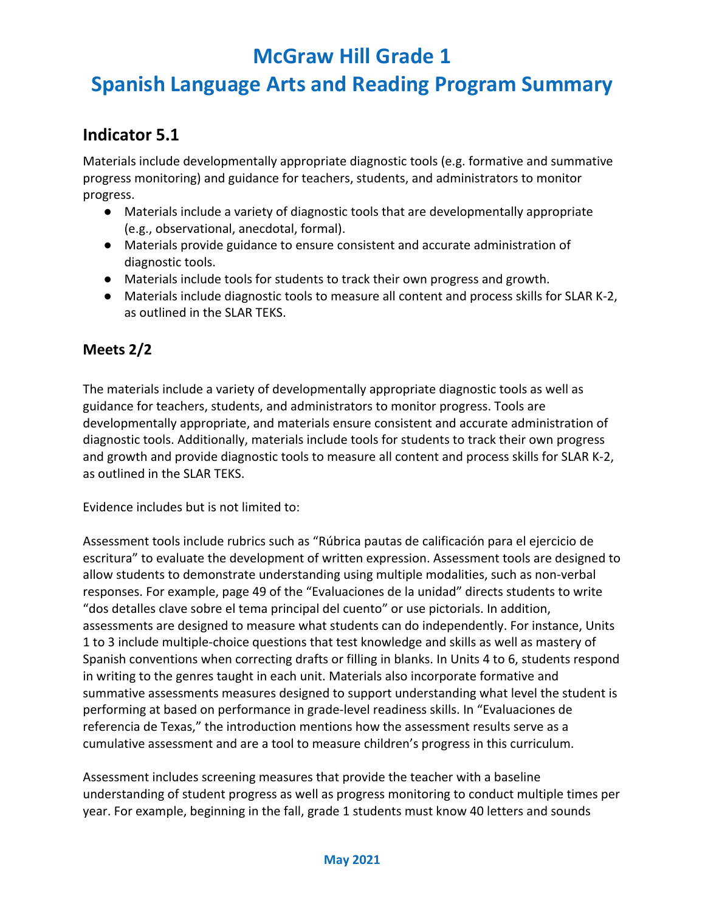# McGraw Hill Grade 1

# Spanish Language Arts and Reading Program Summary

## Indicator 5.1

Materials include developmentally appropriate diagnostic tools (e.g. formative and summative progress monitoring) and guidance for teachers, students, and administrators to monitor progress.

- Materials include a variety of diagnostic tools that are developmentally appropriate (e.g., observational, anecdotal, formal).
- Materials provide guidance to ensure consistent and accurate administration of diagnostic tools.
- Materials include tools for students to track their own progress and growth.
- Materials include diagnostic tools to measure all content and process skills for SLAR K-2, as outlined in the SLAR TEKS.

## Meets 2/2

The materials include a variety of developmentally appropriate diagnostic tools as well as guidance for teachers, students, and administrators to monitor progress. Tools are developmentally appropriate, and materials ensure consistent and accurate administration of diagnostic tools. Additionally, materials include tools for students to track their own progress and growth and provide diagnostic tools to measure all content and process skills for SLAR K-2, as outlined in the SLAR TEKS.

Evidence includes but is not limited to:

Assessment tools include rubrics such as "Rúbrica pautas de calificación para el ejercicio de escritura" to evaluate the development of written expression. Assessment tools are designed to allow students to demonstrate understanding using multiple modalities, such as non-verbal responses. For example, page 49 of the "Evaluaciones de la unidad" directs students to write "dos detalles clave sobre el tema principal del cuento" or use pictorials. In addition, assessments are designed to measure what students can do independently. For instance, Units 1 to 3 include multiple-choice questions that test knowledge and skills as well as mastery of Spanish conventions when correcting drafts or filling in blanks. In Units 4 to 6, students respond in writing to the genres taught in each unit. Materials also incorporate formative and summative assessments measures designed to support understanding what level the student is performing at based on performance in grade-level readiness skills. In "Evaluaciones de referencia de Texas," the introduction mentions how the assessment results serve as a cumulative assessment and are a tool to measure children's progress in this curriculum.

Assessment includes screening measures that provide the teacher with a baseline understanding of student progress as well as progress monitoring to conduct multiple times per year. For example, beginning in the fall, grade 1 students must know 40 letters and sounds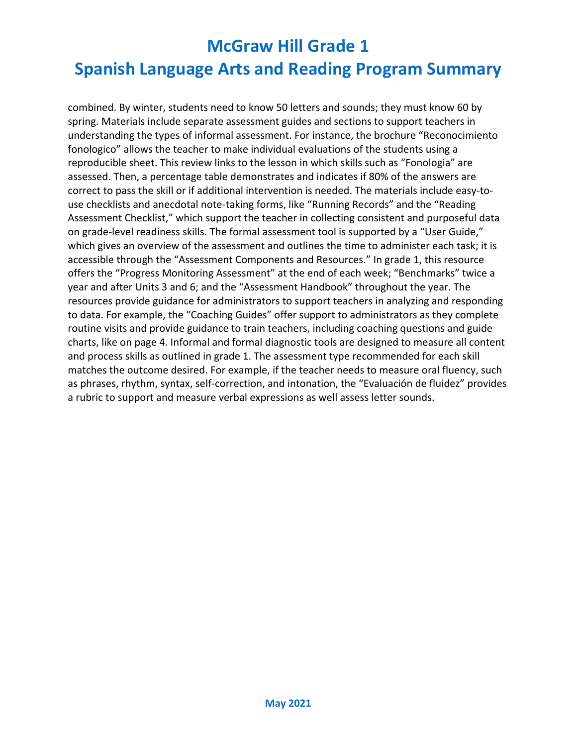combined. By winter, students need to know 50 letters and sounds; they must know 60 by spring. Materials include separate assessment guides and sections to support teachers in understanding the types of informal assessment. For instance, the brochure “Reconocimiento fonologico” allows the teacher to make individual evaluations of the students using a reproducible sheet. This review links to the lesson in which skills such as “Fonologia” are assessed. Then, a percentage table demonstrates and indicates if 80% of the answers are correct to pass the skill or if additional intervention is needed. The materials include easy-to-use checklists and anecdotal note-taking forms, like “Running Records” and the “Reading Assessment Checklist,” which support the teacher in collecting consistent and purposeful data on grade-level readiness skills. The formal assessment tool is supported by a “User Guide,” which gives an overview of the assessment and outlines the time to administer each task; it is accessible through the “Assessment Components and Resources.” In grade 1, this resource offers the “Progress Monitoring Assessment” at the end of each week; “Benchmarks” twice a year and after Units 3 and 6; and the “Assessment Handbook” throughout the year. The resources provide guidance for administrators to support teachers in analyzing and responding to data. For example, the “Coaching Guides” offer support to administrators as they complete routine visits and provide guidance to train teachers, including coaching questions and guide charts, like on page 4. Informal and formal diagnostic tools are designed to measure all content and process skills as outlined in grade 1. The assessment type recommended for each skill matches the outcome desired. For example, if the teacher needs to measure oral fluency, such as phrases, rhythm, syntax, self-correction, and intonation, the “Evaluación de fluidez” provides a rubric to support and measure verbal expressions as well assess letter sounds.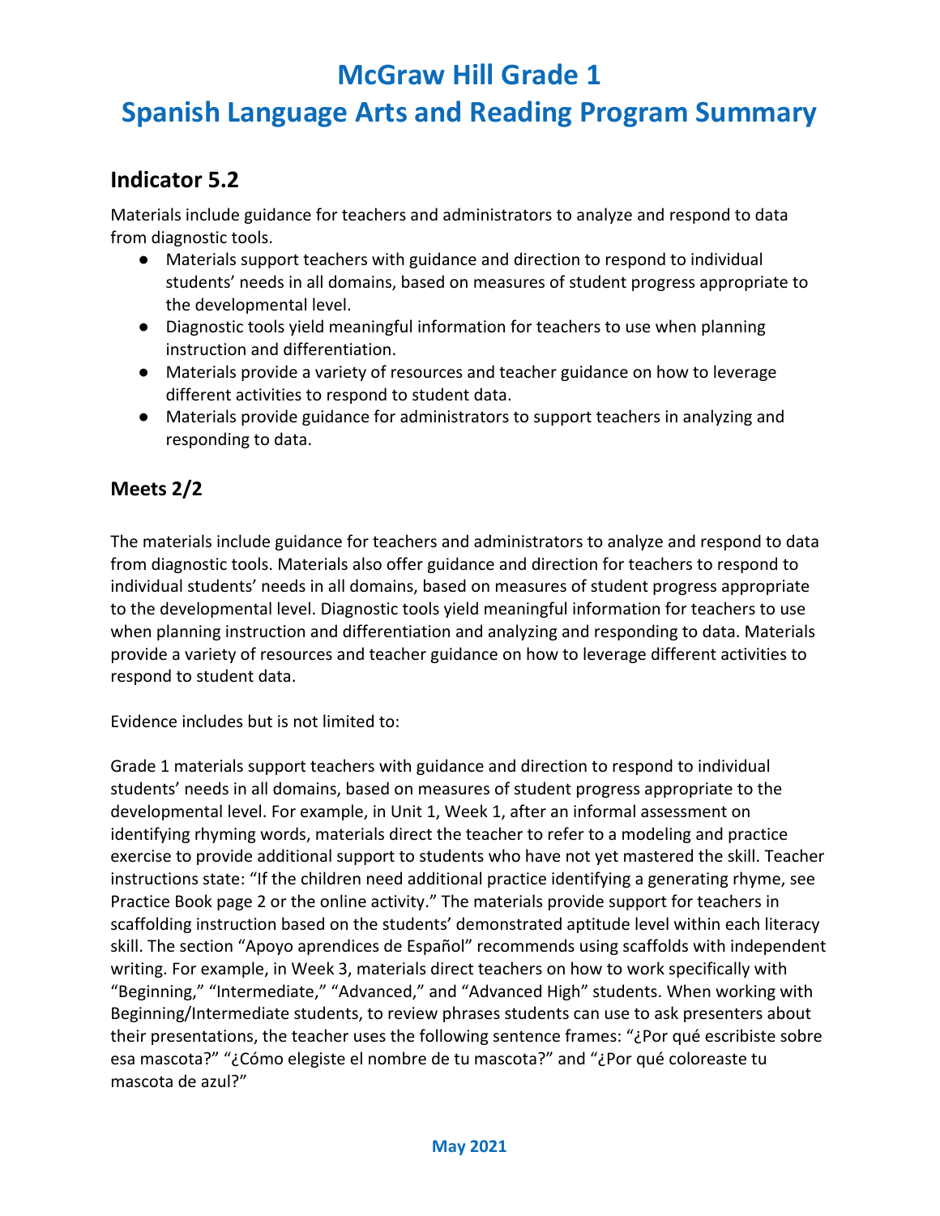# McGraw Hill Grade 1
# Spanish Language Arts and Reading Program Summary

## Indicator 5.2

Materials include guidance for teachers and administrators to analyze and respond to data from diagnostic tools.

- Materials support teachers with guidance and direction to respond to individual students' needs in all domains, based on measures of student progress appropriate to the developmental level.
- Diagnostic tools yield meaningful information for teachers to use when planning instruction and differentiation.
- Materials provide a variety of resources and teacher guidance on how to leverage different activities to respond to student data.
- Materials provide guidance for administrators to support teachers in analyzing and responding to data.

### Meets 2/2

The materials include guidance for teachers and administrators to analyze and respond to data from diagnostic tools. Materials also offer guidance and direction for teachers to respond to individual students' needs in all domains, based on measures of student progress appropriate to the developmental level. Diagnostic tools yield meaningful information for teachers to use when planning instruction and differentiation and analyzing and responding to data. Materials provide a variety of resources and teacher guidance on how to leverage different activities to respond to student data.

Evidence includes but is not limited to:

Grade 1 materials support teachers with guidance and direction to respond to individual students' needs in all domains, based on measures of student progress appropriate to the developmental level. For example, in Unit 1, Week 1, after an informal assessment on identifying rhyming words, materials direct the teacher to refer to a modeling and practice exercise to provide additional support to students who have not yet mastered the skill. Teacher instructions state: "If the children need additional practice identifying a generating rhyme, see Practice Book page 2 or the online activity." The materials provide support for teachers in scaffolding instruction based on the students' demonstrated aptitude level within each literacy skill. The section "Apoyo aprendices de Español" recommends using scaffolds with independent writing. For example, in Week 3, materials direct teachers on how to work specifically with "Beginning," "Intermediate," "Advanced," and "Advanced High" students. When working with Beginning/Intermediate students, to review phrases students can use to ask presenters about their presentations, the teacher uses the following sentence frames: "¿Por qué escribiste sobre esa mascota?" "¿Cómo elegiste el nombre de tu mascota?" and "¿Por qué coloreaste tu mascota de azul?"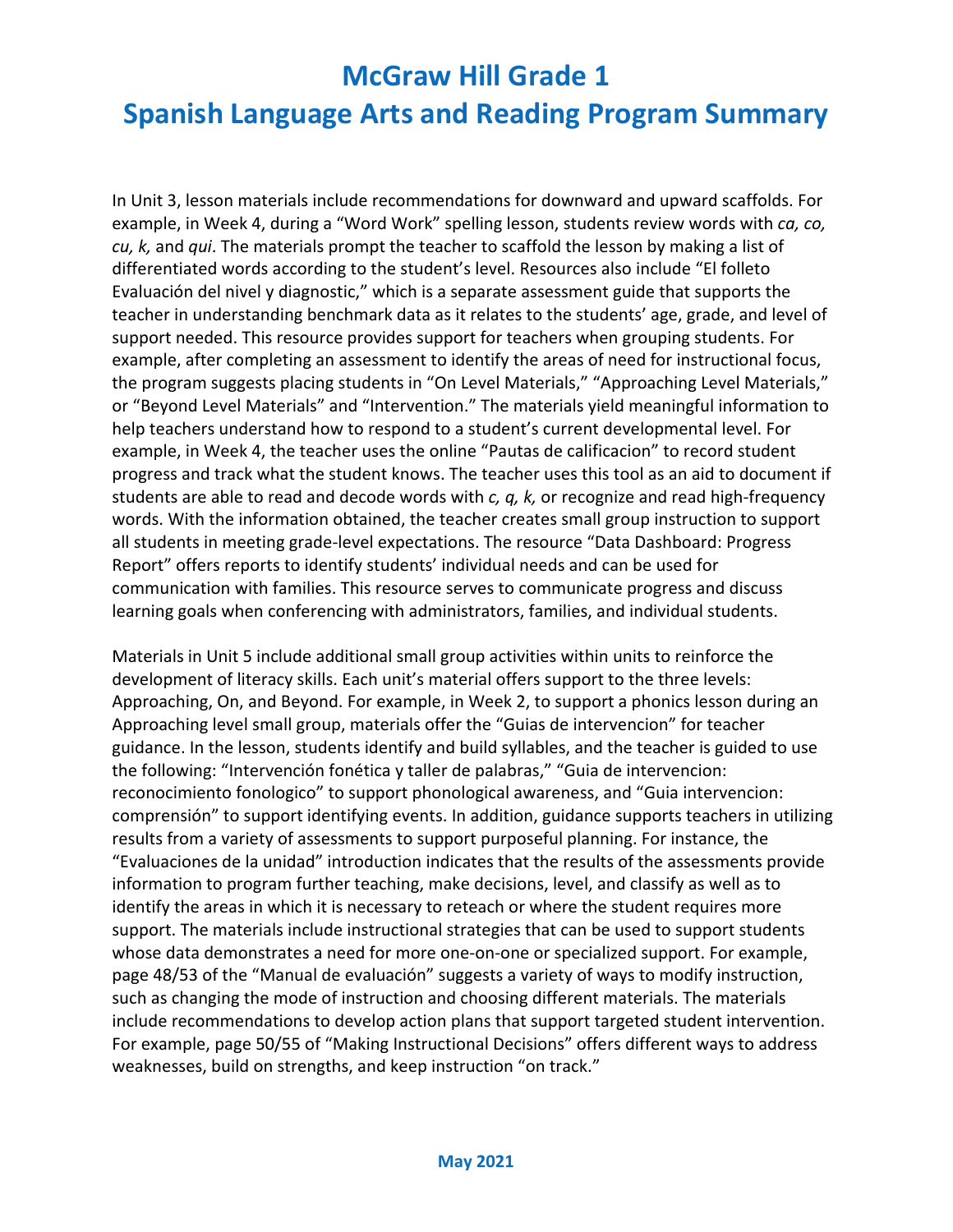# McGraw Hill Grade 1
# Spanish Language Arts and Reading Program Summary

In Unit 3, lesson materials include recommendations for downward and upward scaffolds. For example, in Week 4, during a "Word Work" spelling lesson, students review words with *ca, co, cu, k,* and *qui*. The materials prompt the teacher to scaffold the lesson by making a list of differentiated words according to the student's level. Resources also include "El folleto Evaluación del nivel y diagnostic," which is a separate assessment guide that supports the teacher in understanding benchmark data as it relates to the students' age, grade, and level of support needed. This resource provides support for teachers when grouping students. For example, after completing an assessment to identify the areas of need for instructional focus, the program suggests placing students in "On Level Materials," "Approaching Level Materials," or "Beyond Level Materials" and "Intervention." The materials yield meaningful information to help teachers understand how to respond to a student's current developmental level. For example, in Week 4, the teacher uses the online "Pautas de calificacion" to record student progress and track what the student knows. The teacher uses this tool as an aid to document if students are able to read and decode words with *c, q, k,* or recognize and read high-frequency words. With the information obtained, the teacher creates small group instruction to support all students in meeting grade-level expectations. The resource "Data Dashboard: Progress Report" offers reports to identify students' individual needs and can be used for communication with families. This resource serves to communicate progress and discuss learning goals when conferencing with administrators, families, and individual students.

Materials in Unit 5 include additional small group activities within units to reinforce the development of literacy skills. Each unit's material offers support to the three levels: Approaching, On, and Beyond. For example, in Week 2, to support a phonics lesson during an Approaching level small group, materials offer the "Guias de intervencion" for teacher guidance. In the lesson, students identify and build syllables, and the teacher is guided to use the following: "Intervención fonética y taller de palabras," "Guia de intervencion: reconocimiento fonologico" to support phonological awareness, and "Guia intervencion: comprensión" to support identifying events. In addition, guidance supports teachers in utilizing results from a variety of assessments to support purposeful planning. For instance, the "Evaluaciones de la unidad" introduction indicates that the results of the assessments provide information to program further teaching, make decisions, level, and classify as well as to identify the areas in which it is necessary to reteach or where the student requires more support. The materials include instructional strategies that can be used to support students whose data demonstrates a need for more one-on-one or specialized support. For example, page 48/53 of the "Manual de evaluación" suggests a variety of ways to modify instruction, such as changing the mode of instruction and choosing different materials. The materials include recommendations to develop action plans that support targeted student intervention. For example, page 50/55 of "Making Instructional Decisions" offers different ways to address weaknesses, build on strengths, and keep instruction "on track."

May 2021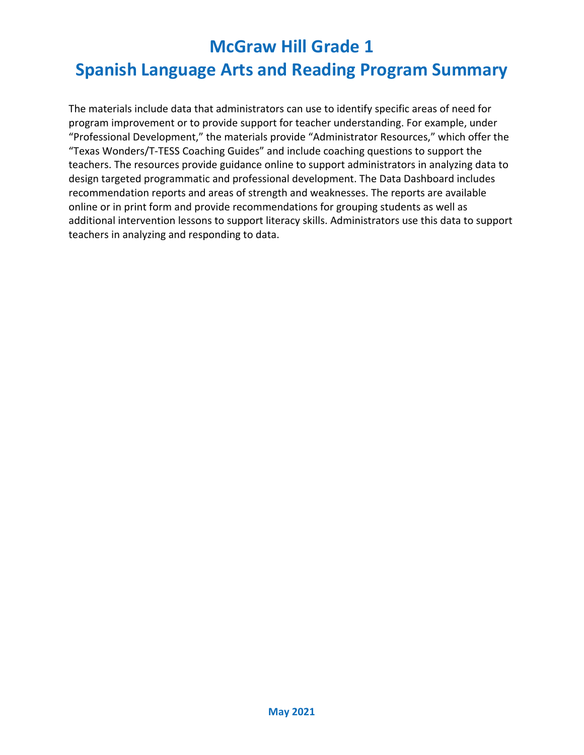The materials include data that administrators can use to identify specific areas of need for program improvement or to provide support for teacher understanding. For example, under "Professional Development," the materials provide "Administrator Resources," which offer the "Texas Wonders/T-TESS Coaching Guides" and include coaching questions to support the teachers. The resources provide guidance online to support administrators in analyzing data to design targeted programmatic and professional development. The Data Dashboard includes recommendation reports and areas of strength and weaknesses. The reports are available online or in print form and provide recommendations for grouping students as well as additional intervention lessons to support literacy skills. Administrators use this data to support teachers in analyzing and responding to data.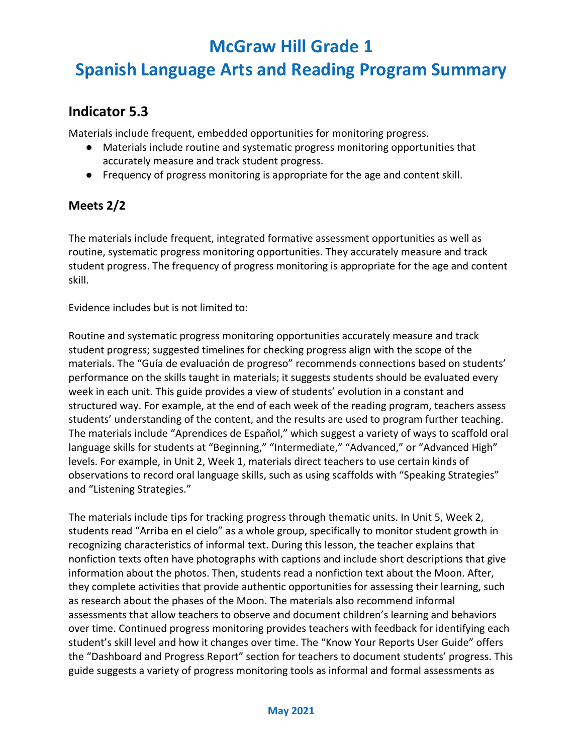# McGraw Hill Grade 1

# Spanish Language Arts and Reading Program Summary

## Indicator 5.3

Materials include frequent, embedded opportunities for monitoring progress.

- Materials include routine and systematic progress monitoring opportunities that accurately measure and track student progress.
- Frequency of progress monitoring is appropriate for the age and content skill.

## Meets 2/2

The materials include frequent, integrated formative assessment opportunities as well as routine, systematic progress monitoring opportunities. They accurately measure and track student progress. The frequency of progress monitoring is appropriate for the age and content skill.

Evidence includes but is not limited to:

Routine and systematic progress monitoring opportunities accurately measure and track student progress; suggested timelines for checking progress align with the scope of the materials. The "Guía de evaluación de progreso" recommends connections based on students' performance on the skills taught in materials; it suggests students should be evaluated every week in each unit. This guide provides a view of students' evolution in a constant and structured way. For example, at the end of each week of the reading program, teachers assess students' understanding of the content, and the results are used to program further teaching. The materials include "Aprendices de Español," which suggest a variety of ways to scaffold oral language skills for students at "Beginning," "Intermediate," "Advanced," or "Advanced High" levels. For example, in Unit 2, Week 1, materials direct teachers to use certain kinds of observations to record oral language skills, such as using scaffolds with "Speaking Strategies" and "Listening Strategies."

The materials include tips for tracking progress through thematic units. In Unit 5, Week 2, students read "Arriba en el cielo" as a whole group, specifically to monitor student growth in recognizing characteristics of informal text. During this lesson, the teacher explains that nonfiction texts often have photographs with captions and include short descriptions that give information about the photos. Then, students read a nonfiction text about the Moon. After, they complete activities that provide authentic opportunities for assessing their learning, such as research about the phases of the Moon. The materials also recommend informal assessments that allow teachers to observe and document children's learning and behaviors over time. Continued progress monitoring provides teachers with feedback for identifying each student's skill level and how it changes over time. The "Know Your Reports User Guide" offers the "Dashboard and Progress Report" section for teachers to document students' progress. This guide suggests a variety of progress monitoring tools as informal and formal assessments as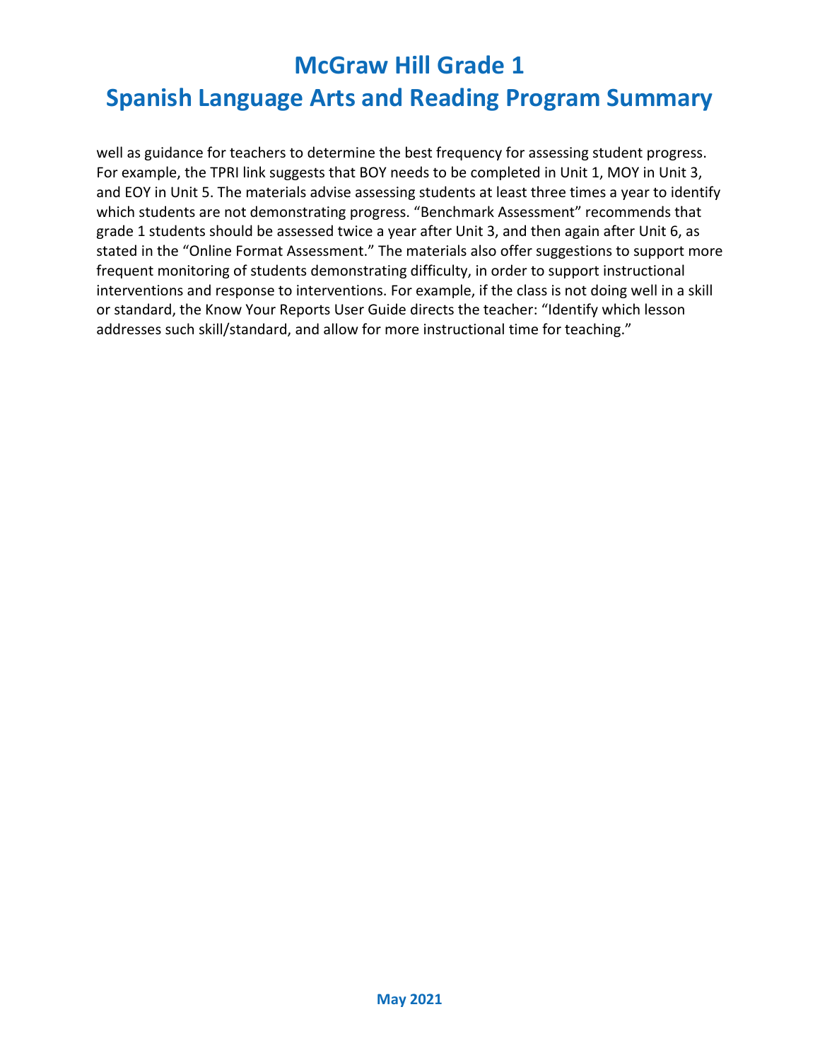well as guidance for teachers to determine the best frequency for assessing student progress. For example, the TPRI link suggests that BOY needs to be completed in Unit 1, MOY in Unit 3, and EOY in Unit 5. The materials advise assessing students at least three times a year to identify which students are not demonstrating progress. "Benchmark Assessment" recommends that grade 1 students should be assessed twice a year after Unit 3, and then again after Unit 6, as stated in the "Online Format Assessment." The materials also offer suggestions to support more frequent monitoring of students demonstrating difficulty, in order to support instructional interventions and response to interventions. For example, if the class is not doing well in a skill or standard, the Know Your Reports User Guide directs the teacher: "Identify which lesson addresses such skill/standard, and allow for more instructional time for teaching."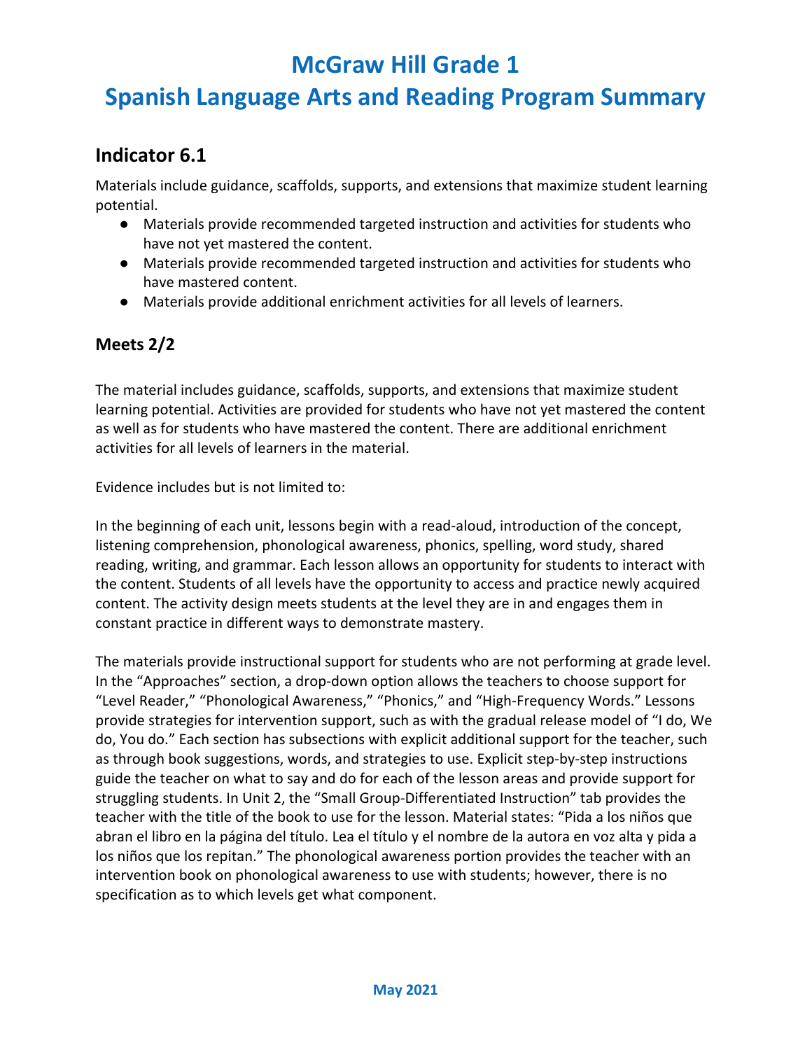# McGraw Hill Grade 1
# Spanish Language Arts and Reading Program Summary

## Indicator 6.1

Materials include guidance, scaffolds, supports, and extensions that maximize student learning potential.

- Materials provide recommended targeted instruction and activities for students who have not yet mastered the content.
- Materials provide recommended targeted instruction and activities for students who have mastered content.
- Materials provide additional enrichment activities for all levels of learners.

### Meets 2/2

The material includes guidance, scaffolds, supports, and extensions that maximize student learning potential. Activities are provided for students who have not yet mastered the content as well as for students who have mastered the content. There are additional enrichment activities for all levels of learners in the material.

Evidence includes but is not limited to:

In the beginning of each unit, lessons begin with a read-aloud, introduction of the concept, listening comprehension, phonological awareness, phonics, spelling, word study, shared reading, writing, and grammar. Each lesson allows an opportunity for students to interact with the content. Students of all levels have the opportunity to access and practice newly acquired content. The activity design meets students at the level they are in and engages them in constant practice in different ways to demonstrate mastery.

The materials provide instructional support for students who are not performing at grade level. In the "Approaches" section, a drop-down option allows the teachers to choose support for "Level Reader," "Phonological Awareness," "Phonics," and "High-Frequency Words." Lessons provide strategies for intervention support, such as with the gradual release model of "I do, We do, You do." Each section has subsections with explicit additional support for the teacher, such as through book suggestions, words, and strategies to use. Explicit step-by-step instructions guide the teacher on what to say and do for each of the lesson areas and provide support for struggling students. In Unit 2, the "Small Group-Differentiated Instruction" tab provides the teacher with the title of the book to use for the lesson. Material states: "Pida a los niños que abran el libro en la página del título. Lea el título y el nombre de la autora en voz alta y pida a los niños que los repitan." The phonological awareness portion provides the teacher with an intervention book on phonological awareness to use with students; however, there is no specification as to which levels get what component.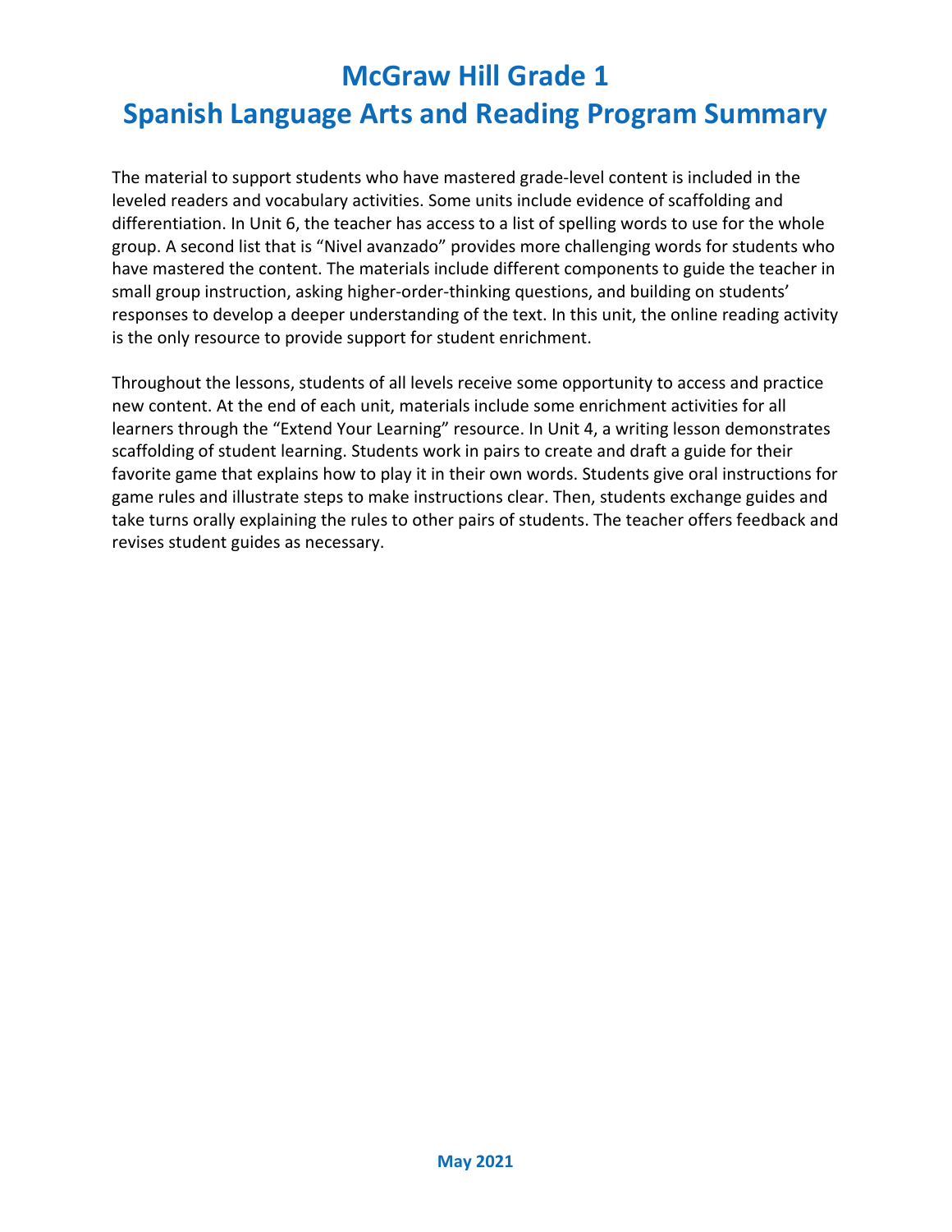# McGraw Hill Grade 1
# Spanish Language Arts and Reading Program Summary

The material to support students who have mastered grade-level content is included in the leveled readers and vocabulary activities. Some units include evidence of scaffolding and differentiation. In Unit 6, the teacher has access to a list of spelling words to use for the whole group. A second list that is "Nivel avanzado" provides more challenging words for students who have mastered the content. The materials include different components to guide the teacher in small group instruction, asking higher-order-thinking questions, and building on students' responses to develop a deeper understanding of the text. In this unit, the online reading activity is the only resource to provide support for student enrichment.

Throughout the lessons, students of all levels receive some opportunity to access and practice new content. At the end of each unit, materials include some enrichment activities for all learners through the "Extend Your Learning" resource. In Unit 4, a writing lesson demonstrates scaffolding of student learning. Students work in pairs to create and draft a guide for their favorite game that explains how to play it in their own words. Students give oral instructions for game rules and illustrate steps to make instructions clear. Then, students exchange guides and take turns orally explaining the rules to other pairs of students. The teacher offers feedback and revises student guides as necessary.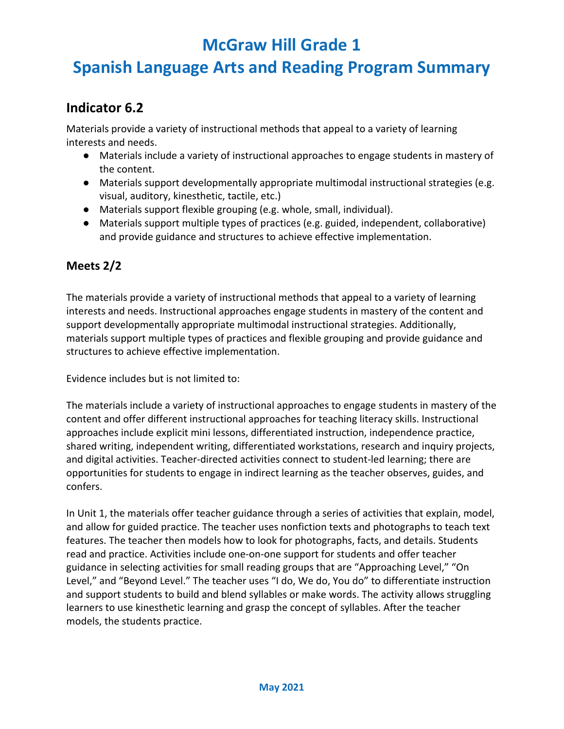# McGraw Hill Grade 1

# Spanish Language Arts and Reading Program Summary

## Indicator 6.2

Materials provide a variety of instructional methods that appeal to a variety of learning interests and needs.

- Materials include a variety of instructional approaches to engage students in mastery of the content.
- Materials support developmentally appropriate multimodal instructional strategies (e.g. visual, auditory, kinesthetic, tactile, etc.)
- Materials support flexible grouping (e.g. whole, small, individual).
- Materials support multiple types of practices (e.g. guided, independent, collaborative) and provide guidance and structures to achieve effective implementation.

### Meets 2/2

The materials provide a variety of instructional methods that appeal to a variety of learning interests and needs. Instructional approaches engage students in mastery of the content and support developmentally appropriate multimodal instructional strategies. Additionally, materials support multiple types of practices and flexible grouping and provide guidance and structures to achieve effective implementation.

Evidence includes but is not limited to:

The materials include a variety of instructional approaches to engage students in mastery of the content and offer different instructional approaches for teaching literacy skills. Instructional approaches include explicit mini lessons, differentiated instruction, independence practice, shared writing, independent writing, differentiated workstations, research and inquiry projects, and digital activities. Teacher-directed activities connect to student-led learning; there are opportunities for students to engage in indirect learning as the teacher observes, guides, and confers.

In Unit 1, the materials offer teacher guidance through a series of activities that explain, model, and allow for guided practice. The teacher uses nonfiction texts and photographs to teach text features. The teacher then models how to look for photographs, facts, and details. Students read and practice. Activities include one-on-one support for students and offer teacher guidance in selecting activities for small reading groups that are "Approaching Level," "On Level," and "Beyond Level." The teacher uses "I do, We do, You do" to differentiate instruction and support students to build and blend syllables or make words. The activity allows struggling learners to use kinesthetic learning and grasp the concept of syllables. After the teacher models, the students practice.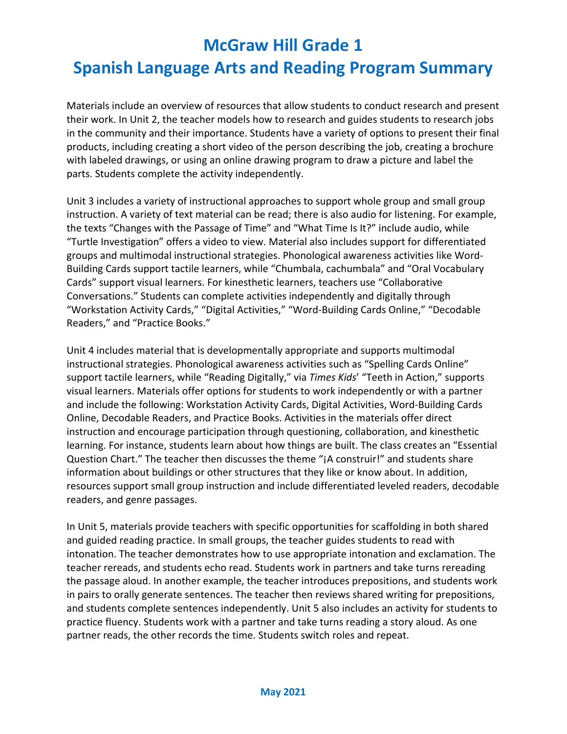# McGraw Hill Grade 1
# Spanish Language Arts and Reading Program Summary

Materials include an overview of resources that allow students to conduct research and present their work. In Unit 2, the teacher models how to research and guides students to research jobs in the community and their importance. Students have a variety of options to present their final products, including creating a short video of the person describing the job, creating a brochure with labeled drawings, or using an online drawing program to draw a picture and label the parts. Students complete the activity independently.

Unit 3 includes a variety of instructional approaches to support whole group and small group instruction. A variety of text material can be read; there is also audio for listening. For example, the texts "Changes with the Passage of Time" and "What Time Is It?" include audio, while "Turtle Investigation" offers a video to view. Material also includes support for differentiated groups and multimodal instructional strategies. Phonological awareness activities like Word-Building Cards support tactile learners, while "Chumbala, cachumbala" and "Oral Vocabulary Cards" support visual learners. For kinesthetic learners, teachers use "Collaborative Conversations." Students can complete activities independently and digitally through "Workstation Activity Cards," "Digital Activities," "Word-Building Cards Online," "Decodable Readers," and "Practice Books."

Unit 4 includes material that is developmentally appropriate and supports multimodal instructional strategies. Phonological awareness activities such as "Spelling Cards Online" support tactile learners, while "Reading Digitally," via *Times Kids*' "Teeth in Action," supports visual learners. Materials offer options for students to work independently or with a partner and include the following: Workstation Activity Cards, Digital Activities, Word-Building Cards Online, Decodable Readers, and Practice Books. Activities in the materials offer direct instruction and encourage participation through questioning, collaboration, and kinesthetic learning. For instance, students learn about how things are built. The class creates an "Essential Question Chart." The teacher then discusses the theme "¡A construir!" and students share information about buildings or other structures that they like or know about. In addition, resources support small group instruction and include differentiated leveled readers, decodable readers, and genre passages.

In Unit 5, materials provide teachers with specific opportunities for scaffolding in both shared and guided reading practice. In small groups, the teacher guides students to read with intonation. The teacher demonstrates how to use appropriate intonation and exclamation. The teacher rereads, and students echo read. Students work in partners and take turns rereading the passage aloud. In another example, the teacher introduces prepositions, and students work in pairs to orally generate sentences. The teacher then reviews shared writing for prepositions, and students complete sentences independently. Unit 5 also includes an activity for students to practice fluency. Students work with a partner and take turns reading a story aloud. As one partner reads, the other records the time. Students switch roles and repeat.

**May 2021**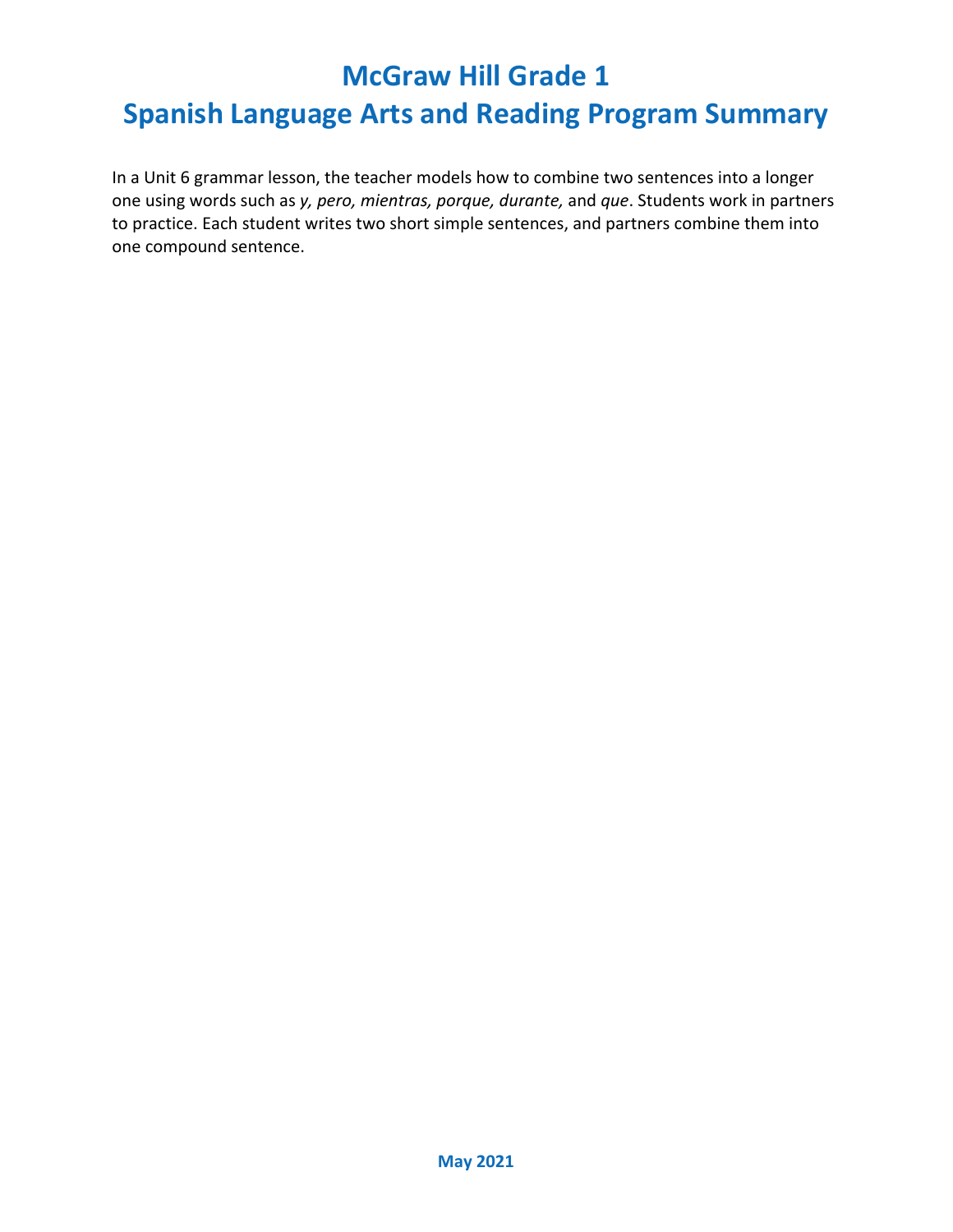# McGraw Hill Grade 1
# Spanish Language Arts and Reading Program Summary

In a Unit 6 grammar lesson, the teacher models how to combine two sentences into a longer one using words such as *y, pero, mientras, porque, durante,* and *que*. Students work in partners to practice. Each student writes two short simple sentences, and partners combine them into one compound sentence.

**May 2021**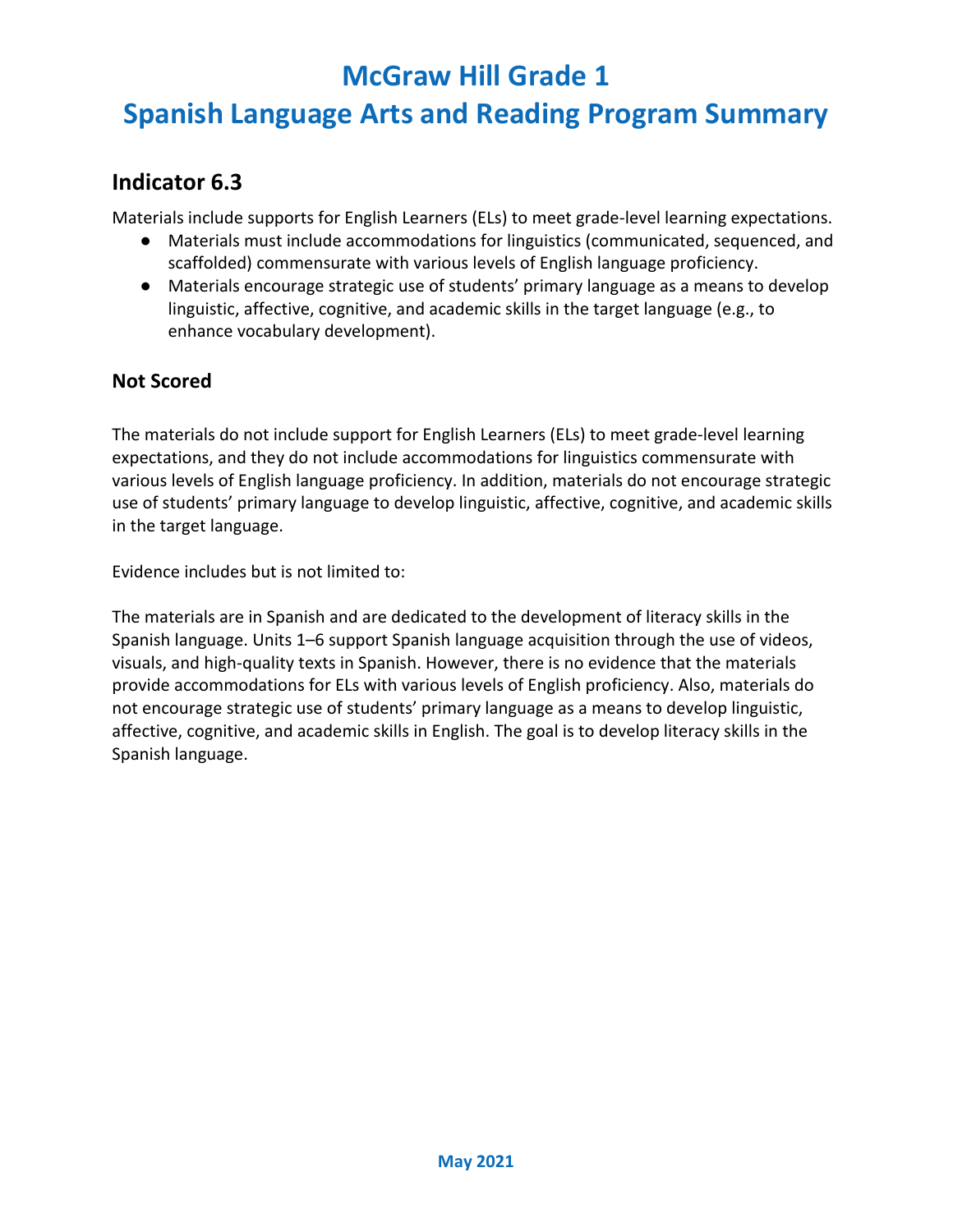# McGraw Hill Grade 1
# Spanish Language Arts and Reading Program Summary

## Indicator 6.3

Materials include supports for English Learners (ELs) to meet grade-level learning expectations.

- Materials must include accommodations for linguistics (communicated, sequenced, and scaffolded) commensurate with various levels of English language proficiency.
- Materials encourage strategic use of students' primary language as a means to develop linguistic, affective, cognitive, and academic skills in the target language (e.g., to enhance vocabulary development).

### Not Scored

The materials do not include support for English Learners (ELs) to meet grade-level learning expectations, and they do not include accommodations for linguistics commensurate with various levels of English language proficiency. In addition, materials do not encourage strategic use of students' primary language to develop linguistic, affective, cognitive, and academic skills in the target language.

Evidence includes but is not limited to:

The materials are in Spanish and are dedicated to the development of literacy skills in the Spanish language. Units 1–6 support Spanish language acquisition through the use of videos, visuals, and high-quality texts in Spanish. However, there is no evidence that the materials provide accommodations for ELs with various levels of English proficiency. Also, materials do not encourage strategic use of students' primary language as a means to develop linguistic, affective, cognitive, and academic skills in English. The goal is to develop literacy skills in the Spanish language.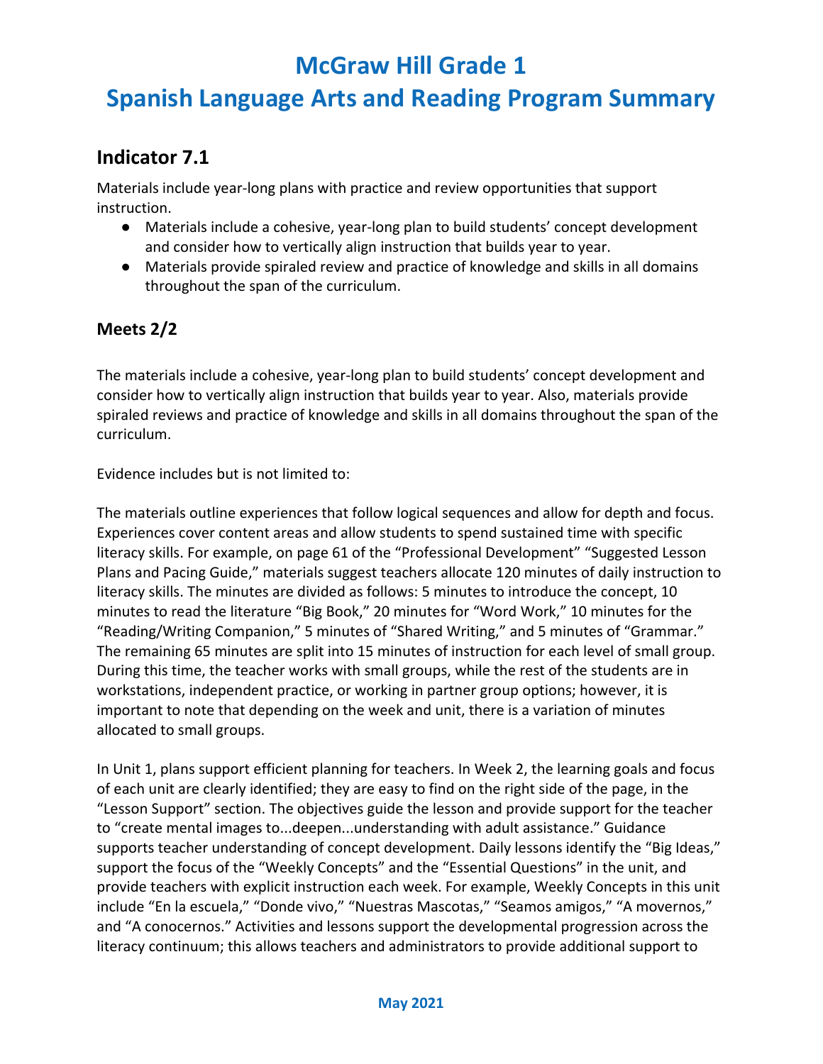# McGraw Hill Grade 1

# Spanish Language Arts and Reading Program Summary

## Indicator 7.1

Materials include year-long plans with practice and review opportunities that support instruction.

- Materials include a cohesive, year-long plan to build students' concept development and consider how to vertically align instruction that builds year to year.
- Materials provide spiraled review and practice of knowledge and skills in all domains throughout the span of the curriculum.

### Meets 2/2

The materials include a cohesive, year-long plan to build students' concept development and consider how to vertically align instruction that builds year to year. Also, materials provide spiraled reviews and practice of knowledge and skills in all domains throughout the span of the curriculum.

Evidence includes but is not limited to:

The materials outline experiences that follow logical sequences and allow for depth and focus. Experiences cover content areas and allow students to spend sustained time with specific literacy skills. For example, on page 61 of the "Professional Development" "Suggested Lesson Plans and Pacing Guide," materials suggest teachers allocate 120 minutes of daily instruction to literacy skills. The minutes are divided as follows: 5 minutes to introduce the concept, 10 minutes to read the literature "Big Book," 20 minutes for "Word Work," 10 minutes for the "Reading/Writing Companion," 5 minutes of "Shared Writing," and 5 minutes of "Grammar." The remaining 65 minutes are split into 15 minutes of instruction for each level of small group. During this time, the teacher works with small groups, while the rest of the students are in workstations, independent practice, or working in partner group options; however, it is important to note that depending on the week and unit, there is a variation of minutes allocated to small groups.

In Unit 1, plans support efficient planning for teachers. In Week 2, the learning goals and focus of each unit are clearly identified; they are easy to find on the right side of the page, in the "Lesson Support" section. The objectives guide the lesson and provide support for the teacher to "create mental images to...deepen...understanding with adult assistance." Guidance supports teacher understanding of concept development. Daily lessons identify the "Big Ideas," support the focus of the "Weekly Concepts" and the "Essential Questions" in the unit, and provide teachers with explicit instruction each week. For example, Weekly Concepts in this unit include "En la escuela," "Donde vivo," "Nuestras Mascotas," "Seamos amigos," "A movernos," and "A conocernos." Activities and lessons support the developmental progression across the literacy continuum; this allows teachers and administrators to provide additional support to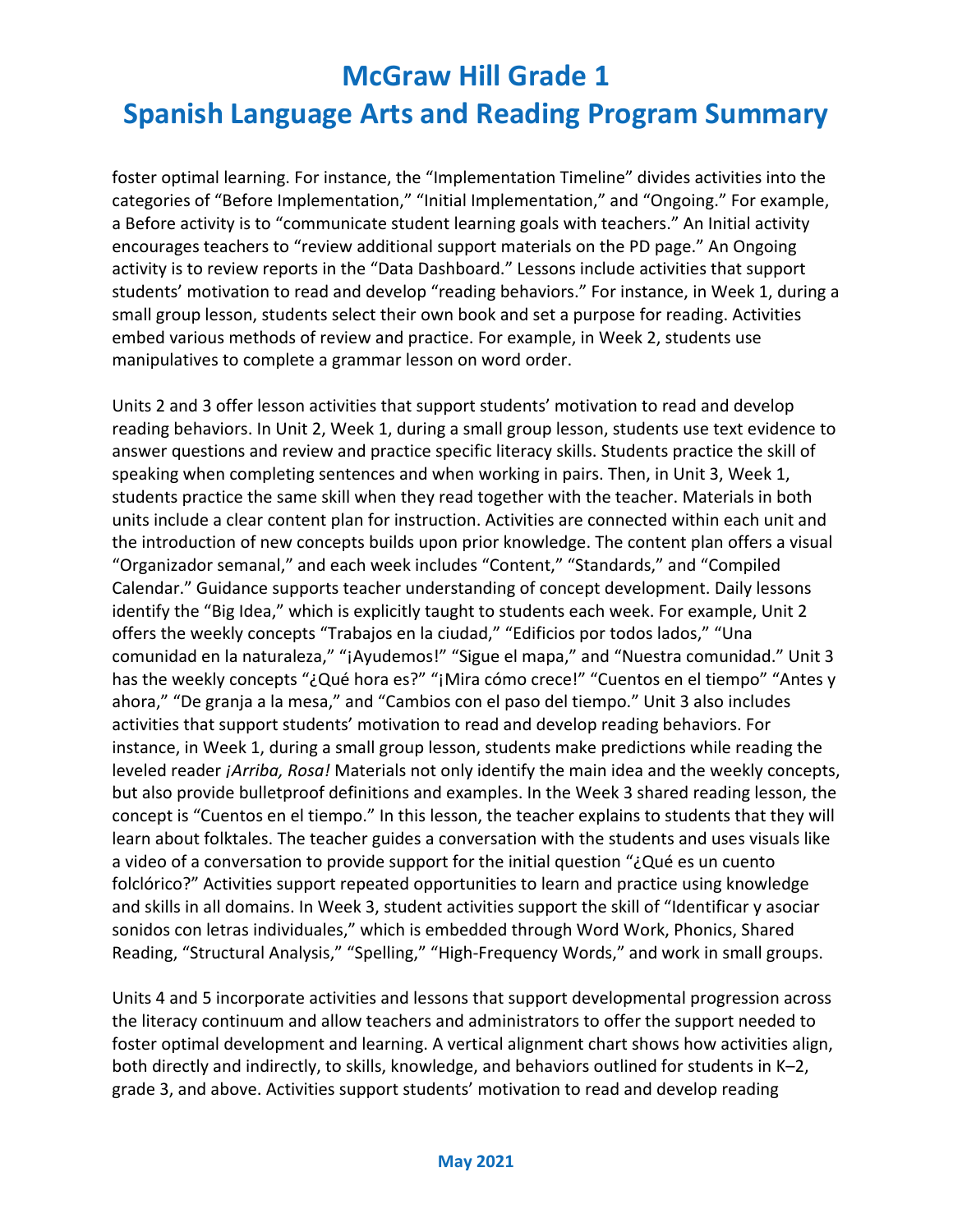foster optimal learning. For instance, the "Implementation Timeline" divides activities into the categories of "Before Implementation," "Initial Implementation," and "Ongoing." For example, a Before activity is to "communicate student learning goals with teachers." An Initial activity encourages teachers to "review additional support materials on the PD page." An Ongoing activity is to review reports in the "Data Dashboard." Lessons include activities that support students' motivation to read and develop "reading behaviors." For instance, in Week 1, during a small group lesson, students select their own book and set a purpose for reading. Activities embed various methods of review and practice. For example, in Week 2, students use manipulatives to complete a grammar lesson on word order.

Units 2 and 3 offer lesson activities that support students' motivation to read and develop reading behaviors. In Unit 2, Week 1, during a small group lesson, students use text evidence to answer questions and review and practice specific literacy skills. Students practice the skill of speaking when completing sentences and when working in pairs. Then, in Unit 3, Week 1, students practice the same skill when they read together with the teacher. Materials in both units include a clear content plan for instruction. Activities are connected within each unit and the introduction of new concepts builds upon prior knowledge. The content plan offers a visual "Organizador semanal," and each week includes "Content," "Standards," and "Compiled Calendar." Guidance supports teacher understanding of concept development. Daily lessons identify the "Big Idea," which is explicitly taught to students each week. For example, Unit 2 offers the weekly concepts "Trabajos en la ciudad," "Edificios por todos lados," "Una comunidad en la naturaleza," "¡Ayudemos!" "Sigue el mapa," and "Nuestra comunidad." Unit 3 has the weekly concepts "¿Qué hora es?" "¡Mira cómo crece!" "Cuentos en el tiempo" "Antes y ahora," "De granja a la mesa," and "Cambios con el paso del tiempo." Unit 3 also includes activities that support students' motivation to read and develop reading behaviors. For instance, in Week 1, during a small group lesson, students make predictions while reading the leveled reader *¡Arriba, Rosa!* Materials not only identify the main idea and the weekly concepts, but also provide bulletproof definitions and examples. In the Week 3 shared reading lesson, the concept is "Cuentos en el tiempo." In this lesson, the teacher explains to students that they will learn about folktales. The teacher guides a conversation with the students and uses visuals like a video of a conversation to provide support for the initial question "¿Qué es un cuento folclórico?" Activities support repeated opportunities to learn and practice using knowledge and skills in all domains. In Week 3, student activities support the skill of "Identificar y asociar sonidos con letras individuales," which is embedded through Word Work, Phonics, Shared Reading, "Structural Analysis," "Spelling," "High-Frequency Words," and work in small groups.

Units 4 and 5 incorporate activities and lessons that support developmental progression across the literacy continuum and allow teachers and administrators to offer the support needed to foster optimal development and learning. A vertical alignment chart shows how activities align, both directly and indirectly, to skills, knowledge, and behaviors outlined for students in K–2, grade 3, and above. Activities support students' motivation to read and develop reading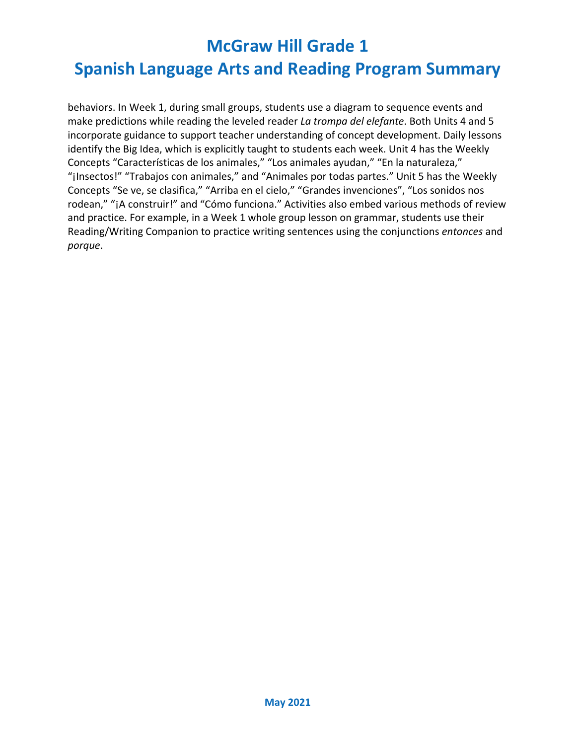behaviors. In Week 1, during small groups, students use a diagram to sequence events and make predictions while reading the leveled reader *La trompa del elefante*. Both Units 4 and 5 incorporate guidance to support teacher understanding of concept development. Daily lessons identify the Big Idea, which is explicitly taught to students each week. Unit 4 has the Weekly Concepts "Características de los animales," "Los animales ayudan," "En la naturaleza," "¡Insectos!" "Trabajos con animales," and "Animales por todas partes." Unit 5 has the Weekly Concepts "Se ve, se clasifica," "Arriba en el cielo," "Grandes invenciones", "Los sonidos nos rodean," "¡A construir!" and "Cómo funciona." Activities also embed various methods of review and practice. For example, in a Week 1 whole group lesson on grammar, students use their Reading/Writing Companion to practice writing sentences using the conjunctions *entonces* and *porque*.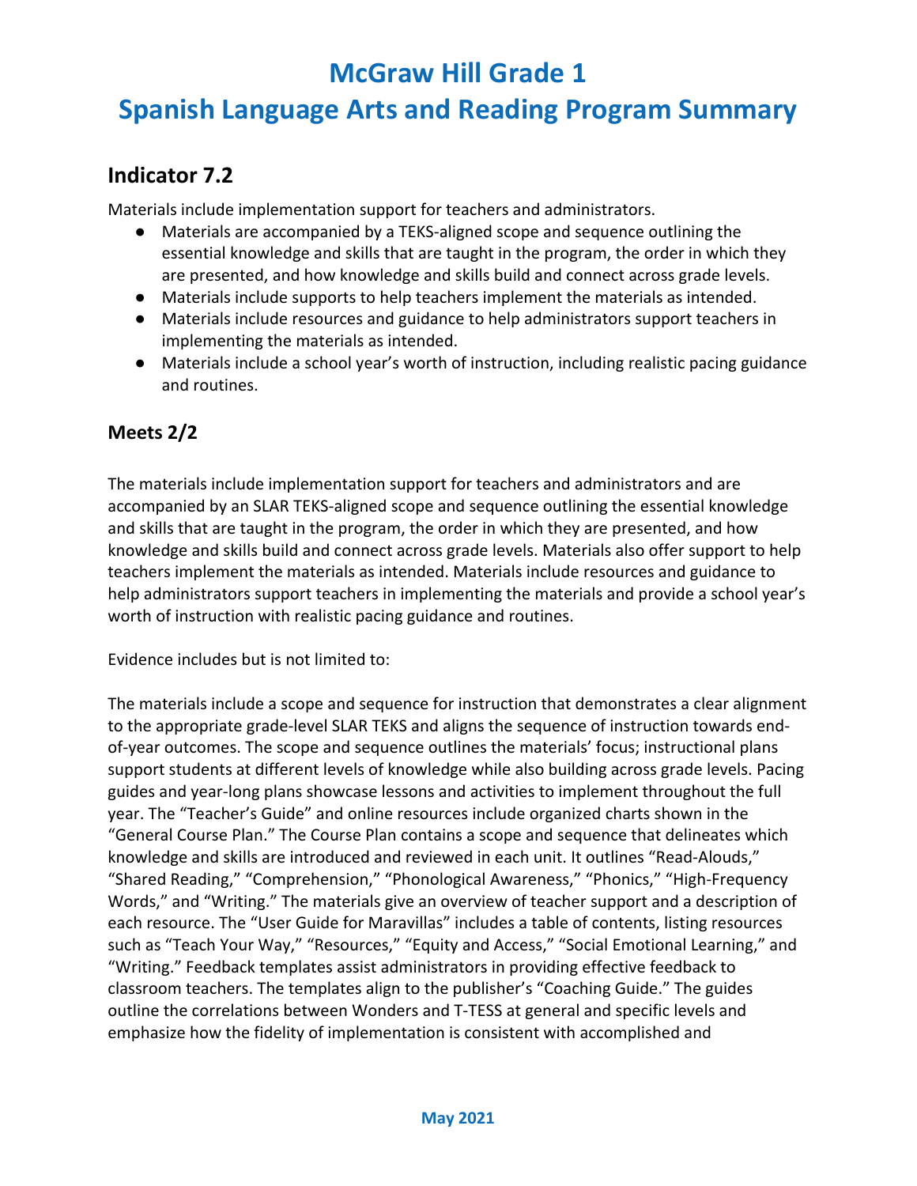# McGraw Hill Grade 1
# Spanish Language Arts and Reading Program Summary

## Indicator 7.2

Materials include implementation support for teachers and administrators.

- Materials are accompanied by a TEKS-aligned scope and sequence outlining the essential knowledge and skills that are taught in the program, the order in which they are presented, and how knowledge and skills build and connect across grade levels.
- Materials include supports to help teachers implement the materials as intended.
- Materials include resources and guidance to help administrators support teachers in implementing the materials as intended.
- Materials include a school year's worth of instruction, including realistic pacing guidance and routines.

### Meets 2/2

The materials include implementation support for teachers and administrators and are accompanied by an SLAR TEKS-aligned scope and sequence outlining the essential knowledge and skills that are taught in the program, the order in which they are presented, and how knowledge and skills build and connect across grade levels. Materials also offer support to help teachers implement the materials as intended. Materials include resources and guidance to help administrators support teachers in implementing the materials and provide a school year's worth of instruction with realistic pacing guidance and routines.

Evidence includes but is not limited to:

The materials include a scope and sequence for instruction that demonstrates a clear alignment to the appropriate grade-level SLAR TEKS and aligns the sequence of instruction towards end-of-year outcomes. The scope and sequence outlines the materials' focus; instructional plans support students at different levels of knowledge while also building across grade levels. Pacing guides and year-long plans showcase lessons and activities to implement throughout the full year. The "Teacher's Guide" and online resources include organized charts shown in the "General Course Plan." The Course Plan contains a scope and sequence that delineates which knowledge and skills are introduced and reviewed in each unit. It outlines "Read-Alouds," "Shared Reading," "Comprehension," "Phonological Awareness," "Phonics," "High-Frequency Words," and "Writing." The materials give an overview of teacher support and a description of each resource. The "User Guide for Maravillas" includes a table of contents, listing resources such as "Teach Your Way," "Resources," "Equity and Access," "Social Emotional Learning," and "Writing." Feedback templates assist administrators in providing effective feedback to classroom teachers. The templates align to the publisher's "Coaching Guide." The guides outline the correlations between Wonders and T-TESS at general and specific levels and emphasize how the fidelity of implementation is consistent with accomplished and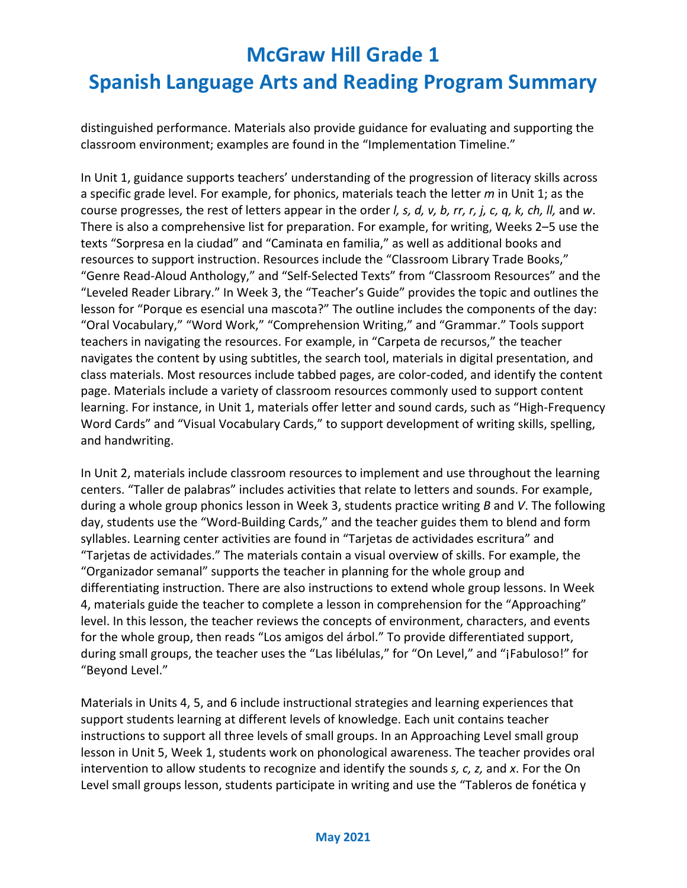distinguished performance. Materials also provide guidance for evaluating and supporting the classroom environment; examples are found in the "Implementation Timeline."

In Unit 1, guidance supports teachers' understanding of the progression of literacy skills across a specific grade level. For example, for phonics, materials teach the letter *m* in Unit 1; as the course progresses, the rest of letters appear in the order *l, s, d, v, b, rr, r, j, c, q, k, ch, ll,* and *w*. There is also a comprehensive list for preparation. For example, for writing, Weeks 2–5 use the texts "Sorpresa en la ciudad" and "Caminata en familia," as well as additional books and resources to support instruction. Resources include the "Classroom Library Trade Books," "Genre Read-Aloud Anthology," and "Self-Selected Texts" from "Classroom Resources" and the "Leveled Reader Library." In Week 3, the "Teacher's Guide" provides the topic and outlines the lesson for "Porque es esencial una mascota?" The outline includes the components of the day: "Oral Vocabulary," "Word Work," "Comprehension Writing," and "Grammar." Tools support teachers in navigating the resources. For example, in "Carpeta de recursos," the teacher navigates the content by using subtitles, the search tool, materials in digital presentation, and class materials. Most resources include tabbed pages, are color-coded, and identify the content page. Materials include a variety of classroom resources commonly used to support content learning. For instance, in Unit 1, materials offer letter and sound cards, such as "High-Frequency Word Cards" and "Visual Vocabulary Cards," to support development of writing skills, spelling, and handwriting.

In Unit 2, materials include classroom resources to implement and use throughout the learning centers. "Taller de palabras" includes activities that relate to letters and sounds. For example, during a whole group phonics lesson in Week 3, students practice writing *B* and *V*. The following day, students use the "Word-Building Cards," and the teacher guides them to blend and form syllables. Learning center activities are found in "Tarjetas de actividades escritura" and "Tarjetas de actividades." The materials contain a visual overview of skills. For example, the "Organizador semanal" supports the teacher in planning for the whole group and differentiating instruction. There are also instructions to extend whole group lessons. In Week 4, materials guide the teacher to complete a lesson in comprehension for the "Approaching" level. In this lesson, the teacher reviews the concepts of environment, characters, and events for the whole group, then reads "Los amigos del árbol." To provide differentiated support, during small groups, the teacher uses the "Las libélulas," for "On Level," and "¡Fabuloso!" for "Beyond Level."

Materials in Units 4, 5, and 6 include instructional strategies and learning experiences that support students learning at different levels of knowledge. Each unit contains teacher instructions to support all three levels of small groups. In an Approaching Level small group lesson in Unit 5, Week 1, students work on phonological awareness. The teacher provides oral intervention to allow students to recognize and identify the sounds *s, c, z,* and *x*. For the On Level small groups lesson, students participate in writing and use the "Tableros de fonética y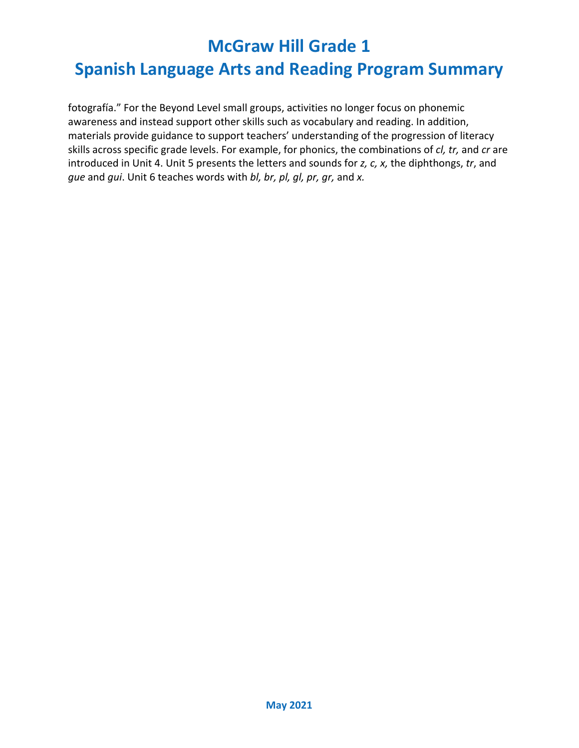fotografía." For the Beyond Level small groups, activities no longer focus on phonemic awareness and instead support other skills such as vocabulary and reading. In addition, materials provide guidance to support teachers' understanding of the progression of literacy skills across specific grade levels. For example, for phonics, the combinations of *cl, tr,* and *cr* are introduced in Unit 4. Unit 5 presents the letters and sounds for *z, c, x,* the diphthongs, *tr*, and *gue* and *gui*. Unit 6 teaches words with *bl, br, pl, gl, pr, gr,* and *x.*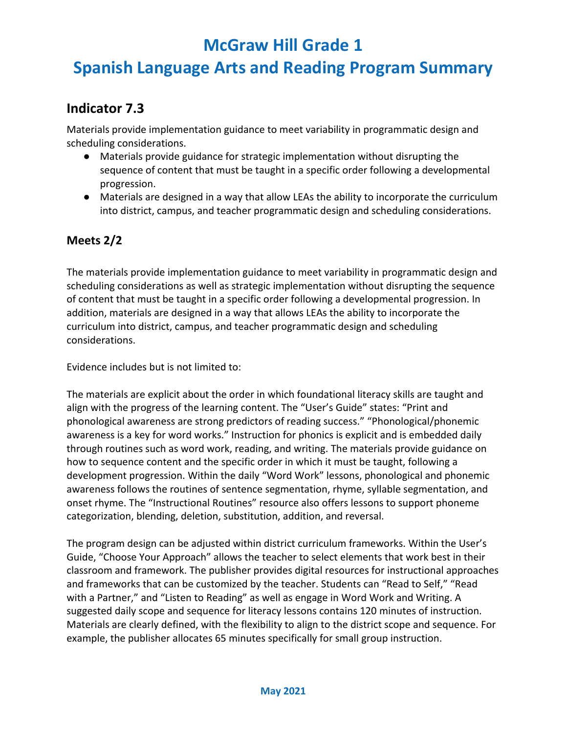# McGraw Hill Grade 1

# Spanish Language Arts and Reading Program Summary

## Indicator 7.3

Materials provide implementation guidance to meet variability in programmatic design and scheduling considerations.

- Materials provide guidance for strategic implementation without disrupting the sequence of content that must be taught in a specific order following a developmental progression.
- Materials are designed in a way that allow LEAs the ability to incorporate the curriculum into district, campus, and teacher programmatic design and scheduling considerations.

### Meets 2/2

The materials provide implementation guidance to meet variability in programmatic design and scheduling considerations as well as strategic implementation without disrupting the sequence of content that must be taught in a specific order following a developmental progression. In addition, materials are designed in a way that allows LEAs the ability to incorporate the curriculum into district, campus, and teacher programmatic design and scheduling considerations.

Evidence includes but is not limited to:

The materials are explicit about the order in which foundational literacy skills are taught and align with the progress of the learning content. The "User's Guide" states: "Print and phonological awareness are strong predictors of reading success." "Phonological/phonemic awareness is a key for word works." Instruction for phonics is explicit and is embedded daily through routines such as word work, reading, and writing. The materials provide guidance on how to sequence content and the specific order in which it must be taught, following a development progression. Within the daily "Word Work" lessons, phonological and phonemic awareness follows the routines of sentence segmentation, rhyme, syllable segmentation, and onset rhyme. The "Instructional Routines" resource also offers lessons to support phoneme categorization, blending, deletion, substitution, addition, and reversal.

The program design can be adjusted within district curriculum frameworks. Within the User's Guide, "Choose Your Approach" allows the teacher to select elements that work best in their classroom and framework. The publisher provides digital resources for instructional approaches and frameworks that can be customized by the teacher. Students can "Read to Self," "Read with a Partner," and "Listen to Reading" as well as engage in Word Work and Writing. A suggested daily scope and sequence for literacy lessons contains 120 minutes of instruction. Materials are clearly defined, with the flexibility to align to the district scope and sequence. For example, the publisher allocates 65 minutes specifically for small group instruction.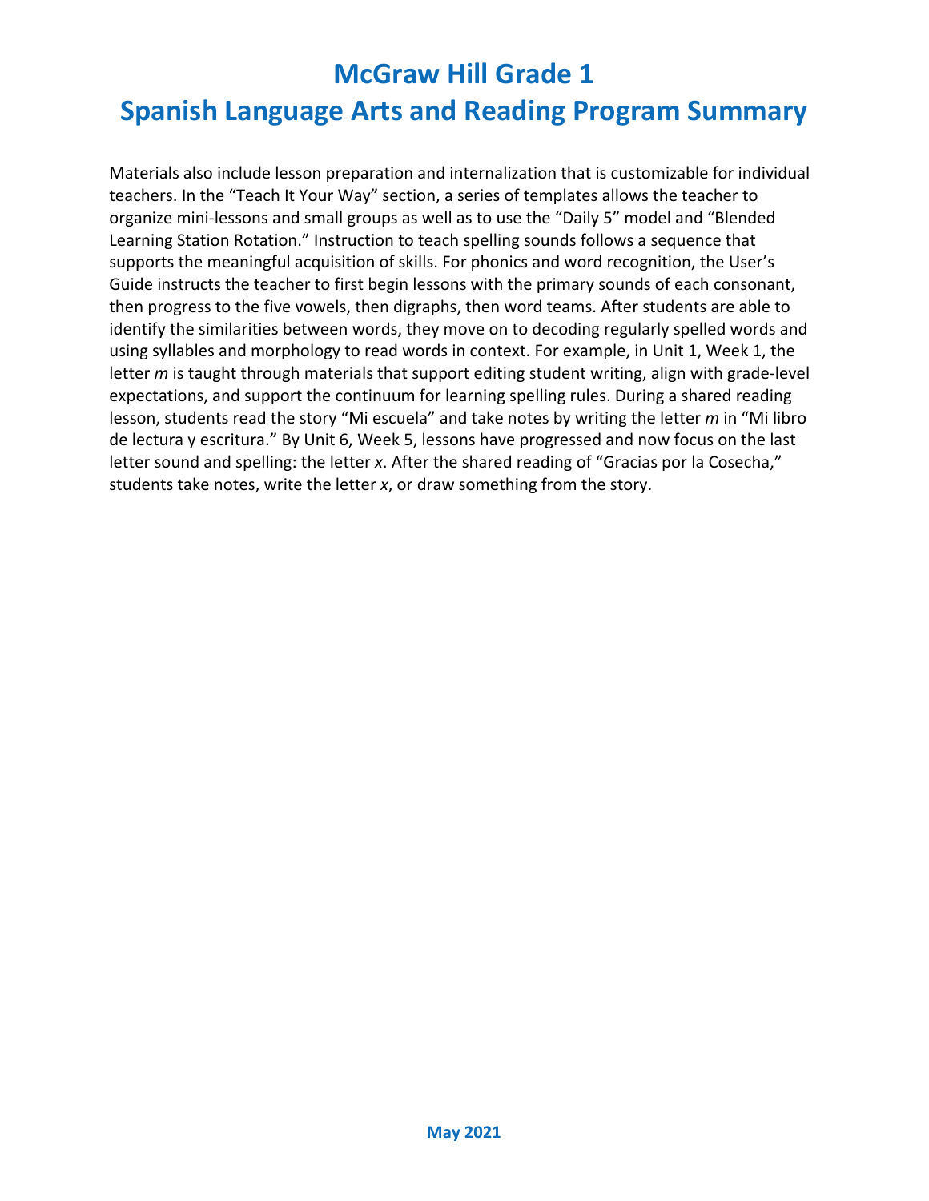Materials also include lesson preparation and internalization that is customizable for individual teachers. In the “Teach It Your Way” section, a series of templates allows the teacher to organize mini-lessons and small groups as well as to use the “Daily 5” model and “Blended Learning Station Rotation.” Instruction to teach spelling sounds follows a sequence that supports the meaningful acquisition of skills. For phonics and word recognition, the User’s Guide instructs the teacher to first begin lessons with the primary sounds of each consonant, then progress to the five vowels, then digraphs, then word teams. After students are able to identify the similarities between words, they move on to decoding regularly spelled words and using syllables and morphology to read words in context. For example, in Unit 1, Week 1, the letter *m* is taught through materials that support editing student writing, align with grade-level expectations, and support the continuum for learning spelling rules. During a shared reading lesson, students read the story “Mi escuela” and take notes by writing the letter *m* in “Mi libro de lectura y escritura.” By Unit 6, Week 5, lessons have progressed and now focus on the last letter sound and spelling: the letter *x*. After the shared reading of “Gracias por la Cosecha,” students take notes, write the letter *x*, or draw something from the story.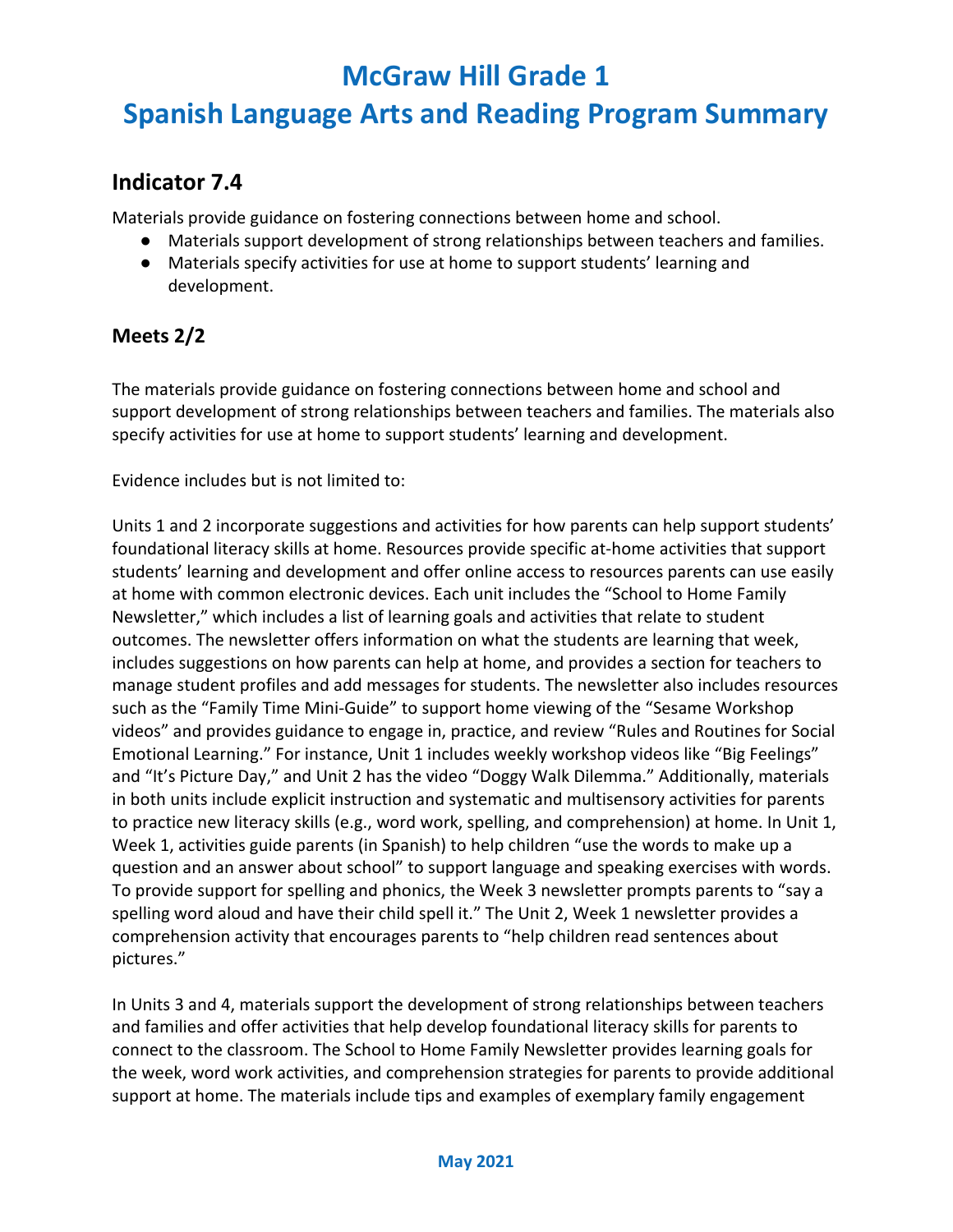# McGraw Hill Grade 1
# Spanish Language Arts and Reading Program Summary

## Indicator 7.4

Materials provide guidance on fostering connections between home and school.

- Materials support development of strong relationships between teachers and families.
- Materials specify activities for use at home to support students' learning and development.

## Meets 2/2

The materials provide guidance on fostering connections between home and school and support development of strong relationships between teachers and families. The materials also specify activities for use at home to support students' learning and development.

Evidence includes but is not limited to:

Units 1 and 2 incorporate suggestions and activities for how parents can help support students' foundational literacy skills at home. Resources provide specific at-home activities that support students' learning and development and offer online access to resources parents can use easily at home with common electronic devices. Each unit includes the "School to Home Family Newsletter," which includes a list of learning goals and activities that relate to student outcomes. The newsletter offers information on what the students are learning that week, includes suggestions on how parents can help at home, and provides a section for teachers to manage student profiles and add messages for students. The newsletter also includes resources such as the "Family Time Mini-Guide" to support home viewing of the "Sesame Workshop videos" and provides guidance to engage in, practice, and review "Rules and Routines for Social Emotional Learning." For instance, Unit 1 includes weekly workshop videos like "Big Feelings" and "It's Picture Day," and Unit 2 has the video "Doggy Walk Dilemma." Additionally, materials in both units include explicit instruction and systematic and multisensory activities for parents to practice new literacy skills (e.g., word work, spelling, and comprehension) at home. In Unit 1, Week 1, activities guide parents (in Spanish) to help children "use the words to make up a question and an answer about school" to support language and speaking exercises with words. To provide support for spelling and phonics, the Week 3 newsletter prompts parents to "say a spelling word aloud and have their child spell it." The Unit 2, Week 1 newsletter provides a comprehension activity that encourages parents to "help children read sentences about pictures."

In Units 3 and 4, materials support the development of strong relationships between teachers and families and offer activities that help develop foundational literacy skills for parents to connect to the classroom. The School to Home Family Newsletter provides learning goals for the week, word work activities, and comprehension strategies for parents to provide additional support at home. The materials include tips and examples of exemplary family engagement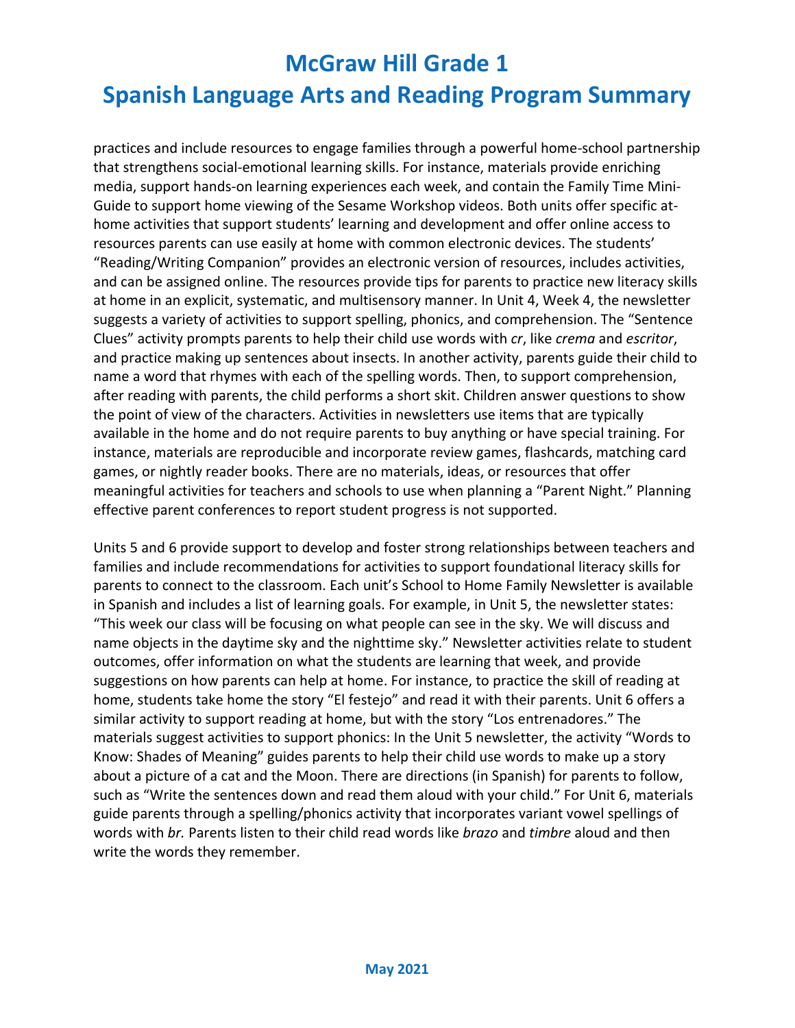practices and include resources to engage families through a powerful home-school partnership that strengthens social-emotional learning skills. For instance, materials provide enriching media, support hands-on learning experiences each week, and contain the Family Time Mini-Guide to support home viewing of the Sesame Workshop videos. Both units offer specific at-home activities that support students' learning and development and offer online access to resources parents can use easily at home with common electronic devices. The students' "Reading/Writing Companion" provides an electronic version of resources, includes activities, and can be assigned online. The resources provide tips for parents to practice new literacy skills at home in an explicit, systematic, and multisensory manner. In Unit 4, Week 4, the newsletter suggests a variety of activities to support spelling, phonics, and comprehension. The "Sentence Clues" activity prompts parents to help their child use words with *cr*, like *crema* and *escritor*, and practice making up sentences about insects. In another activity, parents guide their child to name a word that rhymes with each of the spelling words. Then, to support comprehension, after reading with parents, the child performs a short skit. Children answer questions to show the point of view of the characters. Activities in newsletters use items that are typically available in the home and do not require parents to buy anything or have special training. For instance, materials are reproducible and incorporate review games, flashcards, matching card games, or nightly reader books. There are no materials, ideas, or resources that offer meaningful activities for teachers and schools to use when planning a "Parent Night." Planning effective parent conferences to report student progress is not supported.

Units 5 and 6 provide support to develop and foster strong relationships between teachers and families and include recommendations for activities to support foundational literacy skills for parents to connect to the classroom. Each unit's School to Home Family Newsletter is available in Spanish and includes a list of learning goals. For example, in Unit 5, the newsletter states: "This week our class will be focusing on what people can see in the sky. We will discuss and name objects in the daytime sky and the nighttime sky." Newsletter activities relate to student outcomes, offer information on what the students are learning that week, and provide suggestions on how parents can help at home. For instance, to practice the skill of reading at home, students take home the story "El festejo" and read it with their parents. Unit 6 offers a similar activity to support reading at home, but with the story "Los entrenadores." The materials suggest activities to support phonics: In the Unit 5 newsletter, the activity "Words to Know: Shades of Meaning" guides parents to help their child use words to make up a story about a picture of a cat and the Moon. There are directions (in Spanish) for parents to follow, such as "Write the sentences down and read them aloud with your child." For Unit 6, materials guide parents through a spelling/phonics activity that incorporates variant vowel spellings of words with *br.* Parents listen to their child read words like *brazo* and *timbre* aloud and then write the words they remember.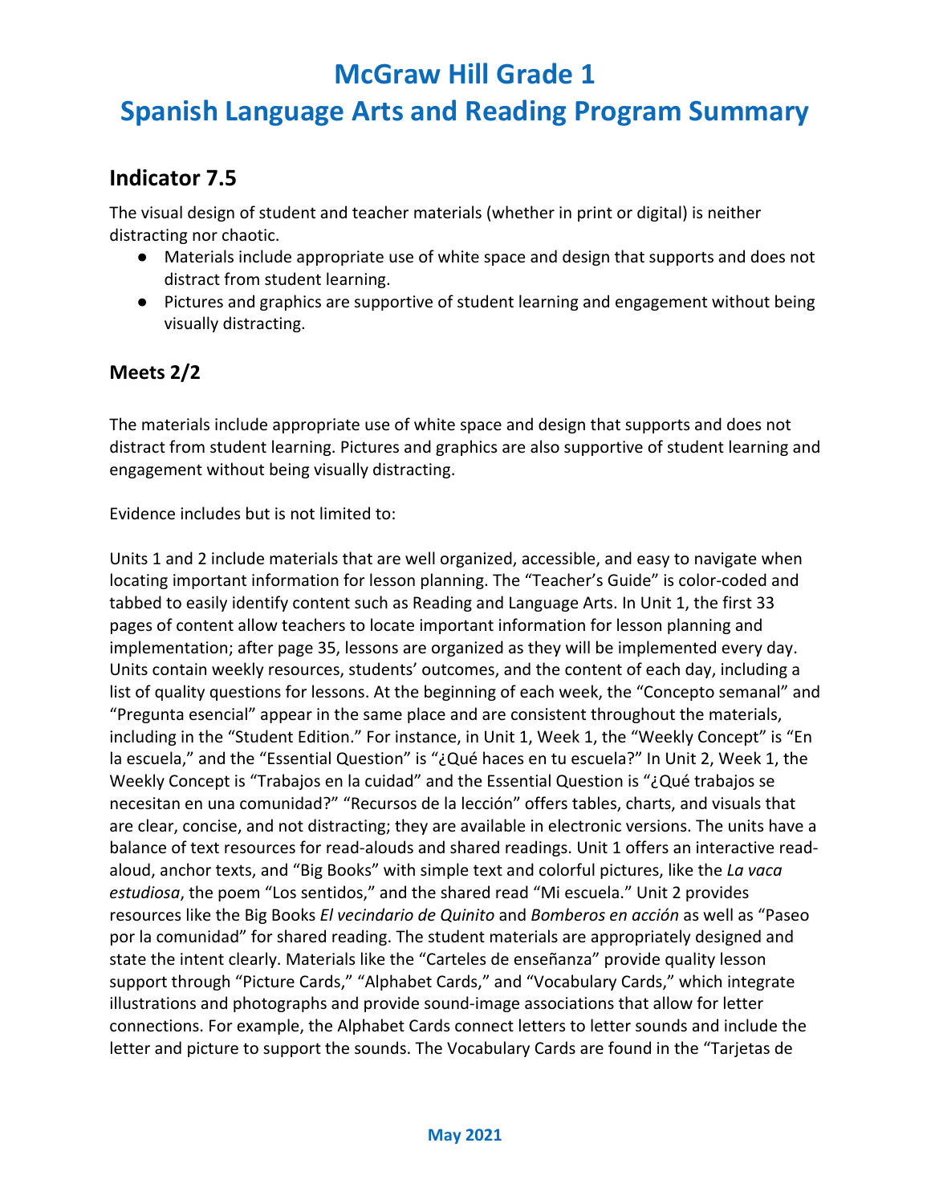# McGraw Hill Grade 1

# Spanish Language Arts and Reading Program Summary

## Indicator 7.5

The visual design of student and teacher materials (whether in print or digital) is neither distracting nor chaotic.

- Materials include appropriate use of white space and design that supports and does not distract from student learning.
- Pictures and graphics are supportive of student learning and engagement without being visually distracting.

### Meets 2/2

The materials include appropriate use of white space and design that supports and does not distract from student learning. Pictures and graphics are also supportive of student learning and engagement without being visually distracting.

Evidence includes but is not limited to:

Units 1 and 2 include materials that are well organized, accessible, and easy to navigate when locating important information for lesson planning. The "Teacher's Guide" is color-coded and tabbed to easily identify content such as Reading and Language Arts. In Unit 1, the first 33 pages of content allow teachers to locate important information for lesson planning and implementation; after page 35, lessons are organized as they will be implemented every day. Units contain weekly resources, students' outcomes, and the content of each day, including a list of quality questions for lessons. At the beginning of each week, the "Concepto semanal" and "Pregunta esencial" appear in the same place and are consistent throughout the materials, including in the "Student Edition." For instance, in Unit 1, Week 1, the "Weekly Concept" is "En la escuela," and the "Essential Question" is "¿Qué haces en tu escuela?" In Unit 2, Week 1, the Weekly Concept is "Trabajos en la cuidad" and the Essential Question is "¿Qué trabajos se necesitan en una comunidad?" "Recursos de la lección" offers tables, charts, and visuals that are clear, concise, and not distracting; they are available in electronic versions. The units have a balance of text resources for read-alouds and shared readings. Unit 1 offers an interactive read-aloud, anchor texts, and "Big Books" with simple text and colorful pictures, like the *La vaca estudiosa*, the poem "Los sentidos," and the shared read "Mi escuela." Unit 2 provides resources like the Big Books *El vecindario de Quinito* and *Bomberos en acción* as well as "Paseo por la comunidad" for shared reading. The student materials are appropriately designed and state the intent clearly. Materials like the "Carteles de enseñanza" provide quality lesson support through "Picture Cards," "Alphabet Cards," and "Vocabulary Cards," which integrate illustrations and photographs and provide sound-image associations that allow for letter connections. For example, the Alphabet Cards connect letters to letter sounds and include the letter and picture to support the sounds. The Vocabulary Cards are found in the "Tarjetas de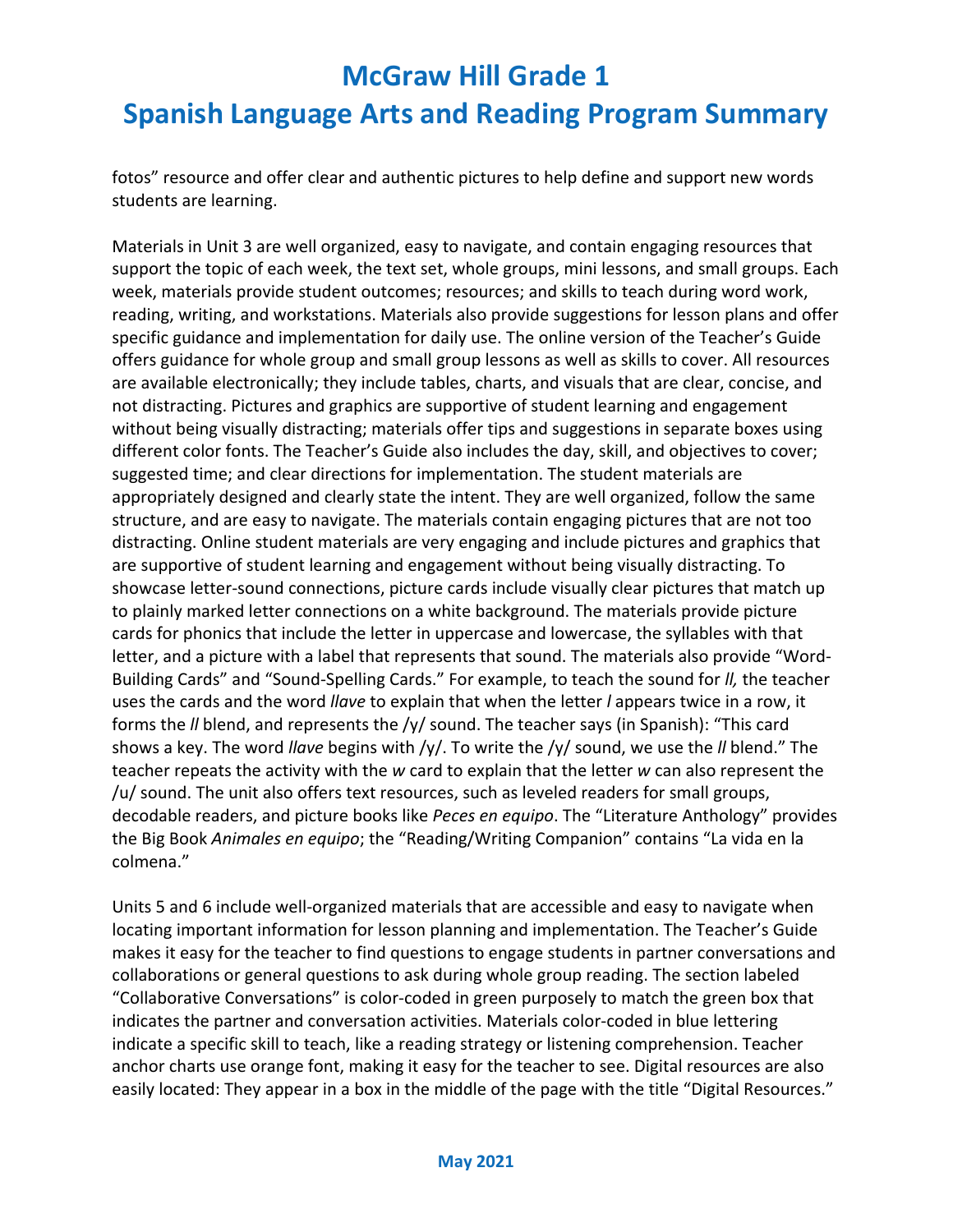fotos" resource and offer clear and authentic pictures to help define and support new words students are learning.

Materials in Unit 3 are well organized, easy to navigate, and contain engaging resources that support the topic of each week, the text set, whole groups, mini lessons, and small groups. Each week, materials provide student outcomes; resources; and skills to teach during word work, reading, writing, and workstations. Materials also provide suggestions for lesson plans and offer specific guidance and implementation for daily use. The online version of the Teacher's Guide offers guidance for whole group and small group lessons as well as skills to cover. All resources are available electronically; they include tables, charts, and visuals that are clear, concise, and not distracting. Pictures and graphics are supportive of student learning and engagement without being visually distracting; materials offer tips and suggestions in separate boxes using different color fonts. The Teacher's Guide also includes the day, skill, and objectives to cover; suggested time; and clear directions for implementation. The student materials are appropriately designed and clearly state the intent. They are well organized, follow the same structure, and are easy to navigate. The materials contain engaging pictures that are not too distracting. Online student materials are very engaging and include pictures and graphics that are supportive of student learning and engagement without being visually distracting. To showcase letter-sound connections, picture cards include visually clear pictures that match up to plainly marked letter connections on a white background. The materials provide picture cards for phonics that include the letter in uppercase and lowercase, the syllables with that letter, and a picture with a label that represents that sound. The materials also provide "Word-Building Cards" and "Sound-Spelling Cards." For example, to teach the sound for *ll,* the teacher uses the cards and the word *llave* to explain that when the letter *l* appears twice in a row, it forms the *ll* blend, and represents the /y/ sound. The teacher says (in Spanish): "This card shows a key. The word *llave* begins with /y/. To write the /y/ sound, we use the *ll* blend." The teacher repeats the activity with the *w* card to explain that the letter *w* can also represent the /u/ sound. The unit also offers text resources, such as leveled readers for small groups, decodable readers, and picture books like *Peces en equipo*. The "Literature Anthology" provides the Big Book *Animales en equipo*; the "Reading/Writing Companion" contains "La vida en la colmena."

Units 5 and 6 include well-organized materials that are accessible and easy to navigate when locating important information for lesson planning and implementation. The Teacher's Guide makes it easy for the teacher to find questions to engage students in partner conversations and collaborations or general questions to ask during whole group reading. The section labeled "Collaborative Conversations" is color-coded in green purposely to match the green box that indicates the partner and conversation activities. Materials color-coded in blue lettering indicate a specific skill to teach, like a reading strategy or listening comprehension. Teacher anchor charts use orange font, making it easy for the teacher to see. Digital resources are also easily located: They appear in a box in the middle of the page with the title "Digital Resources."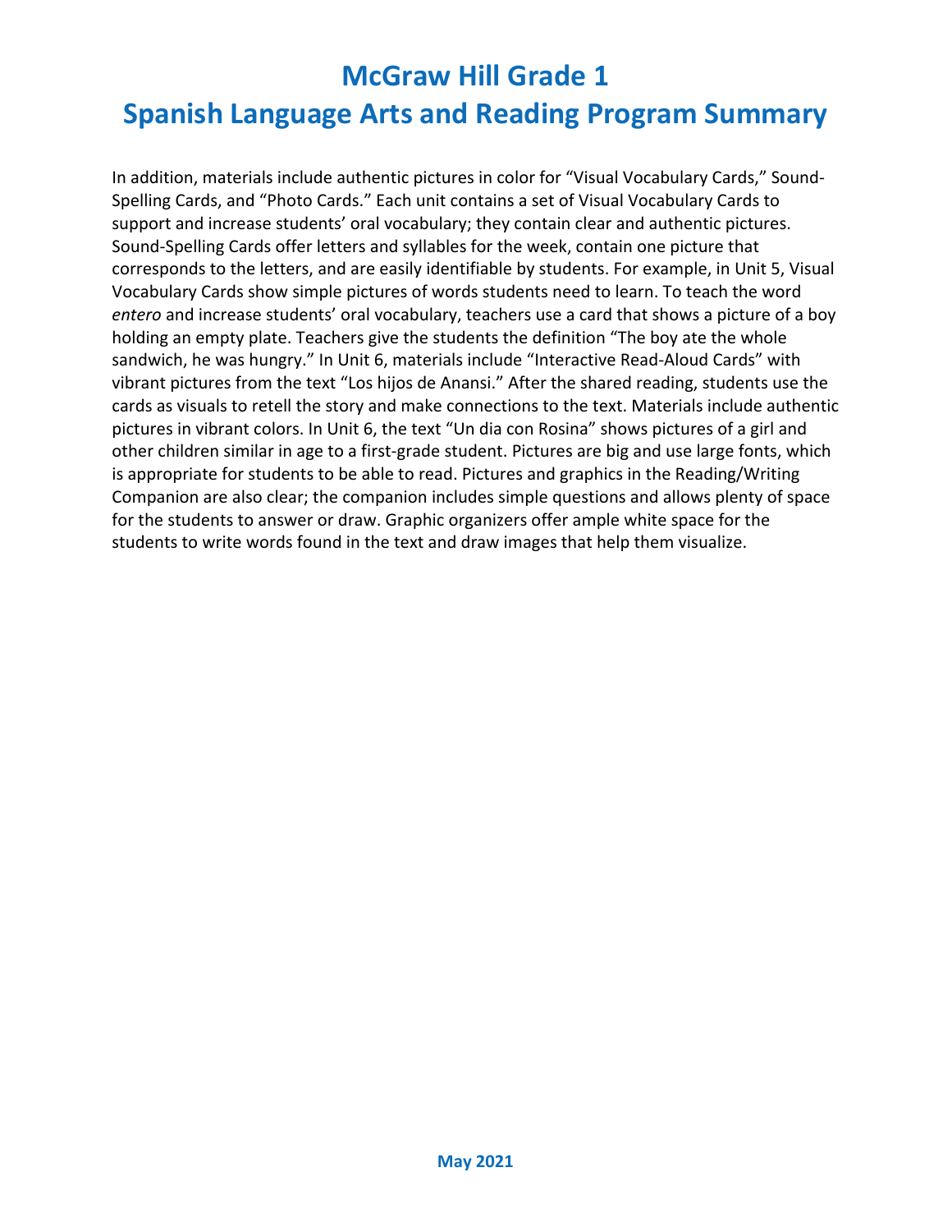In addition, materials include authentic pictures in color for “Visual Vocabulary Cards,” Sound-Spelling Cards, and “Photo Cards.” Each unit contains a set of Visual Vocabulary Cards to support and increase students’ oral vocabulary; they contain clear and authentic pictures. Sound-Spelling Cards offer letters and syllables for the week, contain one picture that corresponds to the letters, and are easily identifiable by students. For example, in Unit 5, Visual Vocabulary Cards show simple pictures of words students need to learn. To teach the word *entero* and increase students’ oral vocabulary, teachers use a card that shows a picture of a boy holding an empty plate. Teachers give the students the definition “The boy ate the whole sandwich, he was hungry.” In Unit 6, materials include “Interactive Read-Aloud Cards” with vibrant pictures from the text “Los hijos de Anansi.” After the shared reading, students use the cards as visuals to retell the story and make connections to the text. Materials include authentic pictures in vibrant colors. In Unit 6, the text “Un dia con Rosina” shows pictures of a girl and other children similar in age to a first-grade student. Pictures are big and use large fonts, which is appropriate for students to be able to read. Pictures and graphics in the Reading/Writing Companion are also clear; the companion includes simple questions and allows plenty of space for the students to answer or draw. Graphic organizers offer ample white space for the students to write words found in the text and draw images that help them visualize.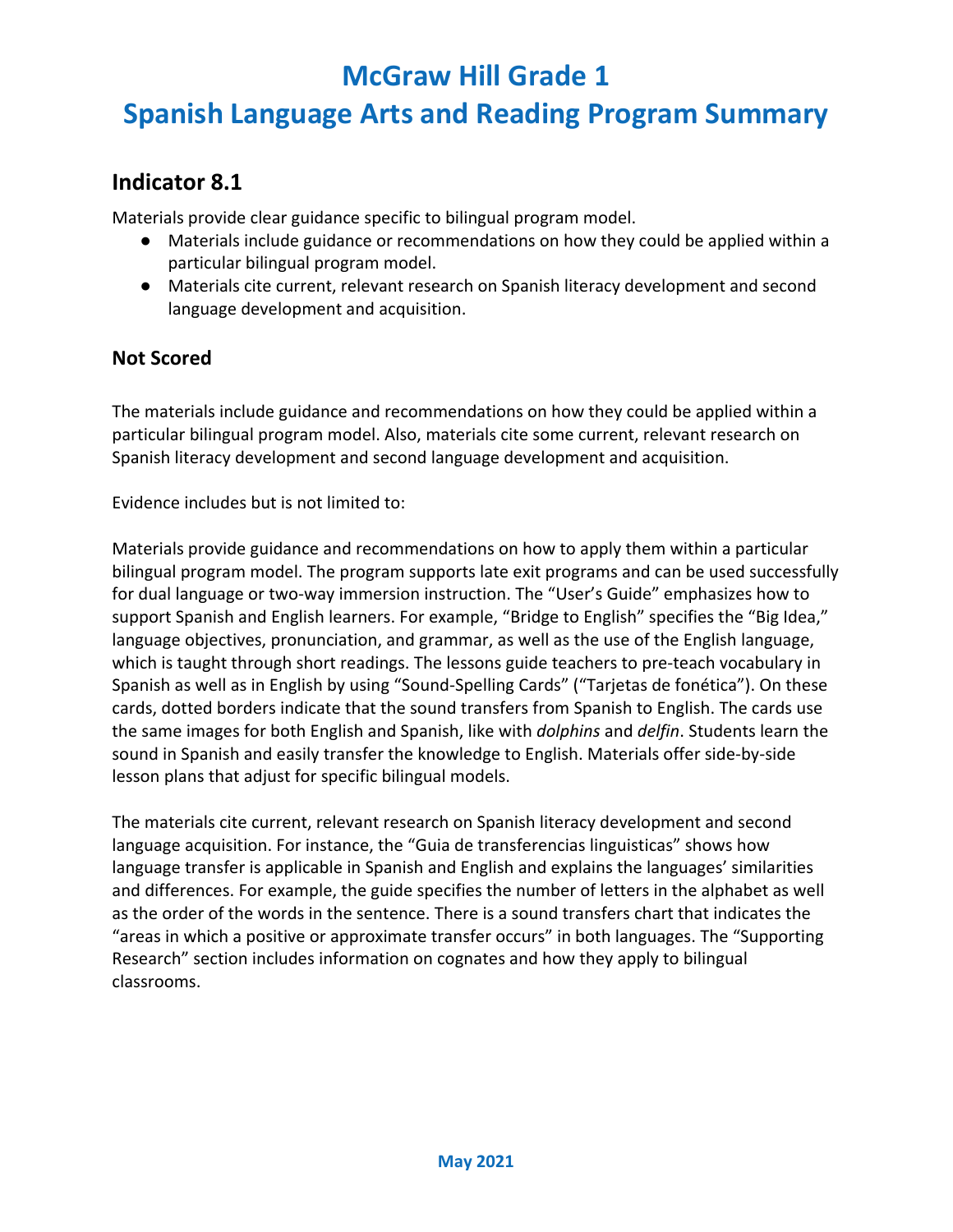# McGraw Hill Grade 1
# Spanish Language Arts and Reading Program Summary

## Indicator 8.1

Materials provide clear guidance specific to bilingual program model.

- Materials include guidance or recommendations on how they could be applied within a particular bilingual program model.
- Materials cite current, relevant research on Spanish literacy development and second language development and acquisition.

### Not Scored

The materials include guidance and recommendations on how they could be applied within a particular bilingual program model. Also, materials cite some current, relevant research on Spanish literacy development and second language development and acquisition.

Evidence includes but is not limited to:

Materials provide guidance and recommendations on how to apply them within a particular bilingual program model. The program supports late exit programs and can be used successfully for dual language or two-way immersion instruction. The "User's Guide" emphasizes how to support Spanish and English learners. For example, "Bridge to English" specifies the "Big Idea," language objectives, pronunciation, and grammar, as well as the use of the English language, which is taught through short readings. The lessons guide teachers to pre-teach vocabulary in Spanish as well as in English by using "Sound-Spelling Cards" ("Tarjetas de fonética"). On these cards, dotted borders indicate that the sound transfers from Spanish to English. The cards use the same images for both English and Spanish, like with *dolphins* and *delfin*. Students learn the sound in Spanish and easily transfer the knowledge to English. Materials offer side-by-side lesson plans that adjust for specific bilingual models.

The materials cite current, relevant research on Spanish literacy development and second language acquisition. For instance, the "Guia de transferencias linguisticas" shows how language transfer is applicable in Spanish and English and explains the languages' similarities and differences. For example, the guide specifies the number of letters in the alphabet as well as the order of the words in the sentence. There is a sound transfers chart that indicates the "areas in which a positive or approximate transfer occurs" in both languages. The "Supporting Research" section includes information on cognates and how they apply to bilingual classrooms.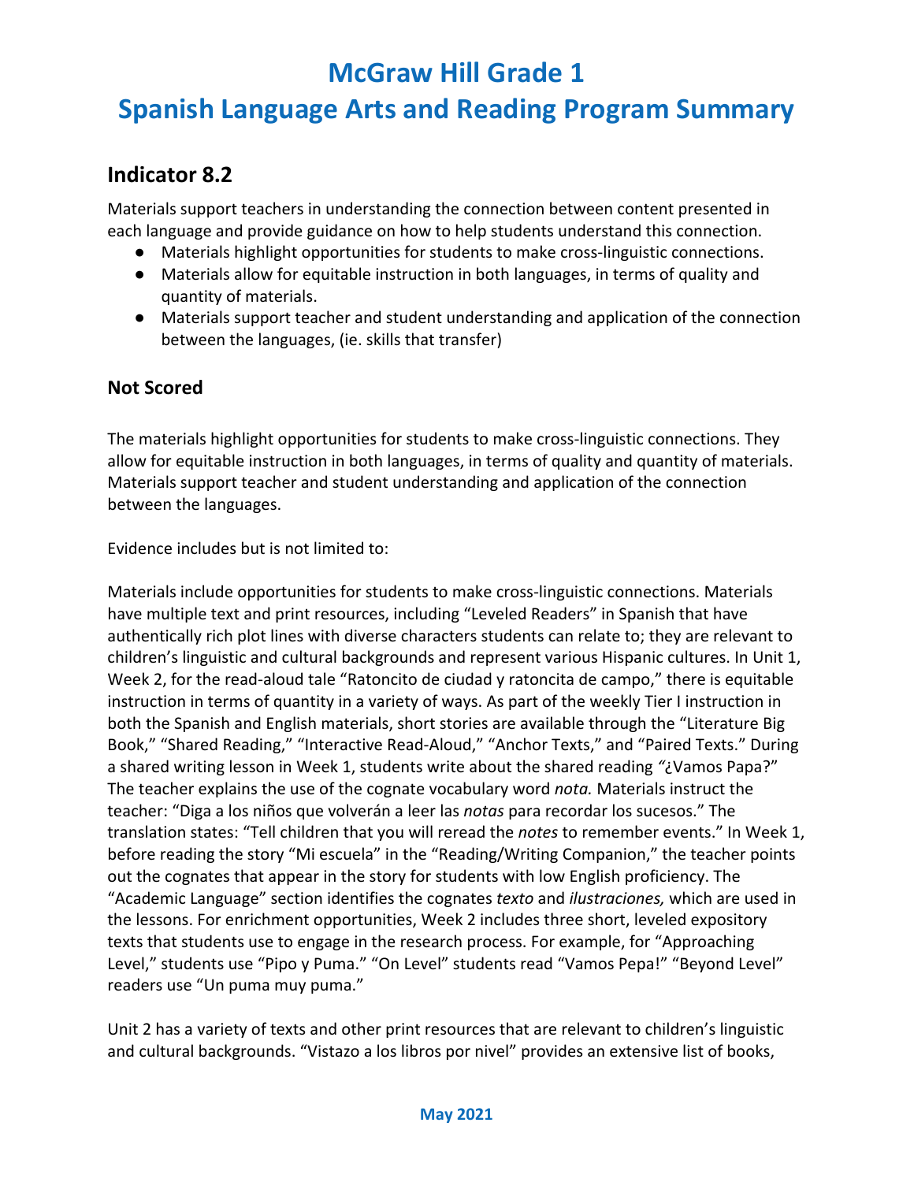# McGraw Hill Grade 1

# Spanish Language Arts and Reading Program Summary

## Indicator 8.2

Materials support teachers in understanding the connection between content presented in each language and provide guidance on how to help students understand this connection.

- Materials highlight opportunities for students to make cross-linguistic connections.
- Materials allow for equitable instruction in both languages, in terms of quality and quantity of materials.
- Materials support teacher and student understanding and application of the connection between the languages, (ie. skills that transfer)

### Not Scored

The materials highlight opportunities for students to make cross-linguistic connections. They allow for equitable instruction in both languages, in terms of quality and quantity of materials. Materials support teacher and student understanding and application of the connection between the languages.

Evidence includes but is not limited to:

Materials include opportunities for students to make cross-linguistic connections. Materials have multiple text and print resources, including "Leveled Readers" in Spanish that have authentically rich plot lines with diverse characters students can relate to; they are relevant to children's linguistic and cultural backgrounds and represent various Hispanic cultures. In Unit 1, Week 2, for the read-aloud tale "Ratoncito de ciudad y ratoncita de campo," there is equitable instruction in terms of quantity in a variety of ways. As part of the weekly Tier I instruction in both the Spanish and English materials, short stories are available through the "Literature Big Book," "Shared Reading," "Interactive Read-Aloud," "Anchor Texts," and "Paired Texts." During a shared writing lesson in Week 1, students write about the shared reading "¿Vamos Papa?" The teacher explains the use of the cognate vocabulary word *nota.* Materials instruct the teacher: "Diga a los niños que volverán a leer las *notas* para recordar los sucesos." The translation states: "Tell children that you will reread the *notes* to remember events." In Week 1, before reading the story "Mi escuela" in the "Reading/Writing Companion," the teacher points out the cognates that appear in the story for students with low English proficiency. The "Academic Language" section identifies the cognates *texto* and *ilustraciones,* which are used in the lessons. For enrichment opportunities, Week 2 includes three short, leveled expository texts that students use to engage in the research process. For example, for "Approaching Level," students use "Pipo y Puma." "On Level" students read "Vamos Pepa!" "Beyond Level" readers use "Un puma muy puma."

Unit 2 has a variety of texts and other print resources that are relevant to children's linguistic and cultural backgrounds. "Vistazo a los libros por nivel" provides an extensive list of books,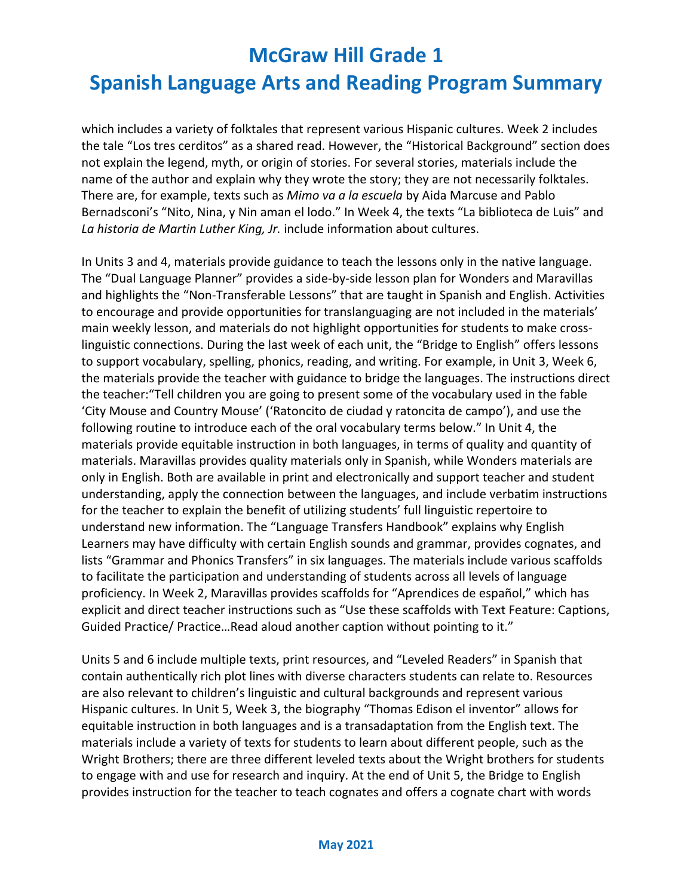which includes a variety of folktales that represent various Hispanic cultures. Week 2 includes the tale "Los tres cerditos" as a shared read. However, the "Historical Background" section does not explain the legend, myth, or origin of stories. For several stories, materials include the name of the author and explain why they wrote the story; they are not necessarily folktales. There are, for example, texts such as *Mimo va a la escuela* by Aida Marcuse and Pablo Bernadsconi's "Nito, Nina, y Nin aman el lodo." In Week 4, the texts "La biblioteca de Luis" and *La historia de Martin Luther King, Jr.* include information about cultures.

In Units 3 and 4, materials provide guidance to teach the lessons only in the native language. The "Dual Language Planner" provides a side-by-side lesson plan for Wonders and Maravillas and highlights the "Non-Transferable Lessons" that are taught in Spanish and English. Activities to encourage and provide opportunities for translanguaging are not included in the materials' main weekly lesson, and materials do not highlight opportunities for students to make cross-linguistic connections. During the last week of each unit, the "Bridge to English" offers lessons to support vocabulary, spelling, phonics, reading, and writing. For example, in Unit 3, Week 6, the materials provide the teacher with guidance to bridge the languages. The instructions direct the teacher:"Tell children you are going to present some of the vocabulary used in the fable 'City Mouse and Country Mouse' ('Ratoncito de ciudad y ratoncita de campo'), and use the following routine to introduce each of the oral vocabulary terms below." In Unit 4, the materials provide equitable instruction in both languages, in terms of quality and quantity of materials. Maravillas provides quality materials only in Spanish, while Wonders materials are only in English. Both are available in print and electronically and support teacher and student understanding, apply the connection between the languages, and include verbatim instructions for the teacher to explain the benefit of utilizing students' full linguistic repertoire to understand new information. The "Language Transfers Handbook" explains why English Learners may have difficulty with certain English sounds and grammar, provides cognates, and lists "Grammar and Phonics Transfers" in six languages. The materials include various scaffolds to facilitate the participation and understanding of students across all levels of language proficiency. In Week 2, Maravillas provides scaffolds for "Aprendices de español," which has explicit and direct teacher instructions such as "Use these scaffolds with Text Feature: Captions, Guided Practice/ Practice…Read aloud another caption without pointing to it."

Units 5 and 6 include multiple texts, print resources, and "Leveled Readers" in Spanish that contain authentically rich plot lines with diverse characters students can relate to. Resources are also relevant to children's linguistic and cultural backgrounds and represent various Hispanic cultures. In Unit 5, Week 3, the biography "Thomas Edison el inventor" allows for equitable instruction in both languages and is a transadaptation from the English text. The materials include a variety of texts for students to learn about different people, such as the Wright Brothers; there are three different leveled texts about the Wright brothers for students to engage with and use for research and inquiry. At the end of Unit 5, the Bridge to English provides instruction for the teacher to teach cognates and offers a cognate chart with words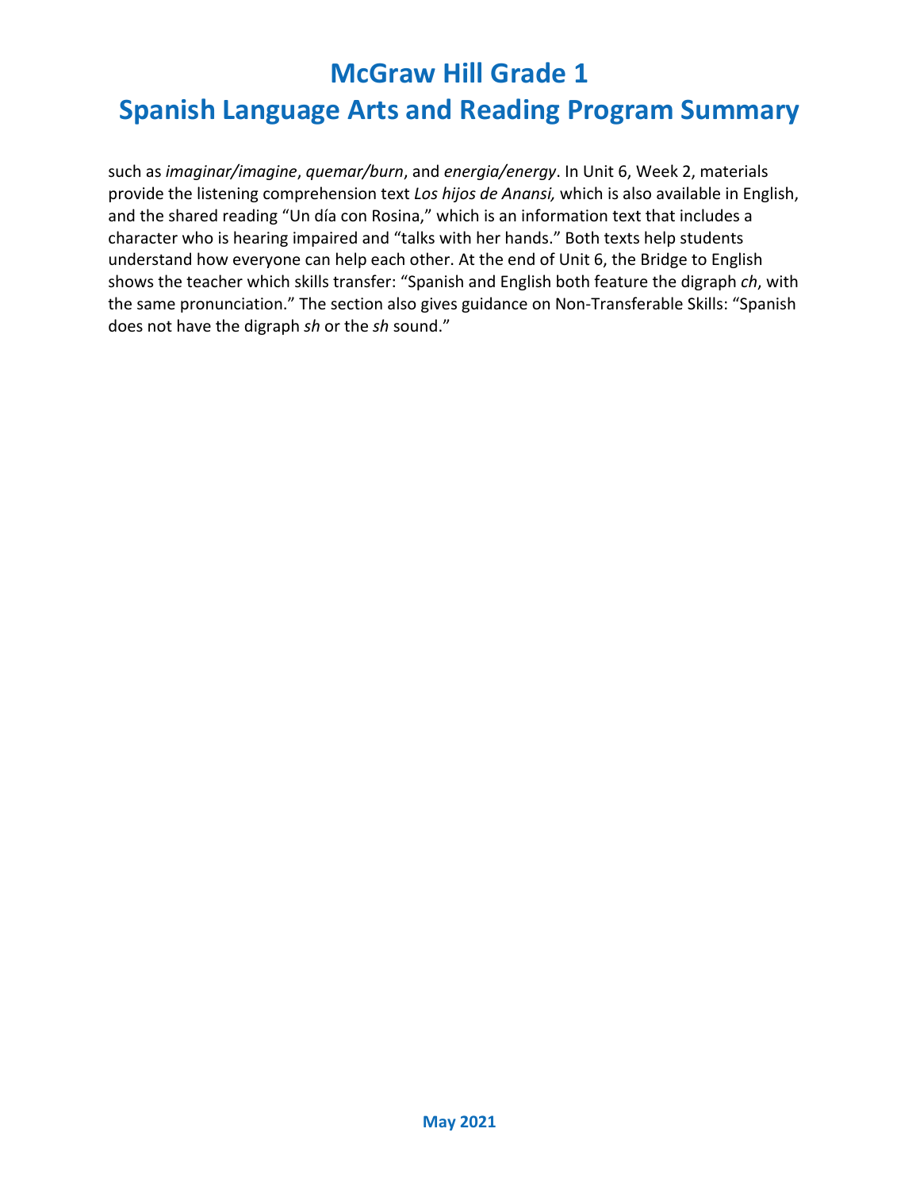such as *imaginar/imagine*, *quemar/burn*, and *energia/energy*. In Unit 6, Week 2, materials provide the listening comprehension text *Los hijos de Anansi,* which is also available in English, and the shared reading "Un día con Rosina," which is an information text that includes a character who is hearing impaired and "talks with her hands." Both texts help students understand how everyone can help each other. At the end of Unit 6, the Bridge to English shows the teacher which skills transfer: "Spanish and English both feature the digraph *ch*, with the same pronunciation." The section also gives guidance on Non-Transferable Skills: "Spanish does not have the digraph *sh* or the *sh* sound."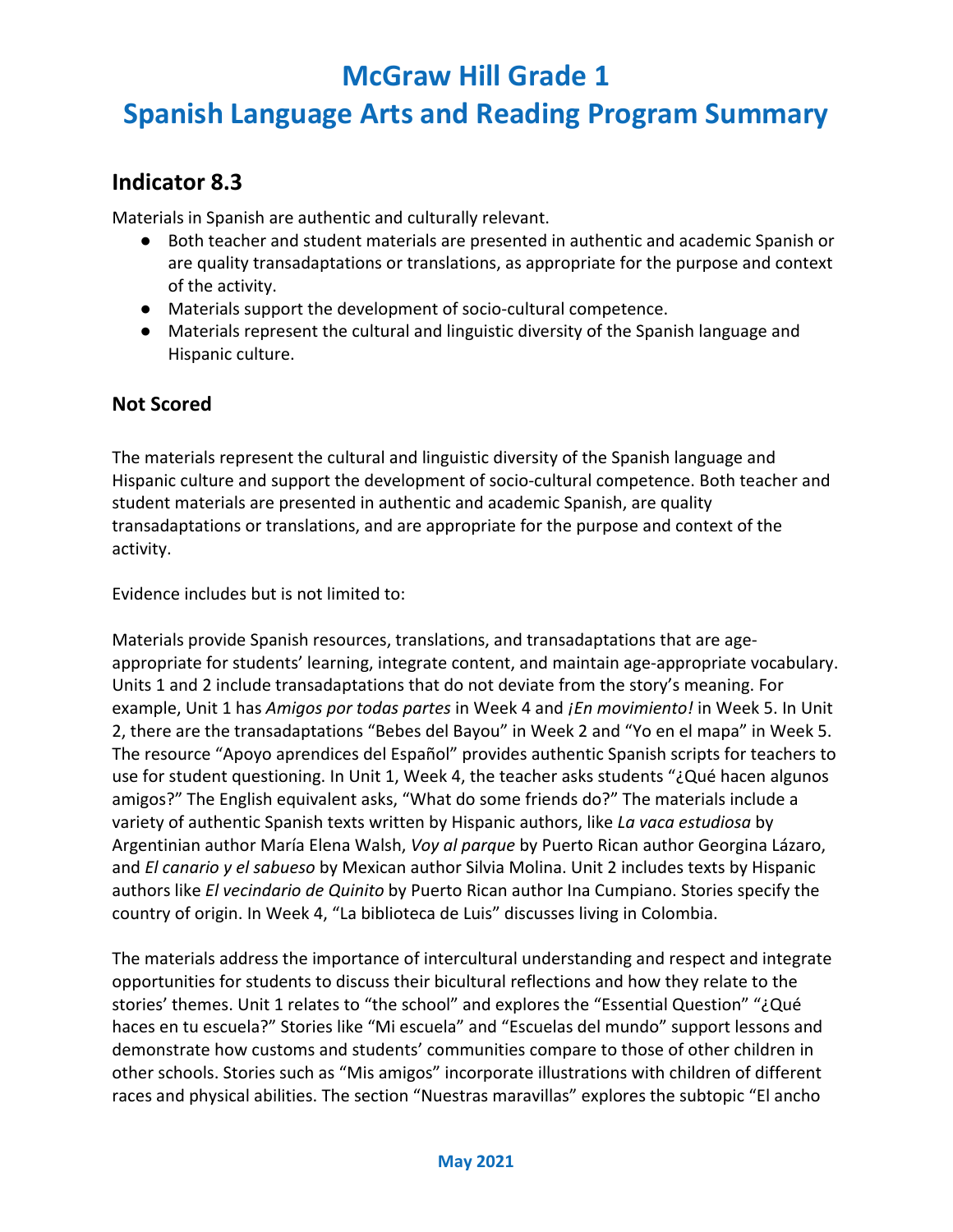# McGraw Hill Grade 1

# Spanish Language Arts and Reading Program Summary

## Indicator 8.3

Materials in Spanish are authentic and culturally relevant.

- Both teacher and student materials are presented in authentic and academic Spanish or are quality transadaptations or translations, as appropriate for the purpose and context of the activity.
- Materials support the development of socio-cultural competence.
- Materials represent the cultural and linguistic diversity of the Spanish language and Hispanic culture.

### Not Scored

The materials represent the cultural and linguistic diversity of the Spanish language and Hispanic culture and support the development of socio-cultural competence. Both teacher and student materials are presented in authentic and academic Spanish, are quality transadaptations or translations, and are appropriate for the purpose and context of the activity.

Evidence includes but is not limited to:

Materials provide Spanish resources, translations, and transadaptations that are age-appropriate for students' learning, integrate content, and maintain age-appropriate vocabulary. Units 1 and 2 include transadaptations that do not deviate from the story's meaning. For example, Unit 1 has *Amigos por todas partes* in Week 4 and *¡En movimiento!* in Week 5. In Unit 2, there are the transadaptations "Bebes del Bayou" in Week 2 and "Yo en el mapa" in Week 5. The resource "Apoyo aprendices del Español" provides authentic Spanish scripts for teachers to use for student questioning. In Unit 1, Week 4, the teacher asks students "¿Qué hacen algunos amigos?" The English equivalent asks, "What do some friends do?" The materials include a variety of authentic Spanish texts written by Hispanic authors, like *La vaca estudiosa* by Argentinian author María Elena Walsh, *Voy al parque* by Puerto Rican author Georgina Lázaro, and *El canario y el sabueso* by Mexican author Silvia Molina. Unit 2 includes texts by Hispanic authors like *El vecindario de Quinito* by Puerto Rican author Ina Cumpiano. Stories specify the country of origin. In Week 4, "La biblioteca de Luis" discusses living in Colombia.

The materials address the importance of intercultural understanding and respect and integrate opportunities for students to discuss their bicultural reflections and how they relate to the stories' themes. Unit 1 relates to "the school" and explores the "Essential Question" "¿Qué haces en tu escuela?" Stories like "Mi escuela" and "Escuelas del mundo" support lessons and demonstrate how customs and students' communities compare to those of other children in other schools. Stories such as "Mis amigos" incorporate illustrations with children of different races and physical abilities. The section "Nuestras maravillas" explores the subtopic "El ancho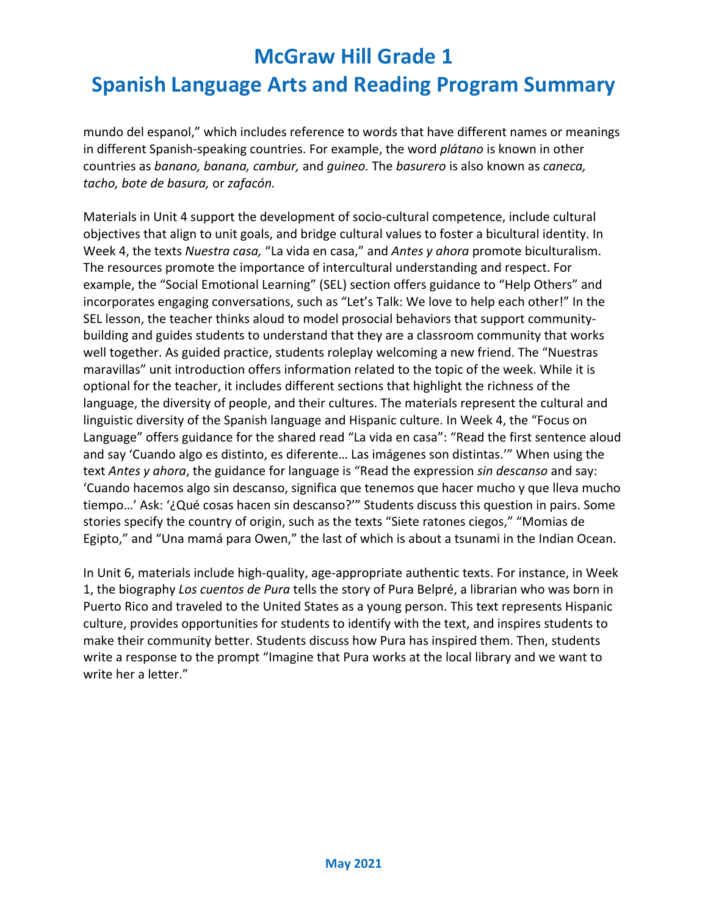mundo del espanol," which includes reference to words that have different names or meanings in different Spanish-speaking countries. For example, the word *plátano* is known in other countries as *banano, banana, cambur,* and *guineo.* The *basurero* is also known as *caneca, tacho, bote de basura,* or *zafacón.*

Materials in Unit 4 support the development of socio-cultural competence, include cultural objectives that align to unit goals, and bridge cultural values to foster a bicultural identity. In Week 4, the texts *Nuestra casa,* "La vida en casa," and *Antes y ahora* promote biculturalism. The resources promote the importance of intercultural understanding and respect. For example, the "Social Emotional Learning" (SEL) section offers guidance to "Help Others" and incorporates engaging conversations, such as "Let's Talk: We love to help each other!" In the SEL lesson, the teacher thinks aloud to model prosocial behaviors that support community-building and guides students to understand that they are a classroom community that works well together. As guided practice, students roleplay welcoming a new friend. The "Nuestras maravillas" unit introduction offers information related to the topic of the week. While it is optional for the teacher, it includes different sections that highlight the richness of the language, the diversity of people, and their cultures. The materials represent the cultural and linguistic diversity of the Spanish language and Hispanic culture. In Week 4, the "Focus on Language" offers guidance for the shared read "La vida en casa": "Read the first sentence aloud and say 'Cuando algo es distinto, es diferente… Las imágenes son distintas.'" When using the text *Antes y ahora*, the guidance for language is "Read the expression *sin descanso* and say: 'Cuando hacemos algo sin descanso, significa que tenemos que hacer mucho y que lleva mucho tiempo…' Ask: '¿Qué cosas hacen sin descanso?'" Students discuss this question in pairs. Some stories specify the country of origin, such as the texts "Siete ratones ciegos," "Momias de Egipto," and "Una mamá para Owen," the last of which is about a tsunami in the Indian Ocean.

In Unit 6, materials include high-quality, age-appropriate authentic texts. For instance, in Week 1, the biography *Los cuentos de Pura* tells the story of Pura Belpré, a librarian who was born in Puerto Rico and traveled to the United States as a young person. This text represents Hispanic culture, provides opportunities for students to identify with the text, and inspires students to make their community better. Students discuss how Pura has inspired them. Then, students write a response to the prompt "Imagine that Pura works at the local library and we want to write her a letter."